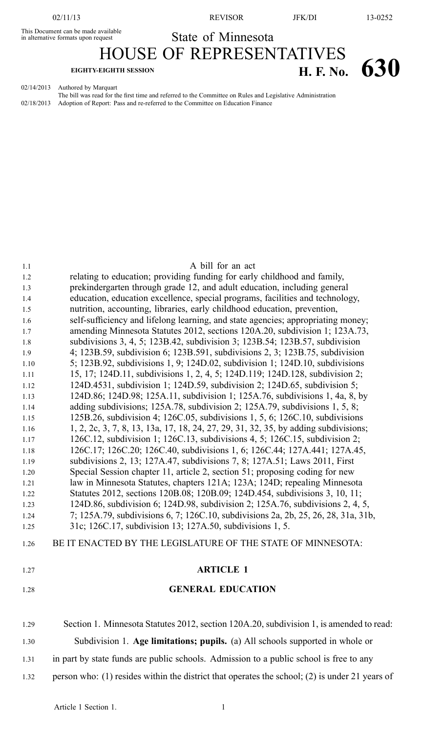This Document can be made available in alternative formats upon request

# State of Minnesota

# HOUSE OF REPRESENTATIVES

**EIGHTY-EIGHTH SESSION** **H. F. No. 630**

02/14/2013 Authored by Marquart

The bill was read for the first time and referred to the Committee on Rules and Legislative Administration

02/18/2013 Adoption of Report: Pass and re-referred to the Committee on Education Finance

A bill for an act

relating to education; providing funding for early childhood and family, prekindergarten through grade 12, and adult education, including general education, education excellence, special programs, facilities and technology, nutrition, accounting, libraries, early childhood education, prevention, self-sufficiency and lifelong learning, and state agencies; appropriating money; amending Minnesota Statutes 2012, sections 120A.20, subdivision 1; 123A.73, subdivisions 3, 4, 5; 123B.42, subdivision 3; 123B.54; 123B.57, subdivision 4; 123B.59, subdivision 6; 123B.591, subdivisions 2, 3; 123B.75, subdivision 5; 123B.92, subdivisions 1, 9; 124D.02, subdivision 1; 124D.10, subdivisions 15, 17; 124D.11, subdivisions 1, 2, 4, 5; 124D.119; 124D.128, subdivision 2; 124D.4531, subdivision 1; 124D.59, subdivision 2; 124D.65, subdivision 5; 124D.86; 124D.98; 125A.11, subdivision 1; 125A.76, subdivisions 1, 4a, 8, by adding subdivisions; 125A.78, subdivision 2; 125A.79, subdivisions 1, 5, 8; 125B.26, subdivision 4; 126C.05, subdivisions 1, 5, 6; 126C.10, subdivisions 1, 2, 2c, 3, 7, 8, 13, 13a, 17, 18, 24, 27, 29, 31, 32, 35, by adding subdivisions; 126C.12, subdivision 1; 126C.13, subdivisions 4, 5; 126C.15, subdivision 2; 126C.17; 126C.20; 126C.40, subdivisions 1, 6; 126C.44; 127A.441; 127A.45, subdivisions 2, 13; 127A.47, subdivisions 7, 8; 127A.51; Laws 2011, First Special Session chapter 11, article 2, section 51; proposing coding for new law in Minnesota Statutes, chapters 121A; 123A; 124D; repealing Minnesota Statutes 2012, sections 120B.08; 120B.09; 124D.454, subdivisions 3, 10, 11; 124D.86, subdivision 6; 124D.98, subdivision 2; 125A.76, subdivisions 2, 4, 5, 7; 125A.79, subdivisions 6, 7; 126C.10, subdivisions 2a, 2b, 25, 26, 28, 31a, 31b, 31c; 126C.17, subdivision 13; 127A.50, subdivisions 1, 5.

BE IT ENACTED BY THE LEGISLATURE OF THE STATE OF MINNESOTA:

## ARTICLE 1

## GENERAL EDUCATION

Section 1. Minnesota Statutes 2012, section 120A.20, subdivision 1, is amended to read:

Subdivision 1. **Age limitations; pupils.** (a) All schools supported in whole or in part by state funds are public schools. Admission to a public school is free to any person who: (1) resides within the district that operates the school; (2) is under 21 years of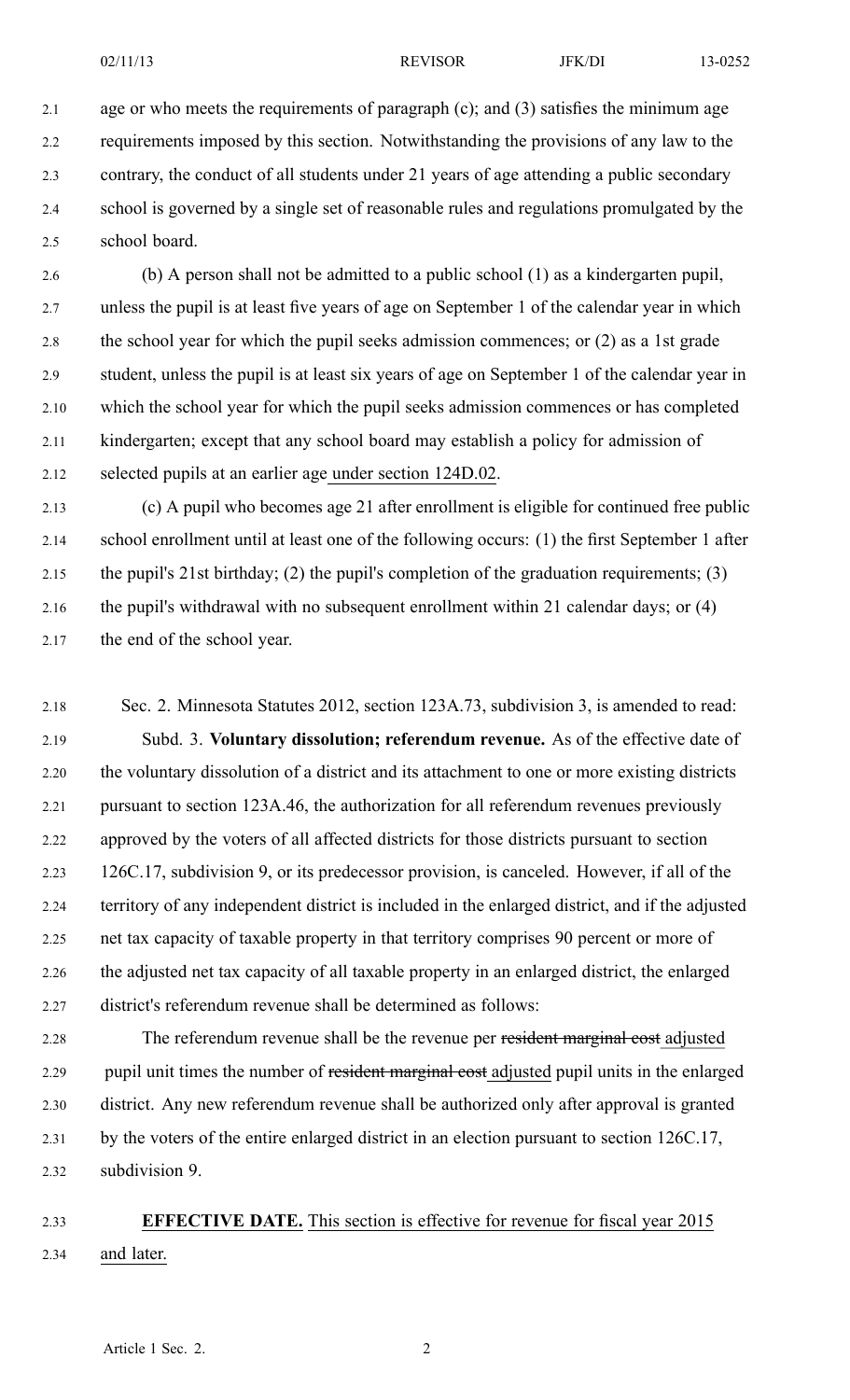age or who meets the requirements of paragraph (c); and (3) satisfies the minimum age requirements imposed by this section. Notwithstanding the provisions of any law to the contrary, the conduct of all students under 21 years of age attending a public secondary school is governed by a single set of reasonable rules and regulations promulgated by the school board.

(b) A person shall not be admitted to a public school (1) as a kindergarten pupil, unless the pupil is at least five years of age on September 1 of the calendar year in which the school year for which the pupil seeks admission commences; or (2) as a 1st grade student, unless the pupil is at least six years of age on September 1 of the calendar year in which the school year for which the pupil seeks admission commences or has completed kindergarten; except that any school board may establish a policy for admission of selected pupils at an earlier age under section 124D.02.

(c) A pupil who becomes age 21 after enrollment is eligible for continued free public school enrollment until at least one of the following occurs: (1) the first September 1 after the pupil's 21st birthday; (2) the pupil's completion of the graduation requirements; (3) the pupil's withdrawal with no subsequent enrollment within 21 calendar days; or (4) the end of the school year.

Sec. 2. Minnesota Statutes 2012, section 123A.73, subdivision 3, is amended to read:

Subd. 3. **Voluntary dissolution; referendum revenue.** As of the effective date of the voluntary dissolution of a district and its attachment to one or more existing districts pursuant to section 123A.46, the authorization for all referendum revenues previously approved by the voters of all affected districts for those districts pursuant to section 126C.17, subdivision 9, or its predecessor provision, is canceled. However, if all of the territory of any independent district is included in the enlarged district, and if the adjusted net tax capacity of taxable property in that territory comprises 90 percent or more of the adjusted net tax capacity of all taxable property in an enlarged district, the enlarged district's referendum revenue shall be determined as follows:

The referendum revenue shall be the revenue per ~~resident marginal cost~~ adjusted pupil unit times the number of ~~resident marginal cost~~ adjusted pupil units in the enlarged district. Any new referendum revenue shall be authorized only after approval is granted by the voters of the entire enlarged district in an election pursuant to section 126C.17, subdivision 9.

**EFFECTIVE DATE.** This section is effective for revenue for fiscal year 2015 and later.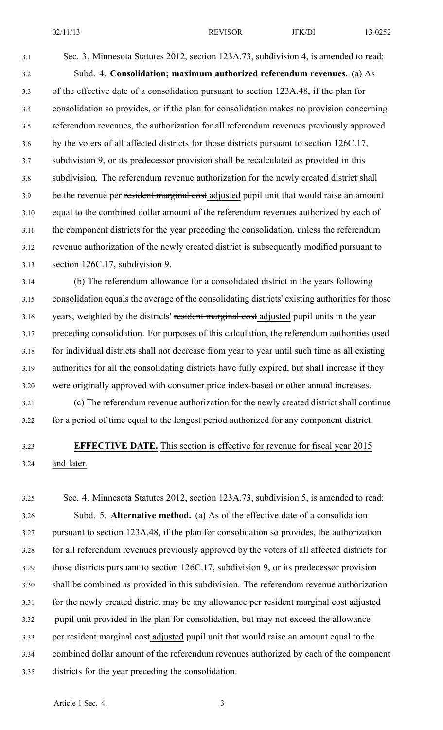Sec. 3. Minnesota Statutes 2012, section 123A.73, subdivision 4, is amended to read:

Subd. 4. **Consolidation; maximum authorized referendum revenues.** (a) As of the effective date of a consolidation pursuant to section 123A.48, if the plan for consolidation so provides, or if the plan for consolidation makes no provision concerning referendum revenues, the authorization for all referendum revenues previously approved by the voters of all affected districts for those districts pursuant to section 126C.17, subdivision 9, or its predecessor provision shall be recalculated as provided in this subdivision. The referendum revenue authorization for the newly created district shall be the revenue per ~~resident marginal cost~~ adjusted pupil unit that would raise an amount equal to the combined dollar amount of the referendum revenues authorized by each of the component districts for the year preceding the consolidation, unless the referendum revenue authorization of the newly created district is subsequently modified pursuant to section 126C.17, subdivision 9.

(b) The referendum allowance for a consolidated district in the years following consolidation equals the average of the consolidating districts' existing authorities for those years, weighted by the districts' ~~resident marginal cost~~ adjusted pupil units in the year preceding consolidation. For purposes of this calculation, the referendum authorities used for individual districts shall not decrease from year to year until such time as all existing authorities for all the consolidating districts have fully expired, but shall increase if they were originally approved with consumer price index-based or other annual increases.

(c) The referendum revenue authorization for the newly created district shall continue for a period of time equal to the longest period authorized for any component district.

**EFFECTIVE DATE.** This section is effective for revenue for fiscal year 2015 and later.

Sec. 4. Minnesota Statutes 2012, section 123A.73, subdivision 5, is amended to read:

Subd. 5. **Alternative method.** (a) As of the effective date of a consolidation pursuant to section 123A.48, if the plan for consolidation so provides, the authorization for all referendum revenues previously approved by the voters of all affected districts for those districts pursuant to section 126C.17, subdivision 9, or its predecessor provision shall be combined as provided in this subdivision. The referendum revenue authorization for the newly created district may be any allowance per ~~resident marginal cost~~ adjusted pupil unit provided in the plan for consolidation, but may not exceed the allowance per ~~resident marginal cost~~ adjusted pupil unit that would raise an amount equal to the combined dollar amount of the referendum revenues authorized by each of the component districts for the year preceding the consolidation.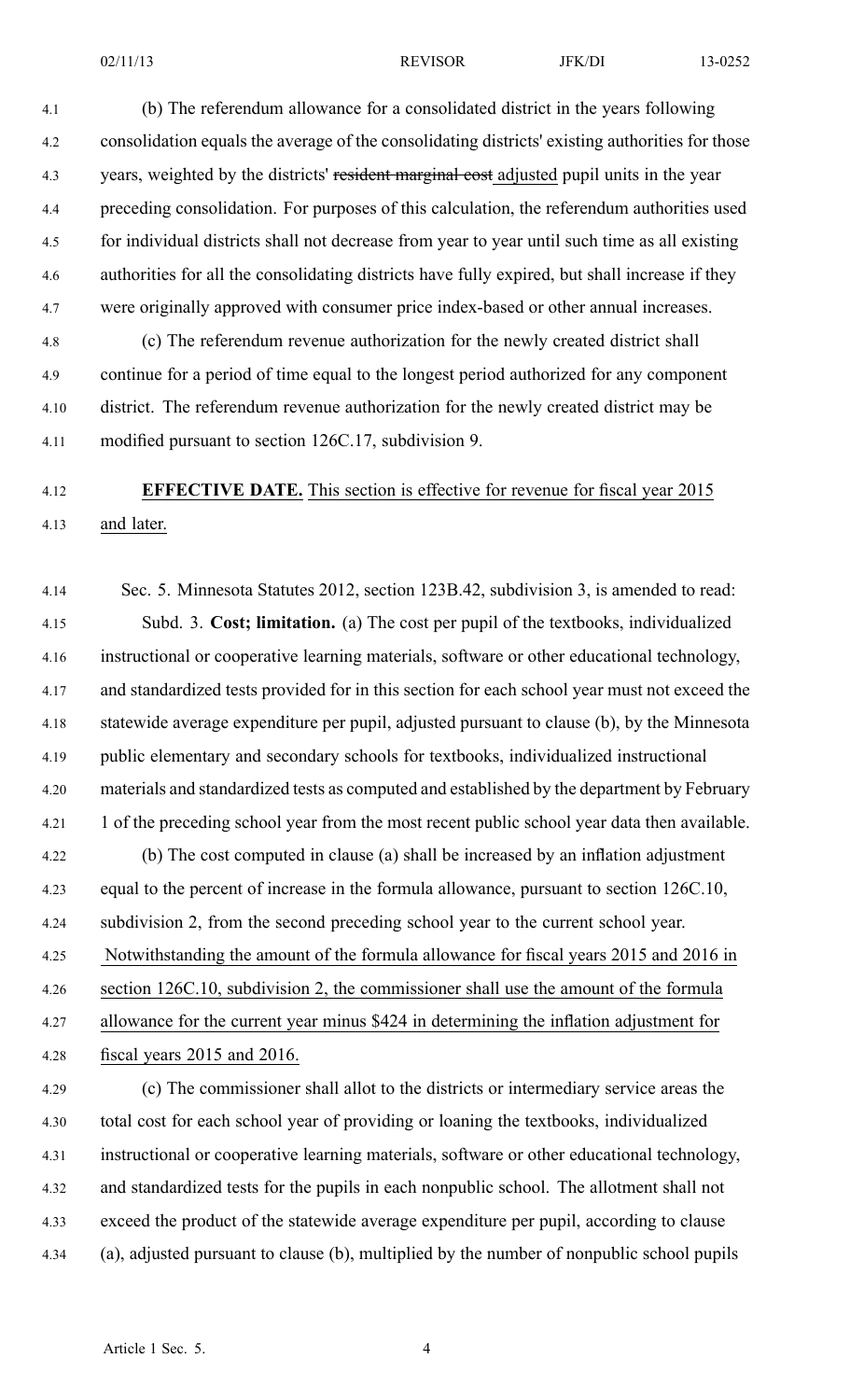(b) The referendum allowance for a consolidated district in the years following consolidation equals the average of the consolidating districts' existing authorities for those years, weighted by the districts' ~~resident marginal cost~~ adjusted pupil units in the year preceding consolidation. For purposes of this calculation, the referendum authorities used for individual districts shall not decrease from year to year until such time as all existing authorities for all the consolidating districts have fully expired, but shall increase if they were originally approved with consumer price index-based or other annual increases.

(c) The referendum revenue authorization for the newly created district shall continue for a period of time equal to the longest period authorized for any component district. The referendum revenue authorization for the newly created district may be modified pursuant to section 126C.17, subdivision 9.

**EFFECTIVE DATE.** This section is effective for revenue for fiscal year 2015 and later.

Sec. 5. Minnesota Statutes 2012, section 123B.42, subdivision 3, is amended to read:

Subd. 3. **Cost; limitation.** (a) The cost per pupil of the textbooks, individualized instructional or cooperative learning materials, software or other educational technology, and standardized tests provided for in this section for each school year must not exceed the statewide average expenditure per pupil, adjusted pursuant to clause (b), by the Minnesota public elementary and secondary schools for textbooks, individualized instructional materials and standardized tests as computed and established by the department by February 1 of the preceding school year from the most recent public school year data then available.

(b) The cost computed in clause (a) shall be increased by an inflation adjustment equal to the percent of increase in the formula allowance, pursuant to section 126C.10, subdivision 2, from the second preceding school year to the current school year. Notwithstanding the amount of the formula allowance for fiscal years 2015 and 2016 in section 126C.10, subdivision 2, the commissioner shall use the amount of the formula allowance for the current year minus $424 in determining the inflation adjustment for fiscal years 2015 and 2016.

(c) The commissioner shall allot to the districts or intermediary service areas the total cost for each school year of providing or loaning the textbooks, individualized instructional or cooperative learning materials, software or other educational technology, and standardized tests for the pupils in each nonpublic school. The allotment shall not exceed the product of the statewide average expenditure per pupil, according to clause (a), adjusted pursuant to clause (b), multiplied by the number of nonpublic school pupils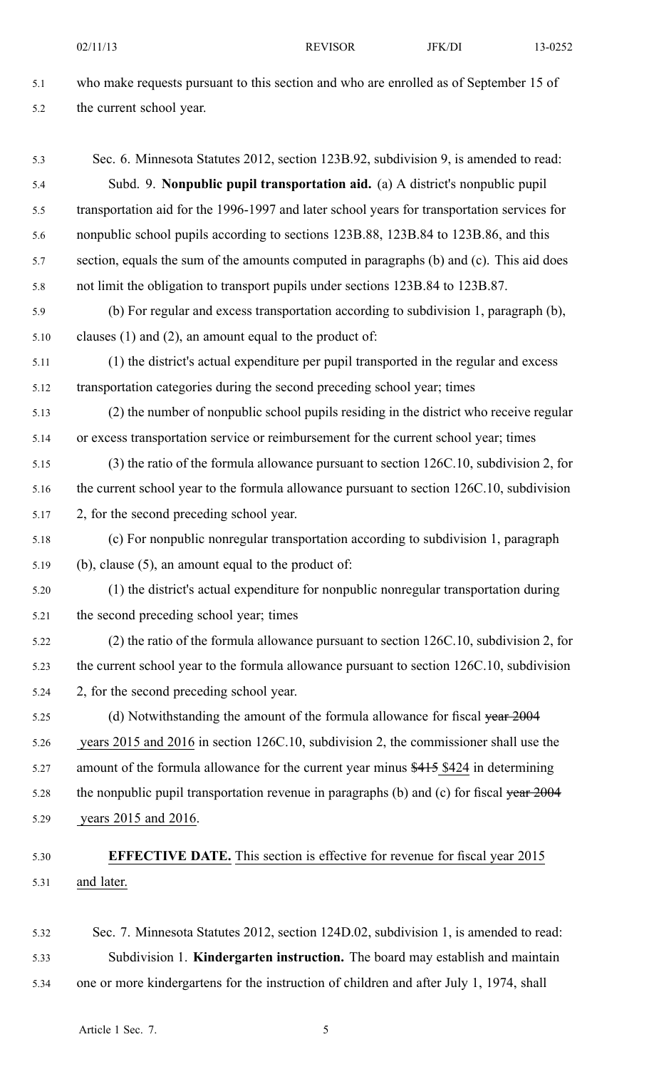who make requests pursuant to this section and who are enrolled as of September 15 of the current school year.

Sec. 6. Minnesota Statutes 2012, section 123B.92, subdivision 9, is amended to read:

Subd. 9. **Nonpublic pupil transportation aid.** (a) A district's nonpublic pupil transportation aid for the 1996-1997 and later school years for transportation services for nonpublic school pupils according to sections 123B.88, 123B.84 to 123B.86, and this section, equals the sum of the amounts computed in paragraphs (b) and (c). This aid does not limit the obligation to transport pupils under sections 123B.84 to 123B.87.

(b) For regular and excess transportation according to subdivision 1, paragraph (b), clauses (1) and (2), an amount equal to the product of:

(1) the district's actual expenditure per pupil transported in the regular and excess transportation categories during the second preceding school year; times

(2) the number of nonpublic school pupils residing in the district who receive regular or excess transportation service or reimbursement for the current school year; times

(3) the ratio of the formula allowance pursuant to section 126C.10, subdivision 2, for the current school year to the formula allowance pursuant to section 126C.10, subdivision 2, for the second preceding school year.

(c) For nonpublic nonregular transportation according to subdivision 1, paragraph (b), clause (5), an amount equal to the product of:

(1) the district's actual expenditure for nonpublic nonregular transportation during the second preceding school year; times

(2) the ratio of the formula allowance pursuant to section 126C.10, subdivision 2, for the current school year to the formula allowance pursuant to section 126C.10, subdivision 2, for the second preceding school year.

(d) Notwithstanding the amount of the formula allowance for fiscal ~~year 2004~~ years 2015 and 2016 in section 126C.10, subdivision 2, the commissioner shall use the amount of the formula allowance for the current year minus ~~$415~~ $424 in determining the nonpublic pupil transportation revenue in paragraphs (b) and (c) for fiscal ~~year 2004~~ years 2015 and 2016.

**EFFECTIVE DATE.** This section is effective for revenue for fiscal year 2015 and later.

Sec. 7. Minnesota Statutes 2012, section 124D.02, subdivision 1, is amended to read:

Subdivision 1. **Kindergarten instruction.** The board may establish and maintain one or more kindergartens for the instruction of children and after July 1, 1974, shall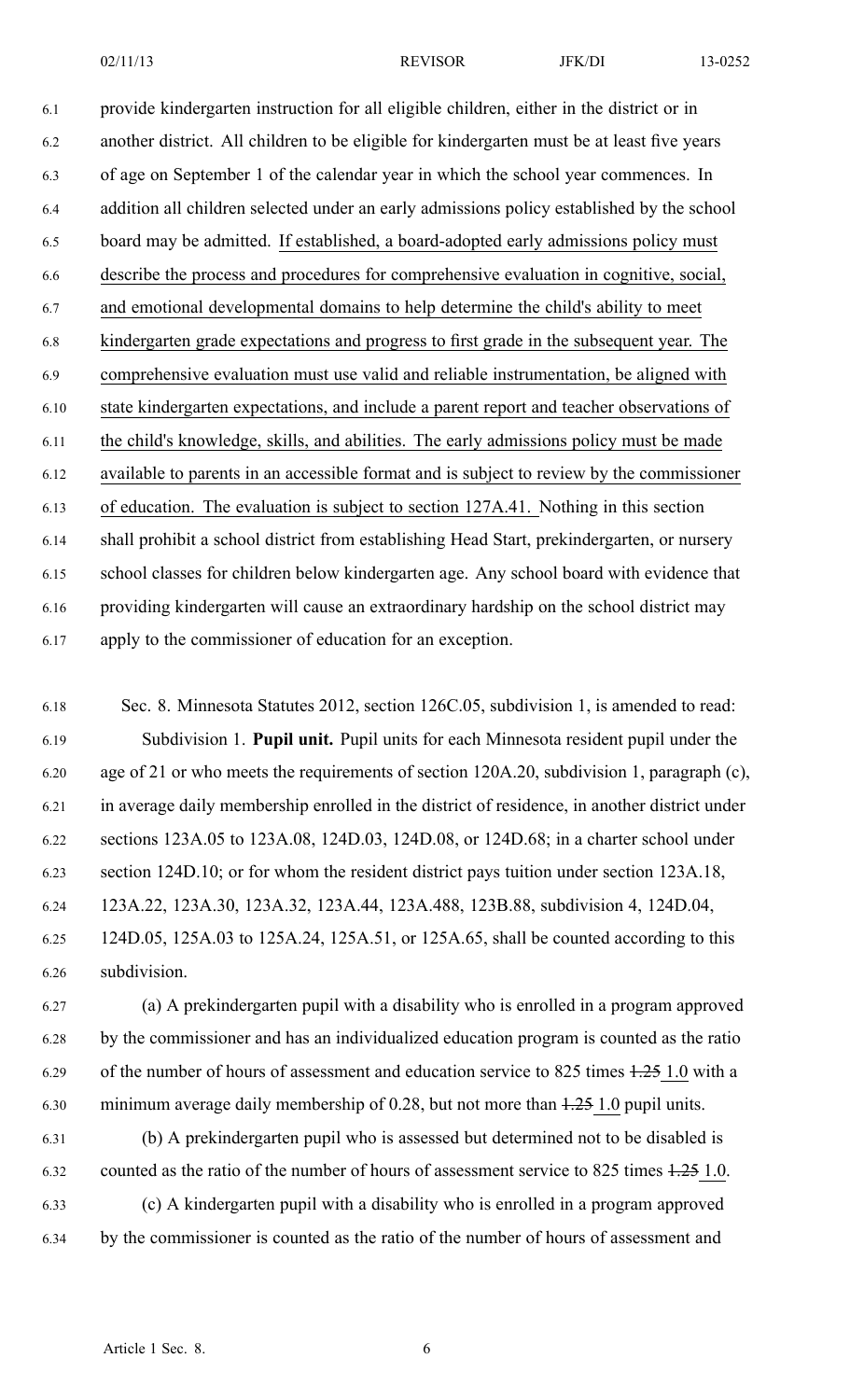provide kindergarten instruction for all eligible children, either in the district or in another district. All children to be eligible for kindergarten must be at least five years of age on September 1 of the calendar year in which the school year commences. In addition all children selected under an early admissions policy established by the school board may be admitted. If established, a board-adopted early admissions policy must describe the process and procedures for comprehensive evaluation in cognitive, social, and emotional developmental domains to help determine the child's ability to meet kindergarten grade expectations and progress to first grade in the subsequent year. The comprehensive evaluation must use valid and reliable instrumentation, be aligned with state kindergarten expectations, and include a parent report and teacher observations of the child's knowledge, skills, and abilities. The early admissions policy must be made available to parents in an accessible format and is subject to review by the commissioner of education. The evaluation is subject to section 127A.41. Nothing in this section shall prohibit a school district from establishing Head Start, prekindergarten, or nursery school classes for children below kindergarten age. Any school board with evidence that providing kindergarten will cause an extraordinary hardship on the school district may apply to the commissioner of education for an exception.

Sec. 8. Minnesota Statutes 2012, section 126C.05, subdivision 1, is amended to read:

Subdivision 1. **Pupil unit.** Pupil units for each Minnesota resident pupil under the age of 21 or who meets the requirements of section 120A.20, subdivision 1, paragraph (c), in average daily membership enrolled in the district of residence, in another district under sections 123A.05 to 123A.08, 124D.03, 124D.08, or 124D.68; in a charter school under section 124D.10; or for whom the resident district pays tuition under section 123A.18, 123A.22, 123A.30, 123A.32, 123A.44, 123A.488, 123B.88, subdivision 4, 124D.04, 124D.05, 125A.03 to 125A.24, 125A.51, or 125A.65, shall be counted according to this subdivision.

(a) A prekindergarten pupil with a disability who is enrolled in a program approved by the commissioner and has an individualized education program is counted as the ratio of the number of hours of assessment and education service to 825 times ~~1.25~~ 1.0 with a minimum average daily membership of 0.28, but not more than ~~1.25~~ 1.0 pupil units.

(b) A prekindergarten pupil who is assessed but determined not to be disabled is counted as the ratio of the number of hours of assessment service to 825 times ~~1.25~~ 1.0.

(c) A kindergarten pupil with a disability who is enrolled in a program approved by the commissioner is counted as the ratio of the number of hours of assessment and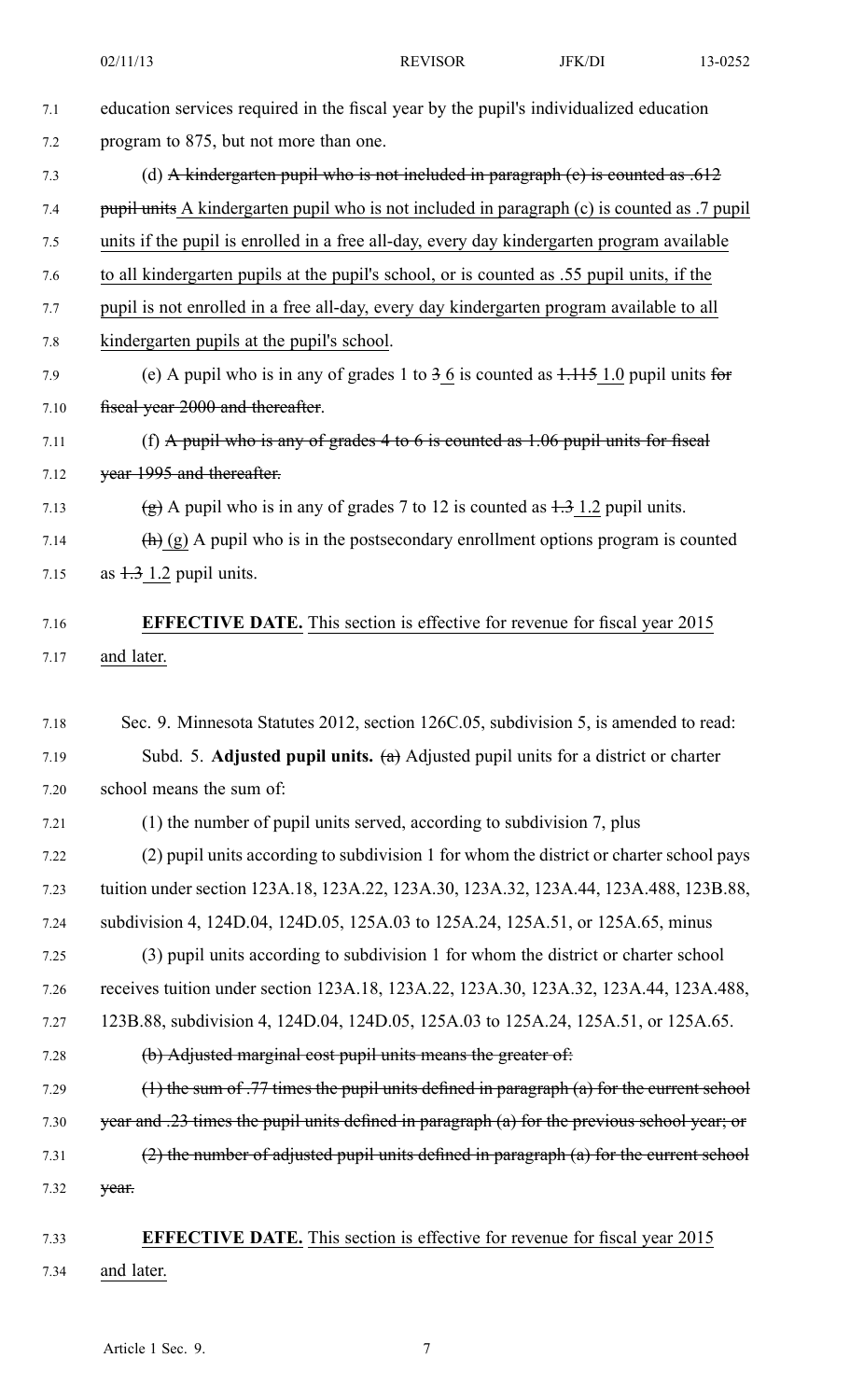education services required in the fiscal year by the pupil's individualized education program to 875, but not more than one.

(d) ~~A kindergarten pupil who is not included in paragraph (c) is counted as .612 pupil units~~ A kindergarten pupil who is not included in paragraph (c) is counted as .7 pupil units if the pupil is enrolled in a free all-day, every day kindergarten program available to all kindergarten pupils at the pupil's school, or is counted as .55 pupil units, if the pupil is not enrolled in a free all-day, every day kindergarten program available to all kindergarten pupils at the pupil's school.

(e) A pupil who is in any of grades 1 to ~~3~~ 6 is counted as ~~1.115~~ 1.0 pupil units ~~for fiscal year 2000 and thereafter~~.

(f) ~~A pupil who is any of grades 4 to 6 is counted as 1.06 pupil units for fiscal year 1995 and thereafter.~~

~~(g)~~ A pupil who is in any of grades 7 to 12 is counted as ~~1.3~~ 1.2 pupil units.

~~(h)~~ (g) A pupil who is in the postsecondary enrollment options program is counted as ~~1.3~~ 1.2 pupil units.

**EFFECTIVE DATE.** This section is effective for revenue for fiscal year 2015 and later.

Sec. 9. Minnesota Statutes 2012, section 126C.05, subdivision 5, is amended to read:

Subd. 5. **Adjusted pupil units.** ~~(a)~~ Adjusted pupil units for a district or charter school means the sum of:

(1) the number of pupil units served, according to subdivision 7, plus

(2) pupil units according to subdivision 1 for whom the district or charter school pays tuition under section 123A.18, 123A.22, 123A.30, 123A.32, 123A.44, 123A.488, 123B.88, subdivision 4, 124D.04, 124D.05, 125A.03 to 125A.24, 125A.51, or 125A.65, minus

(3) pupil units according to subdivision 1 for whom the district or charter school receives tuition under section 123A.18, 123A.22, 123A.30, 123A.32, 123A.44, 123A.488, 123B.88, subdivision 4, 124D.04, 124D.05, 125A.03 to 125A.24, 125A.51, or 125A.65.

~~(b) Adjusted marginal cost pupil units means the greater of:~~

~~(1) the sum of .77 times the pupil units defined in paragraph (a) for the current school year and .23 times the pupil units defined in paragraph (a) for the previous school year; or~~

~~(2) the number of adjusted pupil units defined in paragraph (a) for the current school year.~~

**EFFECTIVE DATE.** This section is effective for revenue for fiscal year 2015 and later.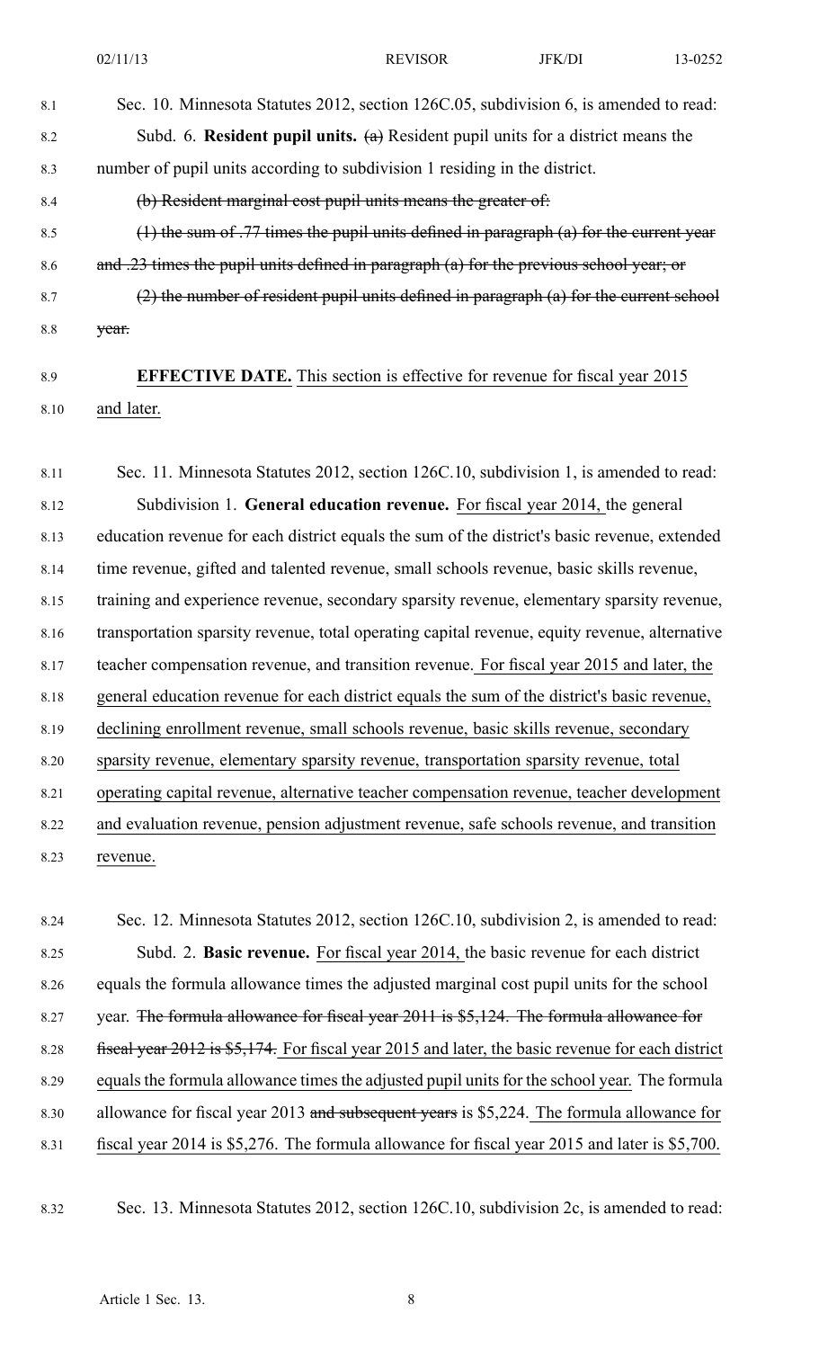Sec. 10. Minnesota Statutes 2012, section 126C.05, subdivision 6, is amended to read:

Subd. 6. **Resident pupil units.** ~~(a)~~ Resident pupil units for a district means the number of pupil units according to subdivision 1 residing in the district.

~~(b) Resident marginal cost pupil units means the greater of:~~

~~(1) the sum of .77 times the pupil units defined in paragraph (a) for the current year and .23 times the pupil units defined in paragraph (a) for the previous school year; or~~

~~(2) the number of resident pupil units defined in paragraph (a) for the current school year.~~

**EFFECTIVE DATE.** This section is effective for revenue for fiscal year 2015 and later.

Sec. 11. Minnesota Statutes 2012, section 126C.10, subdivision 1, is amended to read:

Subdivision 1. **General education revenue.** For fiscal year 2014, the general education revenue for each district equals the sum of the district's basic revenue, extended time revenue, gifted and talented revenue, small schools revenue, basic skills revenue, training and experience revenue, secondary sparsity revenue, elementary sparsity revenue, transportation sparsity revenue, total operating capital revenue, equity revenue, alternative teacher compensation revenue, and transition revenue. For fiscal year 2015 and later, the general education revenue for each district equals the sum of the district's basic revenue, declining enrollment revenue, small schools revenue, basic skills revenue, secondary sparsity revenue, elementary sparsity revenue, transportation sparsity revenue, total operating capital revenue, alternative teacher compensation revenue, teacher development and evaluation revenue, pension adjustment revenue, safe schools revenue, and transition revenue.

Sec. 12. Minnesota Statutes 2012, section 126C.10, subdivision 2, is amended to read:

Subd. 2. **Basic revenue.** For fiscal year 2014, the basic revenue for each district equals the formula allowance times the adjusted marginal cost pupil units for the school year. ~~The formula allowance for fiscal year 2011 is $5,124. The formula allowance for fiscal year 2012 is $5,174.~~ For fiscal year 2015 and later, the basic revenue for each district equals the formula allowance times the adjusted pupil units for the school year. The formula allowance for fiscal year 2013 ~~and subsequent years~~ is $5,224. The formula allowance for fiscal year 2014 is $5,276. The formula allowance for fiscal year 2015 and later is $5,700.

Sec. 13. Minnesota Statutes 2012, section 126C.10, subdivision 2c, is amended to read: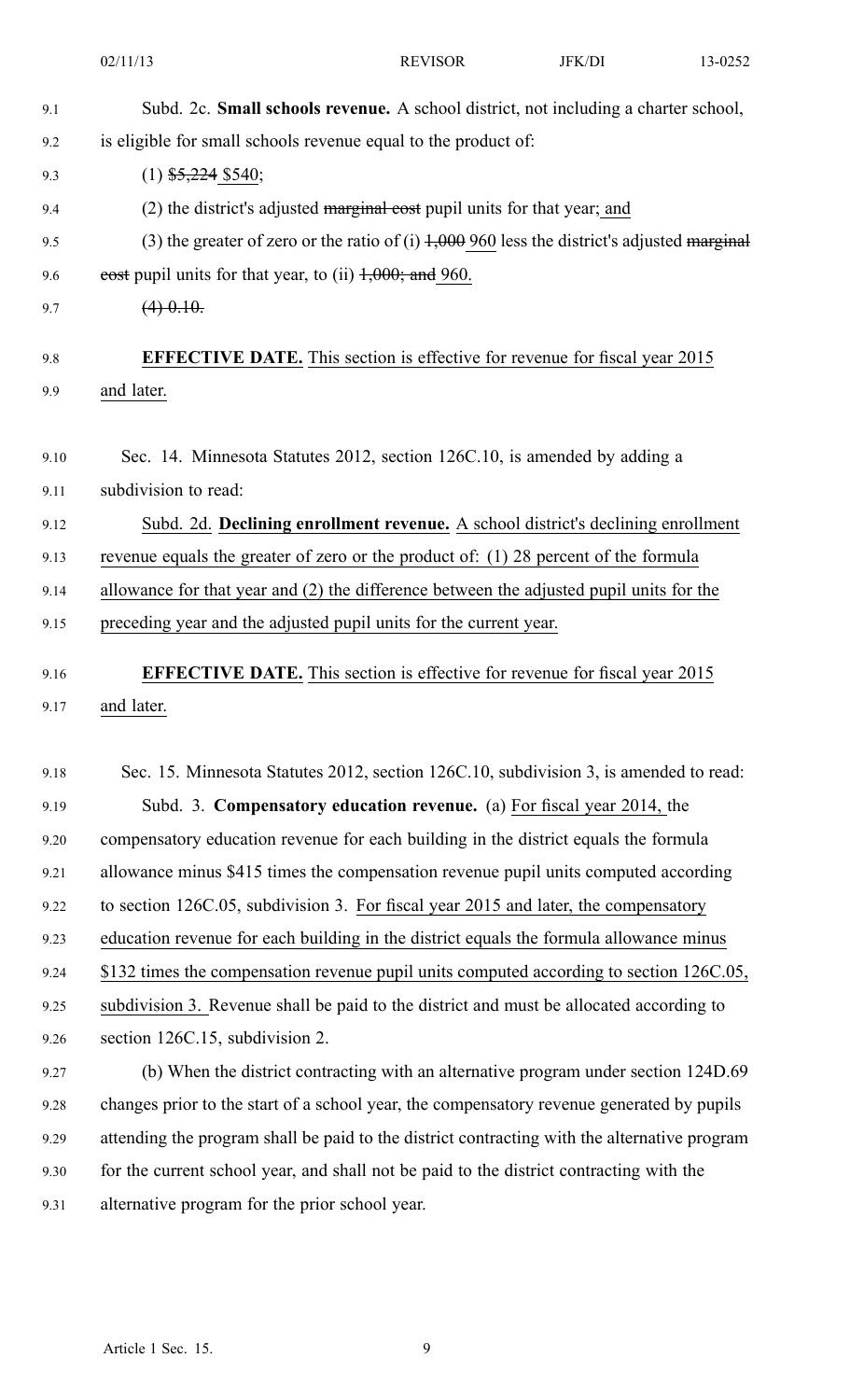Subd. 2c. **Small schools revenue.** A school district, not including a charter school, is eligible for small schools revenue equal to the product of:

(1) ~~$5,224~~ $540;

(2) the district's adjusted ~~marginal cost~~ pupil units for that year; and

(3) the greater of zero or the ratio of (i) ~~1,000~~ 960 less the district's adjusted ~~marginal cost~~ pupil units for that year, to (ii) ~~1,000; and~~ 960.

~~(4) 0.10.~~

**EFFECTIVE DATE.** This section is effective for revenue for fiscal year 2015 and later.

Sec. 14. Minnesota Statutes 2012, section 126C.10, is amended by adding a subdivision to read:

Subd. 2d. **Declining enrollment revenue.** A school district's declining enrollment revenue equals the greater of zero or the product of: (1) 28 percent of the formula allowance for that year and (2) the difference between the adjusted pupil units for the preceding year and the adjusted pupil units for the current year.

**EFFECTIVE DATE.** This section is effective for revenue for fiscal year 2015 and later.

Sec. 15. Minnesota Statutes 2012, section 126C.10, subdivision 3, is amended to read:

Subd. 3. **Compensatory education revenue.** (a) For fiscal year 2014, the compensatory education revenue for each building in the district equals the formula allowance minus $415 times the compensation revenue pupil units computed according to section 126C.05, subdivision 3. For fiscal year 2015 and later, the compensatory education revenue for each building in the district equals the formula allowance minus $132 times the compensation revenue pupil units computed according to section 126C.05, subdivision 3. Revenue shall be paid to the district and must be allocated according to section 126C.15, subdivision 2.

(b) When the district contracting with an alternative program under section 124D.69 changes prior to the start of a school year, the compensatory revenue generated by pupils attending the program shall be paid to the district contracting with the alternative program for the current school year, and shall not be paid to the district contracting with the alternative program for the prior school year.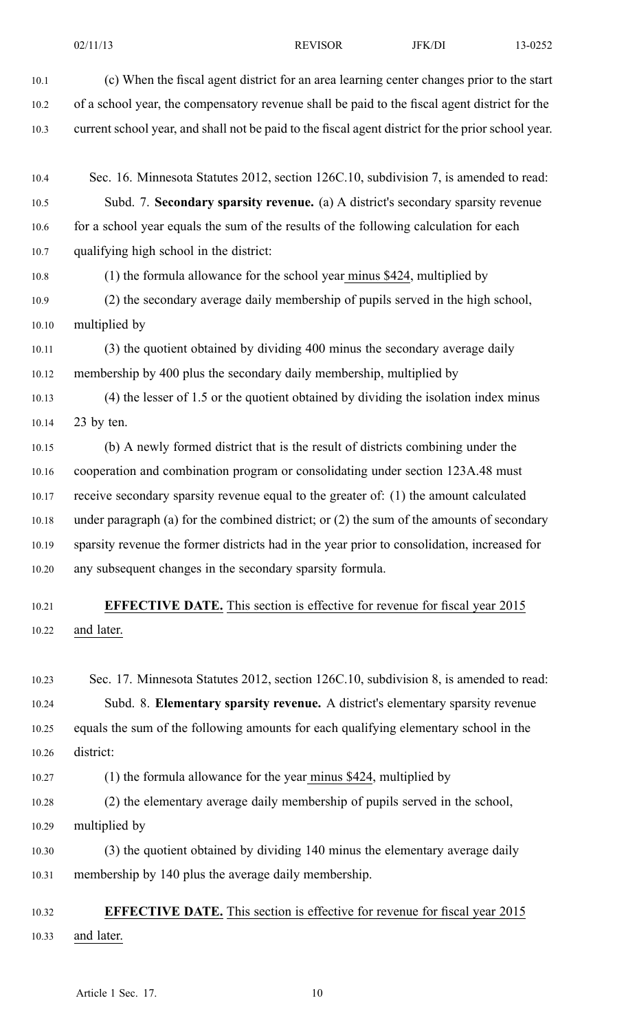(c) When the fiscal agent district for an area learning center changes prior to the start of a school year, the compensatory revenue shall be paid to the fiscal agent district for the current school year, and shall not be paid to the fiscal agent district for the prior school year.

Sec. 16. Minnesota Statutes 2012, section 126C.10, subdivision 7, is amended to read:

Subd. 7. **Secondary sparsity revenue.** (a) A district's secondary sparsity revenue for a school year equals the sum of the results of the following calculation for each qualifying high school in the district:

(1) the formula allowance for the school year minus $424, multiplied by

(2) the secondary average daily membership of pupils served in the high school, multiplied by

(3) the quotient obtained by dividing 400 minus the secondary average daily membership by 400 plus the secondary daily membership, multiplied by

(4) the lesser of 1.5 or the quotient obtained by dividing the isolation index minus 23 by ten.

(b) A newly formed district that is the result of districts combining under the cooperation and combination program or consolidating under section 123A.48 must receive secondary sparsity revenue equal to the greater of: (1) the amount calculated under paragraph (a) for the combined district; or (2) the sum of the amounts of secondary sparsity revenue the former districts had in the year prior to consolidation, increased for any subsequent changes in the secondary sparsity formula.

**EFFECTIVE DATE.** This section is effective for revenue for fiscal year 2015 and later.

Sec. 17. Minnesota Statutes 2012, section 126C.10, subdivision 8, is amended to read:

Subd. 8. **Elementary sparsity revenue.** A district's elementary sparsity revenue equals the sum of the following amounts for each qualifying elementary school in the district:

(1) the formula allowance for the year minus $424, multiplied by

(2) the elementary average daily membership of pupils served in the school, multiplied by

(3) the quotient obtained by dividing 140 minus the elementary average daily membership by 140 plus the average daily membership.

**EFFECTIVE DATE.** This section is effective for revenue for fiscal year 2015 and later.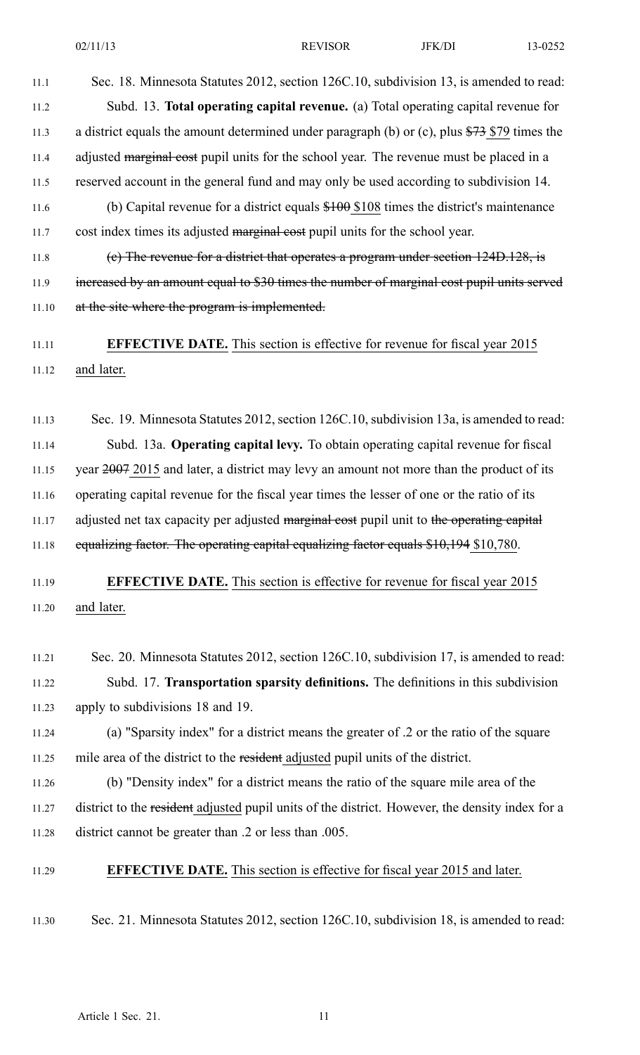Sec. 18. Minnesota Statutes 2012, section 126C.10, subdivision 13, is amended to read:

Subd. 13. **Total operating capital revenue.** (a) Total operating capital revenue for a district equals the amount determined under paragraph (b) or (c), plus ~~$73~~ $79 times the adjusted ~~marginal cost~~ pupil units for the school year. The revenue must be placed in a reserved account in the general fund and may only be used according to subdivision 14.

(b) Capital revenue for a district equals ~~$100~~ $108 times the district's maintenance cost index times its adjusted ~~marginal cost~~ pupil units for the school year.

~~(c) The revenue for a district that operates a program under section 124D.128, is increased by an amount equal to $30 times the number of marginal cost pupil units served at the site where the program is implemented.~~

**EFFECTIVE DATE.** This section is effective for revenue for fiscal year 2015 and later.

Sec. 19. Minnesota Statutes 2012, section 126C.10, subdivision 13a, is amended to read:

Subd. 13a. **Operating capital levy.** To obtain operating capital revenue for fiscal year ~~2007~~ 2015 and later, a district may levy an amount not more than the product of its operating capital revenue for the fiscal year times the lesser of one or the ratio of its adjusted net tax capacity per adjusted ~~marginal cost~~ pupil unit to ~~the operating capital equalizing factor. The operating capital equalizing factor equals $10,194~~ $10,780.

**EFFECTIVE DATE.** This section is effective for revenue for fiscal year 2015 and later.

Sec. 20. Minnesota Statutes 2012, section 126C.10, subdivision 17, is amended to read:

Subd. 17. **Transportation sparsity definitions.** The definitions in this subdivision apply to subdivisions 18 and 19.

(a) "Sparsity index" for a district means the greater of .2 or the ratio of the square mile area of the district to the ~~resident~~ adjusted pupil units of the district.

(b) "Density index" for a district means the ratio of the square mile area of the district to the ~~resident~~ adjusted pupil units of the district. However, the density index for a district cannot be greater than .2 or less than .005.

**EFFECTIVE DATE.** This section is effective for fiscal year 2015 and later.

Sec. 21. Minnesota Statutes 2012, section 126C.10, subdivision 18, is amended to read: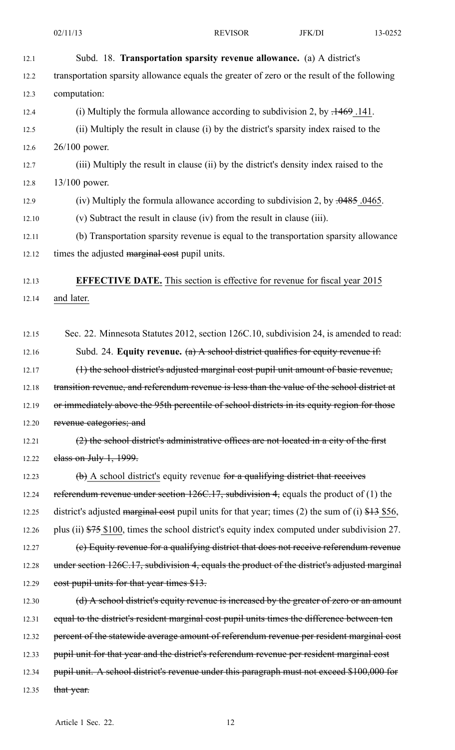Subd. 18. **Transportation sparsity revenue allowance.** (a) A district's transportation sparsity allowance equals the greater of zero or the result of the following computation:

(i) Multiply the formula allowance according to subdivision 2, by ~~.1469~~ .141.

(ii) Multiply the result in clause (i) by the district's sparsity index raised to the 26/100 power.

(iii) Multiply the result in clause (ii) by the district's density index raised to the 13/100 power.

(iv) Multiply the formula allowance according to subdivision 2, by ~~.0485~~ .0465.

(v) Subtract the result in clause (iv) from the result in clause (iii).

(b) Transportation sparsity revenue is equal to the transportation sparsity allowance times the adjusted ~~marginal cost~~ pupil units.

**EFFECTIVE DATE.** This section is effective for revenue for fiscal year 2015 and later.

Sec. 22. Minnesota Statutes 2012, section 126C.10, subdivision 24, is amended to read:

Subd. 24. **Equity revenue.** ~~(a) A school district qualifies for equity revenue if:~~

~~(1) the school district's adjusted marginal cost pupil unit amount of basic revenue, transition revenue, and referendum revenue is less than the value of the school district at or immediately above the 95th percentile of school districts in its equity region for those revenue categories; and~~

~~(2) the school district's administrative offices are not located in a city of the first class on July 1, 1999.~~

~~(b)~~ A school district's equity revenue ~~for a qualifying district that receives referendum revenue under section 126C.17, subdivision 4,~~ equals the product of (1) the district's adjusted ~~marginal cost~~ pupil units for that year; times (2) the sum of (i) ~~$13~~ $56, plus (ii) ~~$75~~ $100, times the school district's equity index computed under subdivision 27.

~~(c) Equity revenue for a qualifying district that does not receive referendum revenue under section 126C.17, subdivision 4, equals the product of the district's adjusted marginal cost pupil units for that year times $13.~~

~~(d) A school district's equity revenue is increased by the greater of zero or an amount equal to the district's resident marginal cost pupil units times the difference between ten percent of the statewide average amount of referendum revenue per resident marginal cost pupil unit for that year and the district's referendum revenue per resident marginal cost pupil unit. A school district's revenue under this paragraph must not exceed $100,000 for that year.~~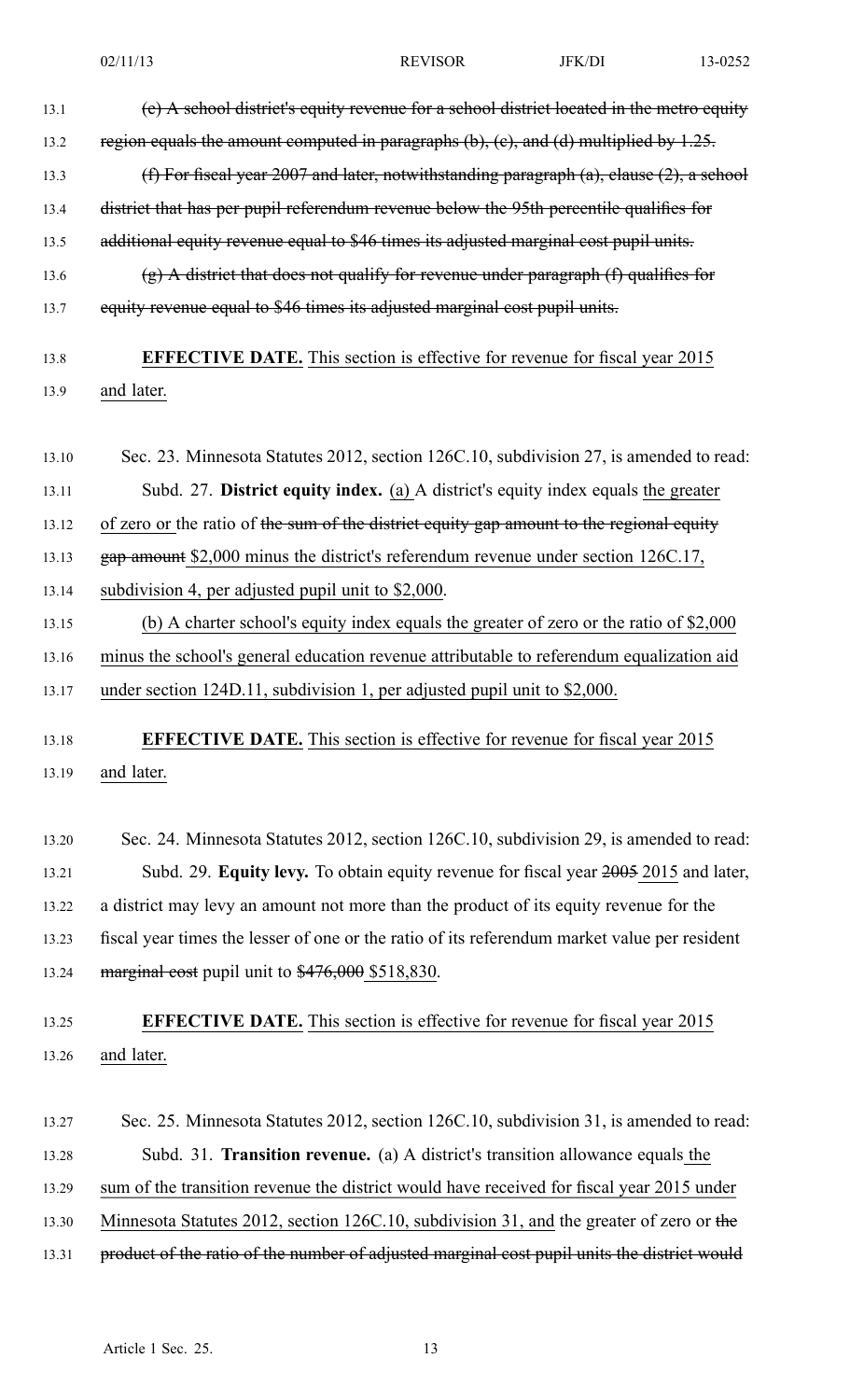~~(e) A school district's equity revenue for a school district located in the metro equity region equals the amount computed in paragraphs (b), (c), and (d) multiplied by 1.25.~~

~~(f) For fiscal year 2007 and later, notwithstanding paragraph (a), clause (2), a school district that has per pupil referendum revenue below the 95th percentile qualifies for additional equity revenue equal to $46 times its adjusted marginal cost pupil units.~~

~~(g) A district that does not qualify for revenue under paragraph (f) qualifies for equity revenue equal to $46 times its adjusted marginal cost pupil units.~~

**EFFECTIVE DATE.** This section is effective for revenue for fiscal year 2015 and later.

Sec. 23. Minnesota Statutes 2012, section 126C.10, subdivision 27, is amended to read:

Subd. 27. **District equity index.** (a) A district's equity index equals the greater of zero or the ratio of ~~the sum of the district equity gap amount to the regional equity gap amount~~ $2,000 minus the district's referendum revenue under section 126C.17, subdivision 4, per adjusted pupil unit to $2,000.

(b) A charter school's equity index equals the greater of zero or the ratio of $2,000 minus the school's general education revenue attributable to referendum equalization aid under section 124D.11, subdivision 1, per adjusted pupil unit to $2,000.

**EFFECTIVE DATE.** This section is effective for revenue for fiscal year 2015 and later.

Sec. 24. Minnesota Statutes 2012, section 126C.10, subdivision 29, is amended to read:

Subd. 29. **Equity levy.** To obtain equity revenue for fiscal year ~~2005~~ 2015 and later, a district may levy an amount not more than the product of its equity revenue for the fiscal year times the lesser of one or the ratio of its referendum market value per resident ~~marginal cost~~ pupil unit to ~~$476,000~~ $518,830.

**EFFECTIVE DATE.** This section is effective for revenue for fiscal year 2015 and later.

Sec. 25. Minnesota Statutes 2012, section 126C.10, subdivision 31, is amended to read:

Subd. 31. **Transition revenue.** (a) A district's transition allowance equals the sum of the transition revenue the district would have received for fiscal year 2015 under Minnesota Statutes 2012, section 126C.10, subdivision 31, and the greater of zero or ~~the product of the ratio of the number of adjusted marginal cost pupil units the district would~~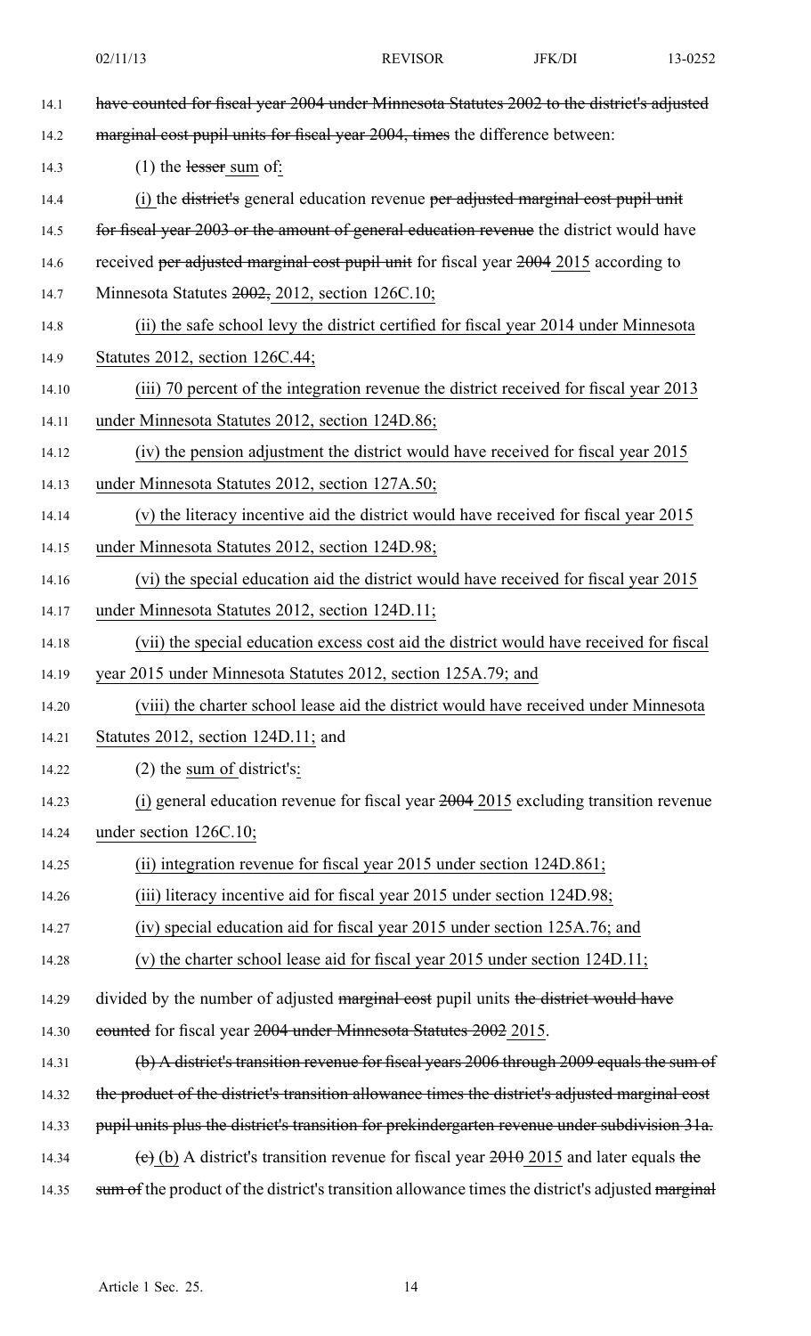have counted for fiscal year 2004 under Minnesota Statutes 2002 to the district's adjusted marginal cost pupil units for fiscal year 2004, times the difference between:

(1) the lesser sum of:

(i) the district's general education revenue per adjusted marginal cost pupil unit for fiscal year 2003 or the amount of general education revenue the district would have received per adjusted marginal cost pupil unit for fiscal year 2004 2015 according to Minnesota Statutes 2002, 2012, section 126C.10;

(ii) the safe school levy the district certified for fiscal year 2014 under Minnesota Statutes 2012, section 126C.44;

(iii) 70 percent of the integration revenue the district received for fiscal year 2013 under Minnesota Statutes 2012, section 124D.86;

(iv) the pension adjustment the district would have received for fiscal year 2015 under Minnesota Statutes 2012, section 127A.50;

(v) the literacy incentive aid the district would have received for fiscal year 2015 under Minnesota Statutes 2012, section 124D.98;

(vi) the special education aid the district would have received for fiscal year 2015 under Minnesota Statutes 2012, section 124D.11;

(vii) the special education excess cost aid the district would have received for fiscal year 2015 under Minnesota Statutes 2012, section 125A.79; and

(viii) the charter school lease aid the district would have received under Minnesota Statutes 2012, section 124D.11; and

(2) the sum of district's:

(i) general education revenue for fiscal year 2004 2015 excluding transition revenue under section 126C.10;

(ii) integration revenue for fiscal year 2015 under section 124D.861;

(iii) literacy incentive aid for fiscal year 2015 under section 124D.98;

(iv) special education aid for fiscal year 2015 under section 125A.76; and

(v) the charter school lease aid for fiscal year 2015 under section 124D.11;

divided by the number of adjusted marginal cost pupil units the district would have counted for fiscal year 2004 under Minnesota Statutes 2002 2015.

(b) A district's transition revenue for fiscal years 2006 through 2009 equals the sum of the product of the district's transition allowance times the district's adjusted marginal cost pupil units plus the district's transition for prekindergarten revenue under subdivision 31a.

(c) (b) A district's transition revenue for fiscal year 2010 2015 and later equals the sum of the product of the district's transition allowance times the district's adjusted marginal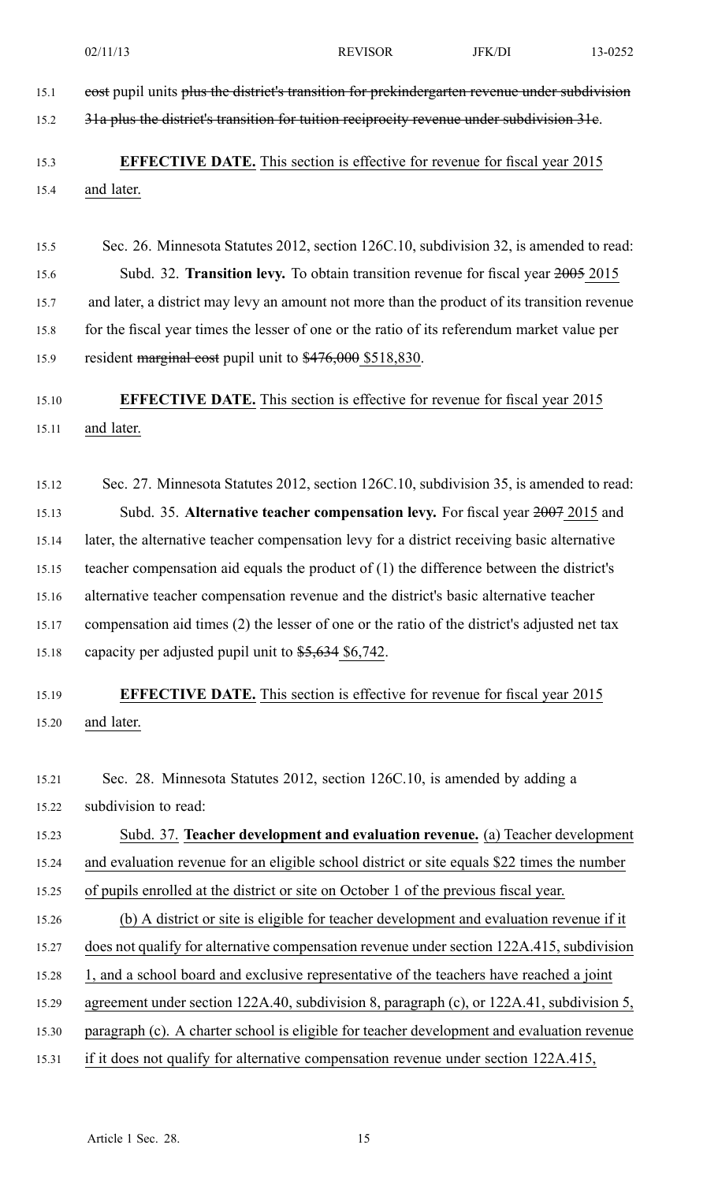cost pupil units ~~plus the district's transition for prekindergarten revenue under subdivision 31a plus the district's transition for tuition reciprocity revenue under subdivision 31c~~.

**EFFECTIVE DATE.** This section is effective for revenue for fiscal year 2015 and later.

Sec. 26. Minnesota Statutes 2012, section 126C.10, subdivision 32, is amended to read:

Subd. 32. **Transition levy.** To obtain transition revenue for fiscal year ~~2005~~ 2015 and later, a district may levy an amount not more than the product of its transition revenue for the fiscal year times the lesser of one or the ratio of its referendum market value per resident ~~marginal cost~~ pupil unit to ~~$476,000~~ $518,830.

**EFFECTIVE DATE.** This section is effective for revenue for fiscal year 2015 and later.

Sec. 27. Minnesota Statutes 2012, section 126C.10, subdivision 35, is amended to read:

Subd. 35. **Alternative teacher compensation levy.** For fiscal year ~~2007~~ 2015 and later, the alternative teacher compensation levy for a district receiving basic alternative teacher compensation aid equals the product of (1) the difference between the district's alternative teacher compensation revenue and the district's basic alternative teacher compensation aid times (2) the lesser of one or the ratio of the district's adjusted net tax capacity per adjusted pupil unit to ~~$5,634~~ $6,742.

**EFFECTIVE DATE.** This section is effective for revenue for fiscal year 2015 and later.

Sec. 28. Minnesota Statutes 2012, section 126C.10, is amended by adding a subdivision to read:

Subd. 37. **Teacher development and evaluation revenue.** (a) Teacher development and evaluation revenue for an eligible school district or site equals $22 times the number of pupils enrolled at the district or site on October 1 of the previous fiscal year.

(b) A district or site is eligible for teacher development and evaluation revenue if it does not qualify for alternative compensation revenue under section 122A.415, subdivision 1, and a school board and exclusive representative of the teachers have reached a joint agreement under section 122A.40, subdivision 8, paragraph (c), or 122A.41, subdivision 5, paragraph (c). A charter school is eligible for teacher development and evaluation revenue if it does not qualify for alternative compensation revenue under section 122A.415,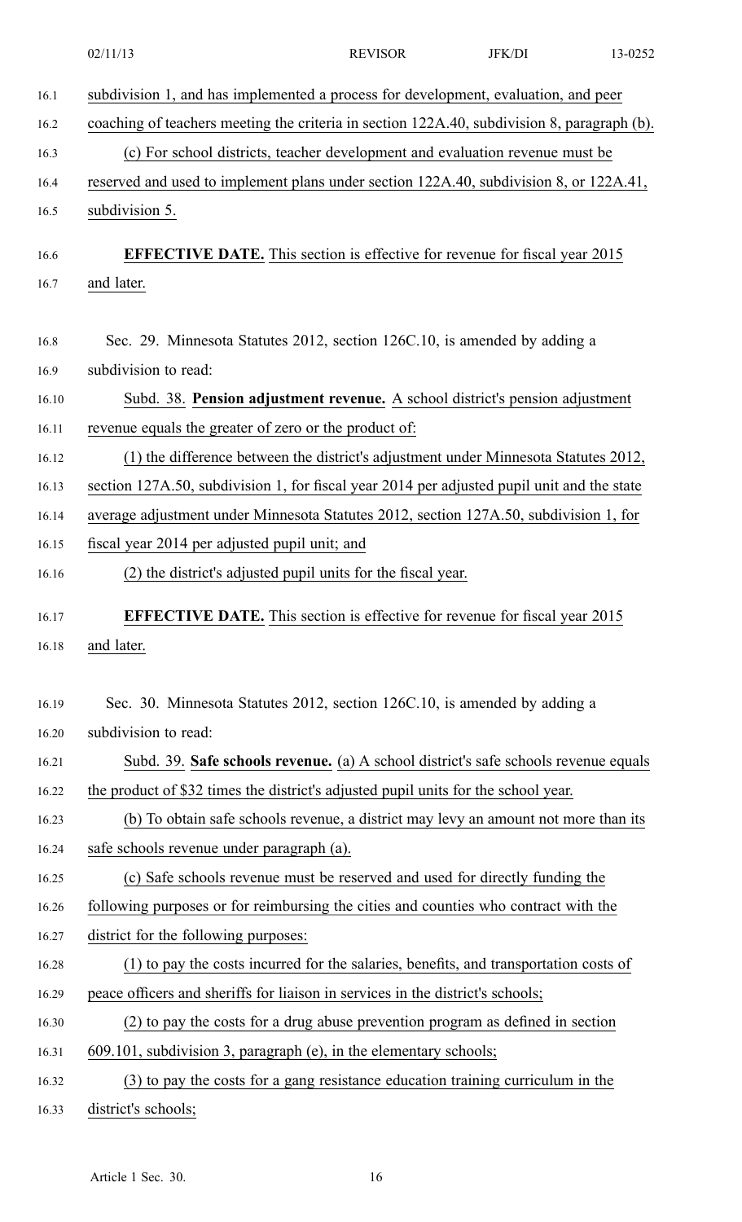subdivision 1, and has implemented a process for development, evaluation, and peer coaching of teachers meeting the criteria in section 122A.40, subdivision 8, paragraph (b).

(c) For school districts, teacher development and evaluation revenue must be reserved and used to implement plans under section 122A.40, subdivision 8, or 122A.41, subdivision 5.

**EFFECTIVE DATE.** This section is effective for revenue for fiscal year 2015 and later.

Sec. 29. Minnesota Statutes 2012, section 126C.10, is amended by adding a subdivision to read:

Subd. 38. **Pension adjustment revenue.** A school district's pension adjustment revenue equals the greater of zero or the product of:

(1) the difference between the district's adjustment under Minnesota Statutes 2012, section 127A.50, subdivision 1, for fiscal year 2014 per adjusted pupil unit and the state average adjustment under Minnesota Statutes 2012, section 127A.50, subdivision 1, for fiscal year 2014 per adjusted pupil unit; and

(2) the district's adjusted pupil units for the fiscal year.

**EFFECTIVE DATE.** This section is effective for revenue for fiscal year 2015 and later.

Sec. 30. Minnesota Statutes 2012, section 126C.10, is amended by adding a subdivision to read:

Subd. 39. **Safe schools revenue.** (a) A school district's safe schools revenue equals the product of $32 times the district's adjusted pupil units for the school year.

(b) To obtain safe schools revenue, a district may levy an amount not more than its safe schools revenue under paragraph (a).

(c) Safe schools revenue must be reserved and used for directly funding the following purposes or for reimbursing the cities and counties who contract with the district for the following purposes:

(1) to pay the costs incurred for the salaries, benefits, and transportation costs of peace officers and sheriffs for liaison in services in the district's schools;

(2) to pay the costs for a drug abuse prevention program as defined in section 609.101, subdivision 3, paragraph (e), in the elementary schools;

(3) to pay the costs for a gang resistance education training curriculum in the district's schools;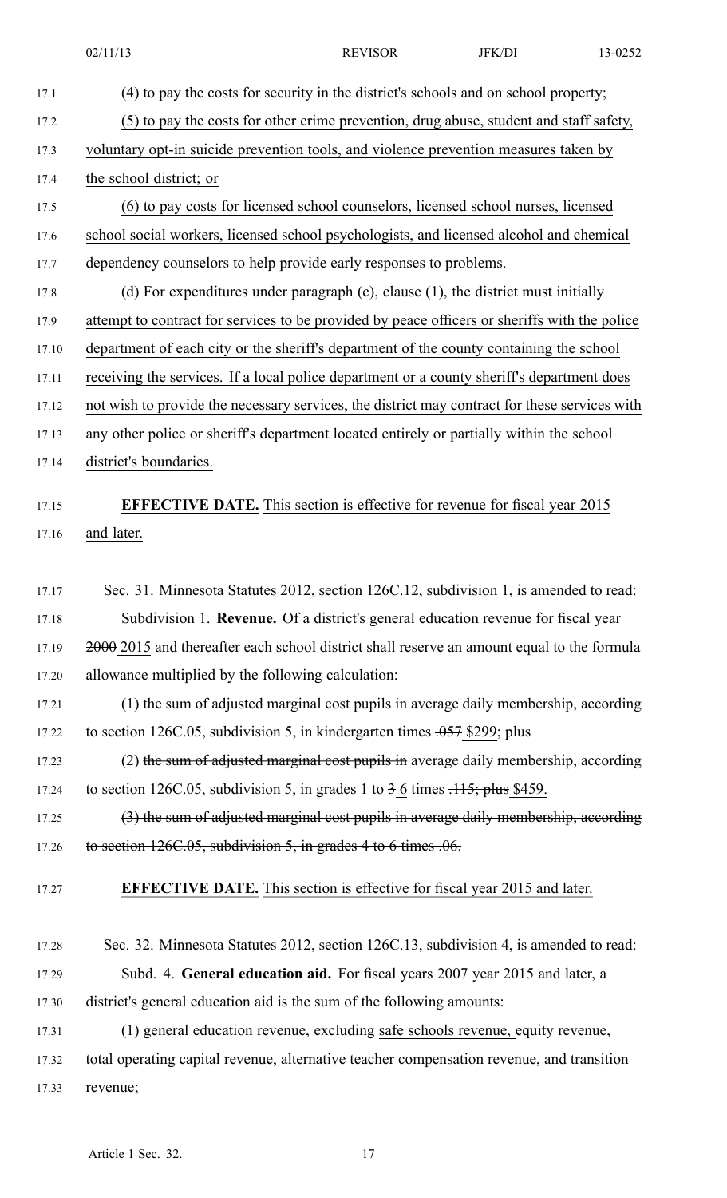(4) to pay the costs for security in the district's schools and on school property;

(5) to pay the costs for other crime prevention, drug abuse, student and staff safety, voluntary opt-in suicide prevention tools, and violence prevention measures taken by the school district; or

(6) to pay costs for licensed school counselors, licensed school nurses, licensed school social workers, licensed school psychologists, and licensed alcohol and chemical dependency counselors to help provide early responses to problems.

(d) For expenditures under paragraph (c), clause (1), the district must initially attempt to contract for services to be provided by peace officers or sheriffs with the police department of each city or the sheriff's department of the county containing the school receiving the services. If a local police department or a county sheriff's department does not wish to provide the necessary services, the district may contract for these services with any other police or sheriff's department located entirely or partially within the school district's boundaries.

**EFFECTIVE DATE.** This section is effective for revenue for fiscal year 2015 and later.

Sec. 31. Minnesota Statutes 2012, section 126C.12, subdivision 1, is amended to read:

Subdivision 1. **Revenue.** Of a district's general education revenue for fiscal year ~~2000~~ 2015 and thereafter each school district shall reserve an amount equal to the formula allowance multiplied by the following calculation:

(1) ~~the sum of adjusted marginal cost pupils in~~ average daily membership, according to section 126C.05, subdivision 5, in kindergarten times ~~.057~~ $299; plus

(2) ~~the sum of adjusted marginal cost pupils in~~ average daily membership, according to section 126C.05, subdivision 5, in grades 1 to ~~3~~ 6 times ~~.115; plus~~ $459.

~~(3) the sum of adjusted marginal cost pupils in average daily membership, according to section 126C.05, subdivision 5, in grades 4 to 6 times .06.~~

**EFFECTIVE DATE.** This section is effective for fiscal year 2015 and later.

Sec. 32. Minnesota Statutes 2012, section 126C.13, subdivision 4, is amended to read:

Subd. 4. **General education aid.** For fiscal ~~years 2007~~ year 2015 and later, a district's general education aid is the sum of the following amounts:

(1) general education revenue, excluding safe schools revenue, equity revenue, total operating capital revenue, alternative teacher compensation revenue, and transition revenue;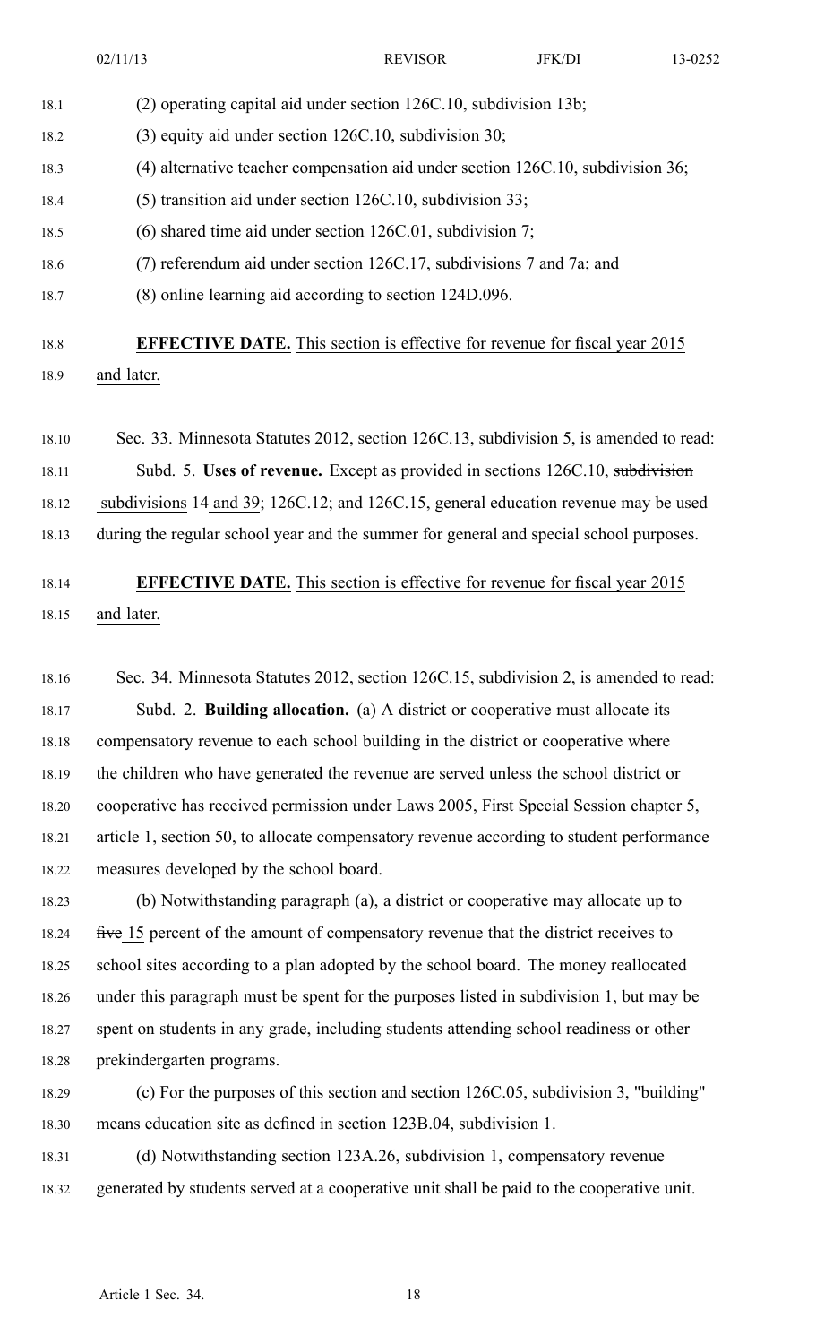(2) operating capital aid under section 126C.10, subdivision 13b;

(3) equity aid under section 126C.10, subdivision 30;

(4) alternative teacher compensation aid under section 126C.10, subdivision 36;

(5) transition aid under section 126C.10, subdivision 33;

(6) shared time aid under section 126C.01, subdivision 7;

(7) referendum aid under section 126C.17, subdivisions 7 and 7a; and

(8) online learning aid according to section 124D.096.

**EFFECTIVE DATE.** This section is effective for revenue for fiscal year 2015 and later.

Sec. 33. Minnesota Statutes 2012, section 126C.13, subdivision 5, is amended to read:

Subd. 5. **Uses of revenue.** Except as provided in sections 126C.10, ~~subdivision~~ subdivisions 14 and 39; 126C.12; and 126C.15, general education revenue may be used during the regular school year and the summer for general and special school purposes.

**EFFECTIVE DATE.** This section is effective for revenue for fiscal year 2015 and later.

Sec. 34. Minnesota Statutes 2012, section 126C.15, subdivision 2, is amended to read:

Subd. 2. **Building allocation.** (a) A district or cooperative must allocate its compensatory revenue to each school building in the district or cooperative where the children who have generated the revenue are served unless the school district or cooperative has received permission under Laws 2005, First Special Session chapter 5, article 1, section 50, to allocate compensatory revenue according to student performance measures developed by the school board.

(b) Notwithstanding paragraph (a), a district or cooperative may allocate up to ~~five~~ 15 percent of the amount of compensatory revenue that the district receives to school sites according to a plan adopted by the school board. The money reallocated under this paragraph must be spent for the purposes listed in subdivision 1, but may be spent on students in any grade, including students attending school readiness or other prekindergarten programs.

(c) For the purposes of this section and section 126C.05, subdivision 3, "building" means education site as defined in section 123B.04, subdivision 1.

(d) Notwithstanding section 123A.26, subdivision 1, compensatory revenue generated by students served at a cooperative unit shall be paid to the cooperative unit.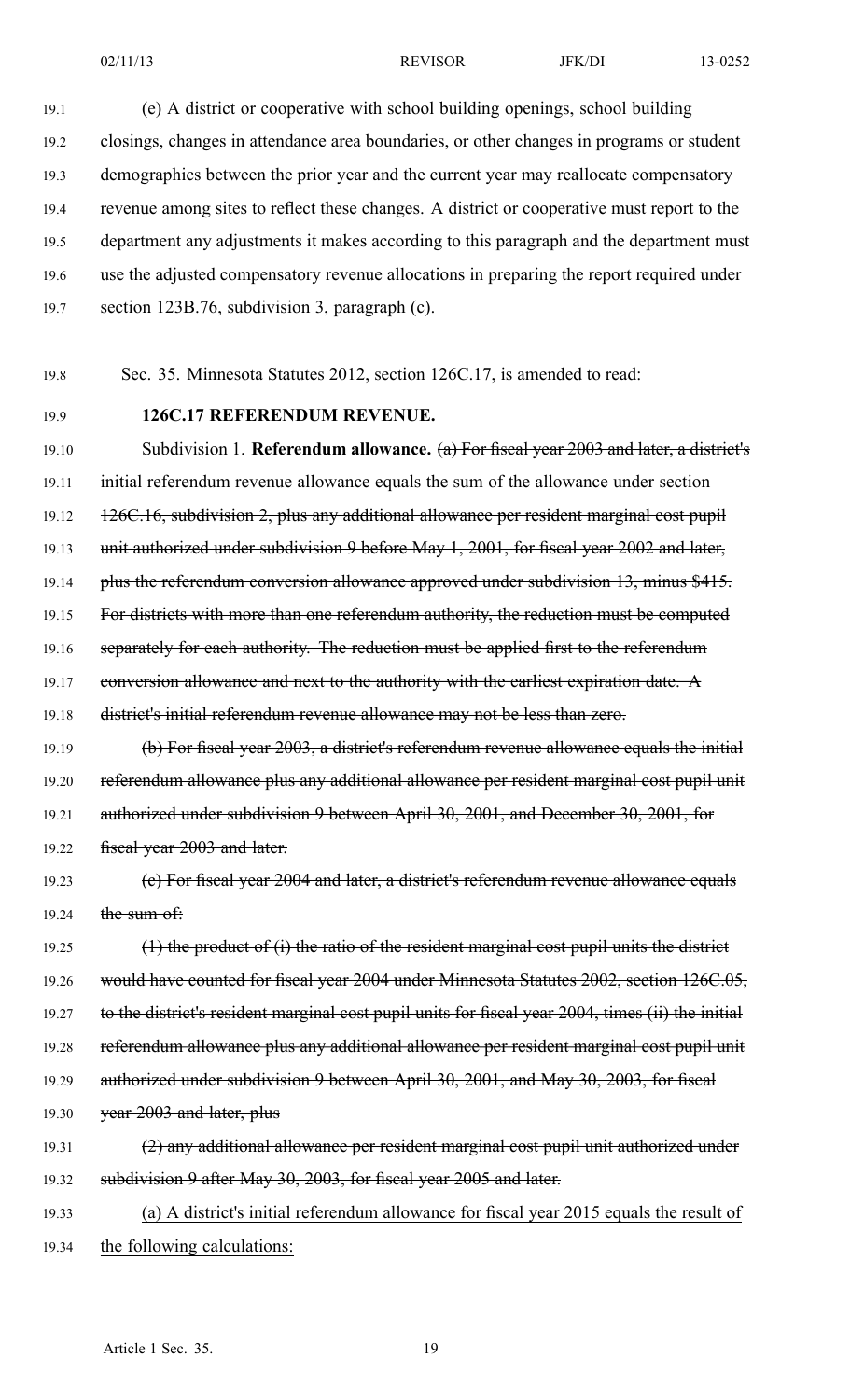(e) A district or cooperative with school building openings, school building closings, changes in attendance area boundaries, or other changes in programs or student demographics between the prior year and the current year may reallocate compensatory revenue among sites to reflect these changes. A district or cooperative must report to the department any adjustments it makes according to this paragraph and the department must use the adjusted compensatory revenue allocations in preparing the report required under section 123B.76, subdivision 3, paragraph (c).

Sec. 35. Minnesota Statutes 2012, section 126C.17, is amended to read:

**126C.17 REFERENDUM REVENUE.**

Subdivision 1. **Referendum allowance.** ~~(a) For fiscal year 2003 and later, a district's initial referendum revenue allowance equals the sum of the allowance under section 126C.16, subdivision 2, plus any additional allowance per resident marginal cost pupil unit authorized under subdivision 9 before May 1, 2001, for fiscal year 2002 and later, plus the referendum conversion allowance approved under subdivision 13, minus $415. For districts with more than one referendum authority, the reduction must be computed separately for each authority. The reduction must be applied first to the referendum conversion allowance and next to the authority with the earliest expiration date. A district's initial referendum revenue allowance may not be less than zero.~~

~~(b) For fiscal year 2003, a district's referendum revenue allowance equals the initial referendum allowance plus any additional allowance per resident marginal cost pupil unit authorized under subdivision 9 between April 30, 2001, and December 30, 2001, for fiscal year 2003 and later.~~

~~(c) For fiscal year 2004 and later, a district's referendum revenue allowance equals the sum of:~~

~~(1) the product of (i) the ratio of the resident marginal cost pupil units the district would have counted for fiscal year 2004 under Minnesota Statutes 2002, section 126C.05, to the district's resident marginal cost pupil units for fiscal year 2004, times (ii) the initial referendum allowance plus any additional allowance per resident marginal cost pupil unit authorized under subdivision 9 between April 30, 2001, and May 30, 2003, for fiscal year 2003 and later, plus~~

~~(2) any additional allowance per resident marginal cost pupil unit authorized under subdivision 9 after May 30, 2003, for fiscal year 2005 and later.~~

<u>(a) A district's initial referendum allowance for fiscal year 2015 equals the result of the following calculations:</u>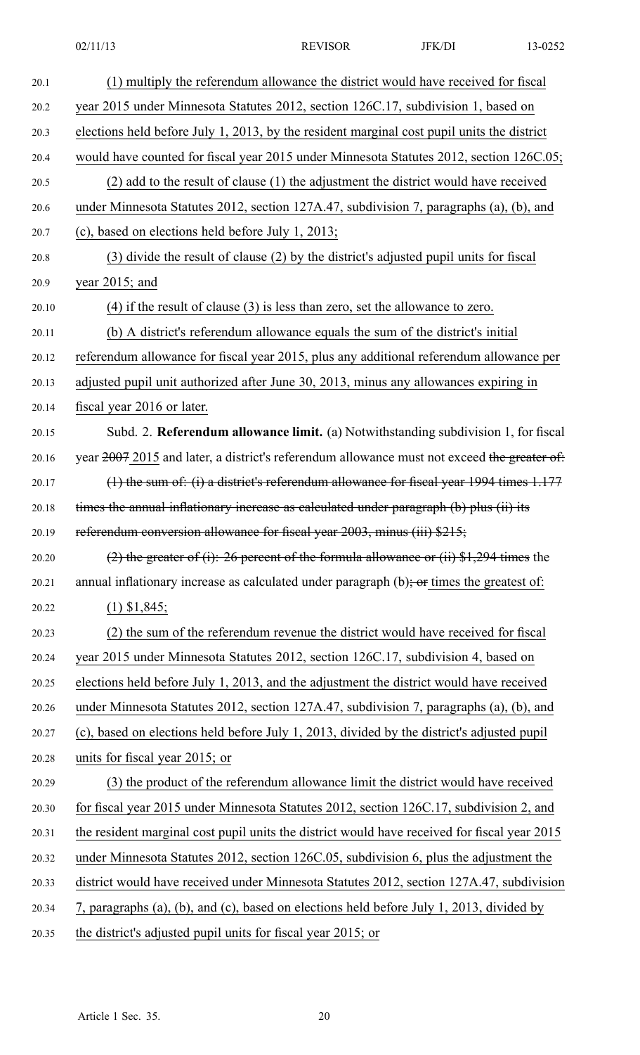(1) multiply the referendum allowance the district would have received for fiscal year 2015 under Minnesota Statutes 2012, section 126C.17, subdivision 1, based on elections held before July 1, 2013, by the resident marginal cost pupil units the district would have counted for fiscal year 2015 under Minnesota Statutes 2012, section 126C.05;

(2) add to the result of clause (1) the adjustment the district would have received under Minnesota Statutes 2012, section 127A.47, subdivision 7, paragraphs (a), (b), and (c), based on elections held before July 1, 2013;

(3) divide the result of clause (2) by the district's adjusted pupil units for fiscal year 2015; and

(4) if the result of clause (3) is less than zero, set the allowance to zero.

(b) A district's referendum allowance equals the sum of the district's initial referendum allowance for fiscal year 2015, plus any additional referendum allowance per adjusted pupil unit authorized after June 30, 2013, minus any allowances expiring in fiscal year 2016 or later.

Subd. 2. **Referendum allowance limit.** (a) Notwithstanding subdivision 1, for fiscal year ~~2007~~ 2015 and later, a district's referendum allowance must not exceed ~~the greater of:~~

~~(1) the sum of: (i) a district's referendum allowance for fiscal year 1994 times 1.177 times the annual inflationary increase as calculated under paragraph (b) plus (ii) its referendum conversion allowance for fiscal year 2003, minus (iii) $215;~~

~~(2) the greater of (i) 26 percent of the formula allowance or (ii) $1,294 times~~ the annual inflationary increase as calculated under paragraph (b)~~; or~~ times the greatest of:

(1) $1,845;

(2) the sum of the referendum revenue the district would have received for fiscal year 2015 under Minnesota Statutes 2012, section 126C.17, subdivision 4, based on elections held before July 1, 2013, and the adjustment the district would have received under Minnesota Statutes 2012, section 127A.47, subdivision 7, paragraphs (a), (b), and (c), based on elections held before July 1, 2013, divided by the district's adjusted pupil units for fiscal year 2015; or

(3) the product of the referendum allowance limit the district would have received for fiscal year 2015 under Minnesota Statutes 2012, section 126C.17, subdivision 2, and the resident marginal cost pupil units the district would have received for fiscal year 2015 under Minnesota Statutes 2012, section 126C.05, subdivision 6, plus the adjustment the district would have received under Minnesota Statutes 2012, section 127A.47, subdivision 7, paragraphs (a), (b), and (c), based on elections held before July 1, 2013, divided by the district's adjusted pupil units for fiscal year 2015; or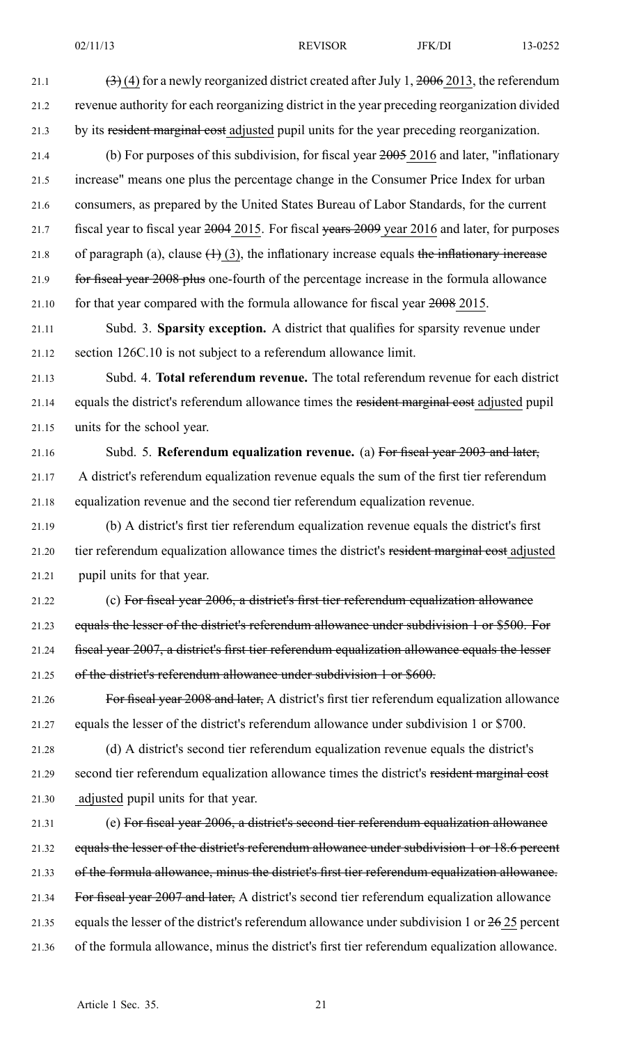~~(3)~~ (4) for a newly reorganized district created after July 1, ~~2006~~ 2013, the referendum revenue authority for each reorganizing district in the year preceding reorganization divided by its ~~resident marginal cost~~ adjusted pupil units for the year preceding reorganization.

(b) For purposes of this subdivision, for fiscal year ~~2005~~ 2016 and later, "inflationary increase" means one plus the percentage change in the Consumer Price Index for urban consumers, as prepared by the United States Bureau of Labor Standards, for the current fiscal year to fiscal year ~~2004~~ 2015. For fiscal ~~years 2009~~ year 2016 and later, for purposes of paragraph (a), clause ~~(1)~~ (3), the inflationary increase equals ~~the inflationary increase for fiscal year 2008 plus~~ one-fourth of the percentage increase in the formula allowance for that year compared with the formula allowance for fiscal year ~~2008~~ 2015.

Subd. 3. **Sparsity exception.** A district that qualifies for sparsity revenue under section 126C.10 is not subject to a referendum allowance limit.

Subd. 4. **Total referendum revenue.** The total referendum revenue for each district equals the district's referendum allowance times the ~~resident marginal cost~~ adjusted pupil units for the school year.

Subd. 5. **Referendum equalization revenue.** (a) ~~For fiscal year 2003 and later,~~ A district's referendum equalization revenue equals the sum of the first tier referendum equalization revenue and the second tier referendum equalization revenue.

(b) A district's first tier referendum equalization revenue equals the district's first tier referendum equalization allowance times the district's ~~resident marginal cost~~ adjusted pupil units for that year.

(c) ~~For fiscal year 2006, a district's first tier referendum equalization allowance equals the lesser of the district's referendum allowance under subdivision 1 or $500. For fiscal year 2007, a district's first tier referendum equalization allowance equals the lesser of the district's referendum allowance under subdivision 1 or $600.~~

~~For fiscal year 2008 and later,~~ A district's first tier referendum equalization allowance equals the lesser of the district's referendum allowance under subdivision 1 or $700.

(d) A district's second tier referendum equalization revenue equals the district's second tier referendum equalization allowance times the district's ~~resident marginal cost~~ adjusted pupil units for that year.

(e) ~~For fiscal year 2006, a district's second tier referendum equalization allowance equals the lesser of the district's referendum allowance under subdivision 1 or 18.6 percent of the formula allowance, minus the district's first tier referendum equalization allowance. For fiscal year 2007 and later,~~ A district's second tier referendum equalization allowance equals the lesser of the district's referendum allowance under subdivision 1 or ~~26~~ 25 percent of the formula allowance, minus the district's first tier referendum equalization allowance.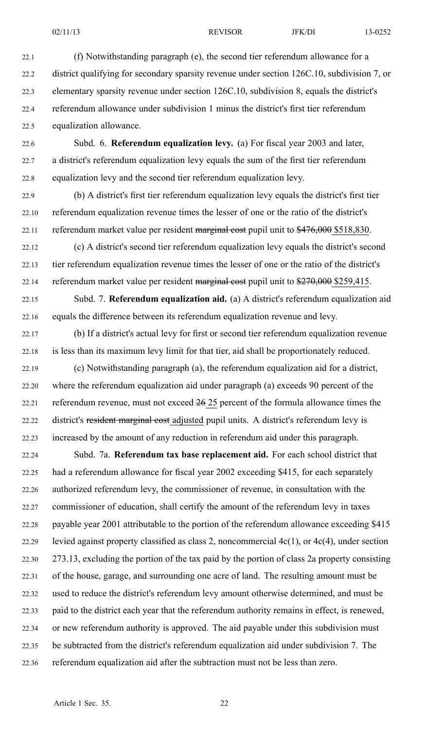(f) Notwithstanding paragraph (e), the second tier referendum allowance for a district qualifying for secondary sparsity revenue under section 126C.10, subdivision 7, or elementary sparsity revenue under section 126C.10, subdivision 8, equals the district's referendum allowance under subdivision 1 minus the district's first tier referendum equalization allowance.

Subd. 6. **Referendum equalization levy.** (a) For fiscal year 2003 and later, a district's referendum equalization levy equals the sum of the first tier referendum equalization levy and the second tier referendum equalization levy.

(b) A district's first tier referendum equalization levy equals the district's first tier referendum equalization revenue times the lesser of one or the ratio of the district's referendum market value per resident ~~marginal cost~~ pupil unit to ~~$476,000~~ <u>$518,830</u>.

(c) A district's second tier referendum equalization levy equals the district's second tier referendum equalization revenue times the lesser of one or the ratio of the district's referendum market value per resident ~~marginal cost~~ pupil unit to ~~$270,000~~ <u>$259,415</u>.

Subd. 7. **Referendum equalization aid.** (a) A district's referendum equalization aid equals the difference between its referendum equalization revenue and levy.

(b) If a district's actual levy for first or second tier referendum equalization revenue is less than its maximum levy limit for that tier, aid shall be proportionately reduced.

(c) Notwithstanding paragraph (a), the referendum equalization aid for a district, where the referendum equalization aid under paragraph (a) exceeds 90 percent of the referendum revenue, must not exceed ~~26~~ <u>25</u> percent of the formula allowance times the district's ~~resident marginal cost~~ <u>adjusted</u> pupil units. A district's referendum levy is increased by the amount of any reduction in referendum aid under this paragraph.

Subd. 7a. **Referendum tax base replacement aid.** For each school district that had a referendum allowance for fiscal year 2002 exceeding $415, for each separately authorized referendum levy, the commissioner of revenue, in consultation with the commissioner of education, shall certify the amount of the referendum levy in taxes payable year 2001 attributable to the portion of the referendum allowance exceeding $415 levied against property classified as class 2, noncommercial 4c(1), or 4c(4), under section 273.13, excluding the portion of the tax paid by the portion of class 2a property consisting of the house, garage, and surrounding one acre of land. The resulting amount must be used to reduce the district's referendum levy amount otherwise determined, and must be paid to the district each year that the referendum authority remains in effect, is renewed, or new referendum authority is approved. The aid payable under this subdivision must be subtracted from the district's referendum equalization aid under subdivision 7. The referendum equalization aid after the subtraction must not be less than zero.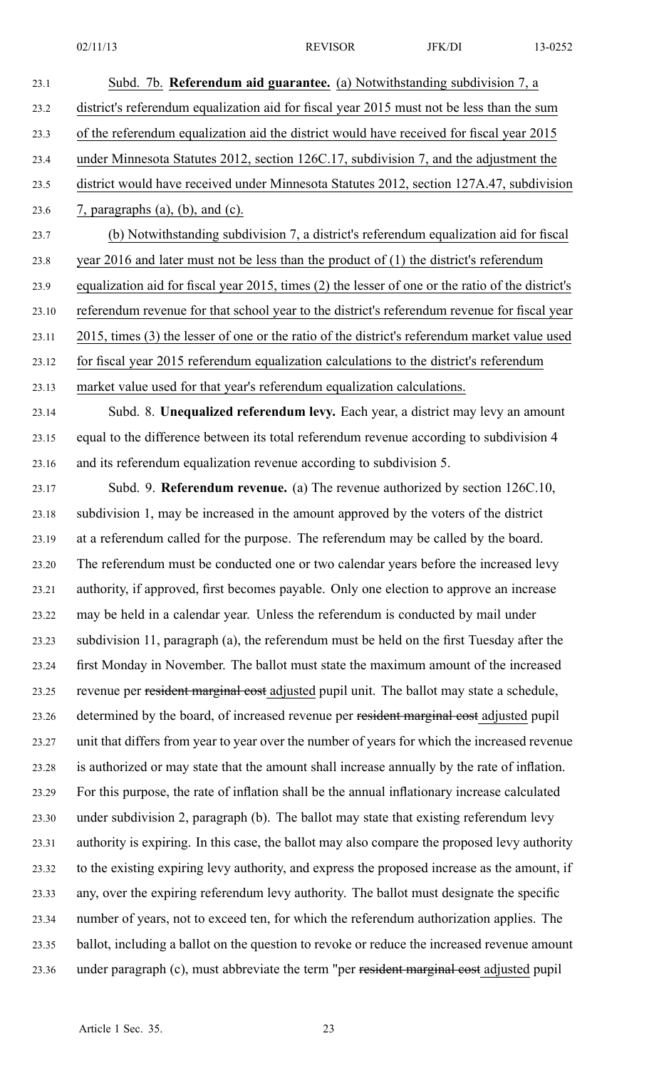Subd. 7b. **Referendum aid guarantee.** (a) Notwithstanding subdivision 7, a district's referendum equalization aid for fiscal year 2015 must not be less than the sum of the referendum equalization aid the district would have received for fiscal year 2015 under Minnesota Statutes 2012, section 126C.17, subdivision 7, and the adjustment the district would have received under Minnesota Statutes 2012, section 127A.47, subdivision 7, paragraphs (a), (b), and (c).

(b) Notwithstanding subdivision 7, a district's referendum equalization aid for fiscal year 2016 and later must not be less than the product of (1) the district's referendum equalization aid for fiscal year 2015, times (2) the lesser of one or the ratio of the district's referendum revenue for that school year to the district's referendum revenue for fiscal year 2015, times (3) the lesser of one or the ratio of the district's referendum market value used for fiscal year 2015 referendum equalization calculations to the district's referendum market value used for that year's referendum equalization calculations.

Subd. 8. **Unequalized referendum levy.** Each year, a district may levy an amount equal to the difference between its total referendum revenue according to subdivision 4 and its referendum equalization revenue according to subdivision 5.

Subd. 9. **Referendum revenue.** (a) The revenue authorized by section 126C.10, subdivision 1, may be increased in the amount approved by the voters of the district at a referendum called for the purpose. The referendum may be called by the board. The referendum must be conducted one or two calendar years before the increased levy authority, if approved, first becomes payable. Only one election to approve an increase may be held in a calendar year. Unless the referendum is conducted by mail under subdivision 11, paragraph (a), the referendum must be held on the first Tuesday after the first Monday in November. The ballot must state the maximum amount of the increased revenue per ~~resident marginal cost~~ adjusted pupil unit. The ballot may state a schedule, determined by the board, of increased revenue per ~~resident marginal cost~~ adjusted pupil unit that differs from year to year over the number of years for which the increased revenue is authorized or may state that the amount shall increase annually by the rate of inflation. For this purpose, the rate of inflation shall be the annual inflationary increase calculated under subdivision 2, paragraph (b). The ballot may state that existing referendum levy authority is expiring. In this case, the ballot may also compare the proposed levy authority to the existing expiring levy authority, and express the proposed increase as the amount, if any, over the expiring referendum levy authority. The ballot must designate the specific number of years, not to exceed ten, for which the referendum authorization applies. The ballot, including a ballot on the question to revoke or reduce the increased revenue amount under paragraph (c), must abbreviate the term "per ~~resident marginal cost~~ adjusted pupil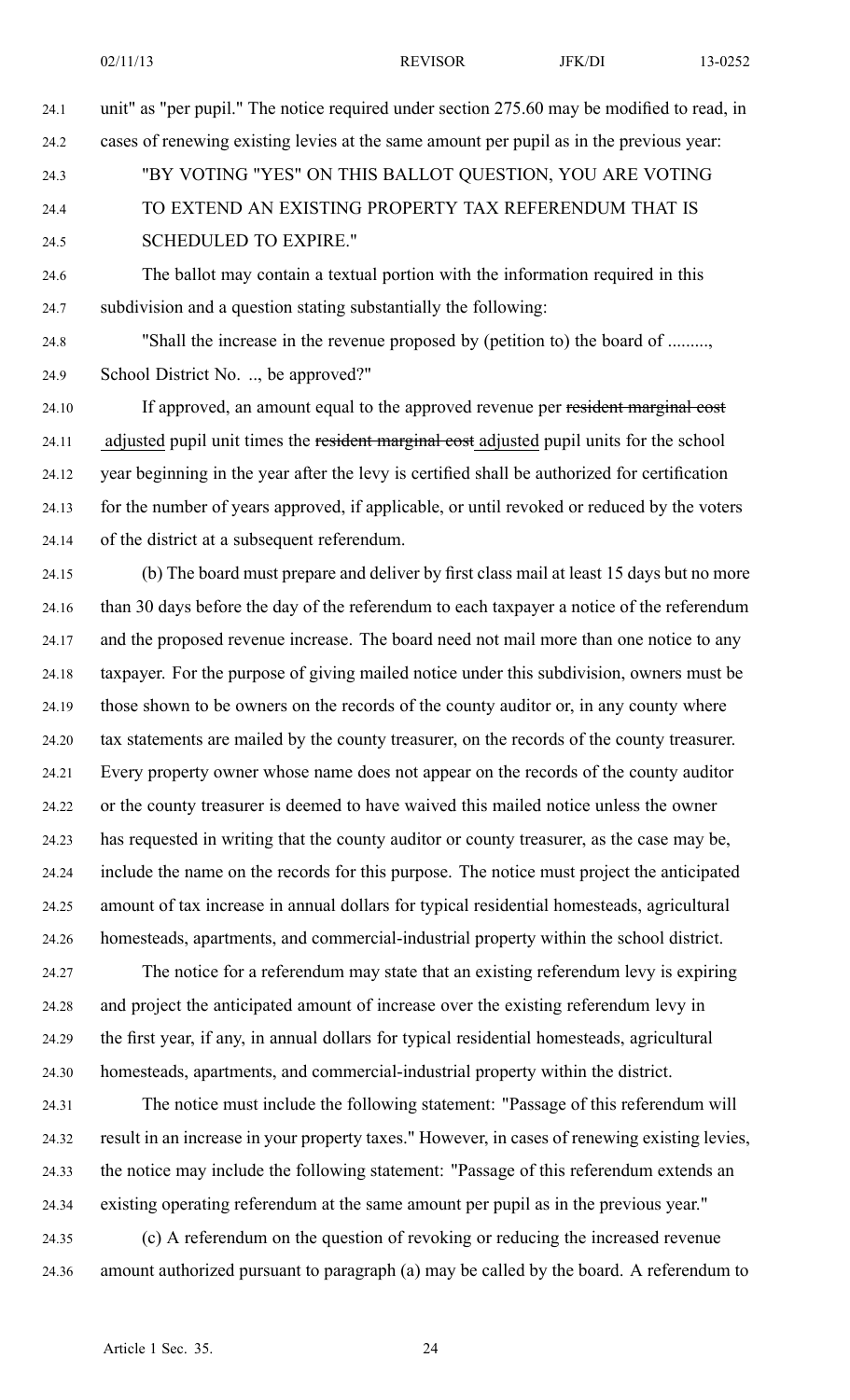unit" as "per pupil." The notice required under section 275.60 may be modified to read, in cases of renewing existing levies at the same amount per pupil as in the previous year:

"BY VOTING "YES" ON THIS BALLOT QUESTION, YOU ARE VOTING TO EXTEND AN EXISTING PROPERTY TAX REFERENDUM THAT IS SCHEDULED TO EXPIRE."

The ballot may contain a textual portion with the information required in this subdivision and a question stating substantially the following:

"Shall the increase in the revenue proposed by (petition to) the board of ........., School District No. .., be approved?"

If approved, an amount equal to the approved revenue per ~~resident marginal cost~~ adjusted pupil unit times the ~~resident marginal cost~~ adjusted pupil units for the school year beginning in the year after the levy is certified shall be authorized for certification for the number of years approved, if applicable, or until revoked or reduced by the voters of the district at a subsequent referendum.

(b) The board must prepare and deliver by first class mail at least 15 days but no more than 30 days before the day of the referendum to each taxpayer a notice of the referendum and the proposed revenue increase. The board need not mail more than one notice to any taxpayer. For the purpose of giving mailed notice under this subdivision, owners must be those shown to be owners on the records of the county auditor or, in any county where tax statements are mailed by the county treasurer, on the records of the county treasurer. Every property owner whose name does not appear on the records of the county auditor or the county treasurer is deemed to have waived this mailed notice unless the owner has requested in writing that the county auditor or county treasurer, as the case may be, include the name on the records for this purpose. The notice must project the anticipated amount of tax increase in annual dollars for typical residential homesteads, agricultural homesteads, apartments, and commercial-industrial property within the school district.

The notice for a referendum may state that an existing referendum levy is expiring and project the anticipated amount of increase over the existing referendum levy in the first year, if any, in annual dollars for typical residential homesteads, agricultural homesteads, apartments, and commercial-industrial property within the district.

The notice must include the following statement: "Passage of this referendum will result in an increase in your property taxes." However, in cases of renewing existing levies, the notice may include the following statement: "Passage of this referendum extends an existing operating referendum at the same amount per pupil as in the previous year."

(c) A referendum on the question of revoking or reducing the increased revenue amount authorized pursuant to paragraph (a) may be called by the board. A referendum to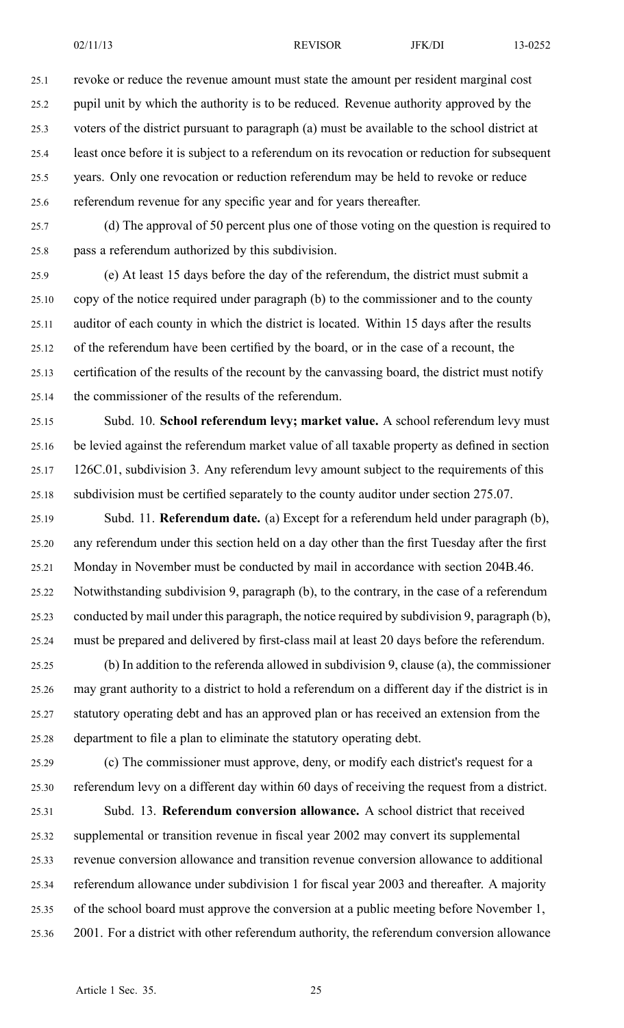revoke or reduce the revenue amount must state the amount per resident marginal cost pupil unit by which the authority is to be reduced. Revenue authority approved by the voters of the district pursuant to paragraph (a) must be available to the school district at least once before it is subject to a referendum on its revocation or reduction for subsequent years. Only one revocation or reduction referendum may be held to revoke or reduce referendum revenue for any specific year and for years thereafter.

(d) The approval of 50 percent plus one of those voting on the question is required to pass a referendum authorized by this subdivision.

(e) At least 15 days before the day of the referendum, the district must submit a copy of the notice required under paragraph (b) to the commissioner and to the county auditor of each county in which the district is located. Within 15 days after the results of the referendum have been certified by the board, or in the case of a recount, the certification of the results of the recount by the canvassing board, the district must notify the commissioner of the results of the referendum.

Subd. 10. **School referendum levy; market value.** A school referendum levy must be levied against the referendum market value of all taxable property as defined in section 126C.01, subdivision 3. Any referendum levy amount subject to the requirements of this subdivision must be certified separately to the county auditor under section 275.07.

Subd. 11. **Referendum date.** (a) Except for a referendum held under paragraph (b), any referendum under this section held on a day other than the first Tuesday after the first Monday in November must be conducted by mail in accordance with section 204B.46. Notwithstanding subdivision 9, paragraph (b), to the contrary, in the case of a referendum conducted by mail under this paragraph, the notice required by subdivision 9, paragraph (b), must be prepared and delivered by first-class mail at least 20 days before the referendum.

(b) In addition to the referenda allowed in subdivision 9, clause (a), the commissioner may grant authority to a district to hold a referendum on a different day if the district is in statutory operating debt and has an approved plan or has received an extension from the department to file a plan to eliminate the statutory operating debt.

(c) The commissioner must approve, deny, or modify each district's request for a referendum levy on a different day within 60 days of receiving the request from a district.

Subd. 13. **Referendum conversion allowance.** A school district that received supplemental or transition revenue in fiscal year 2002 may convert its supplemental revenue conversion allowance and transition revenue conversion allowance to additional referendum allowance under subdivision 1 for fiscal year 2003 and thereafter. A majority of the school board must approve the conversion at a public meeting before November 1, 2001. For a district with other referendum authority, the referendum conversion allowance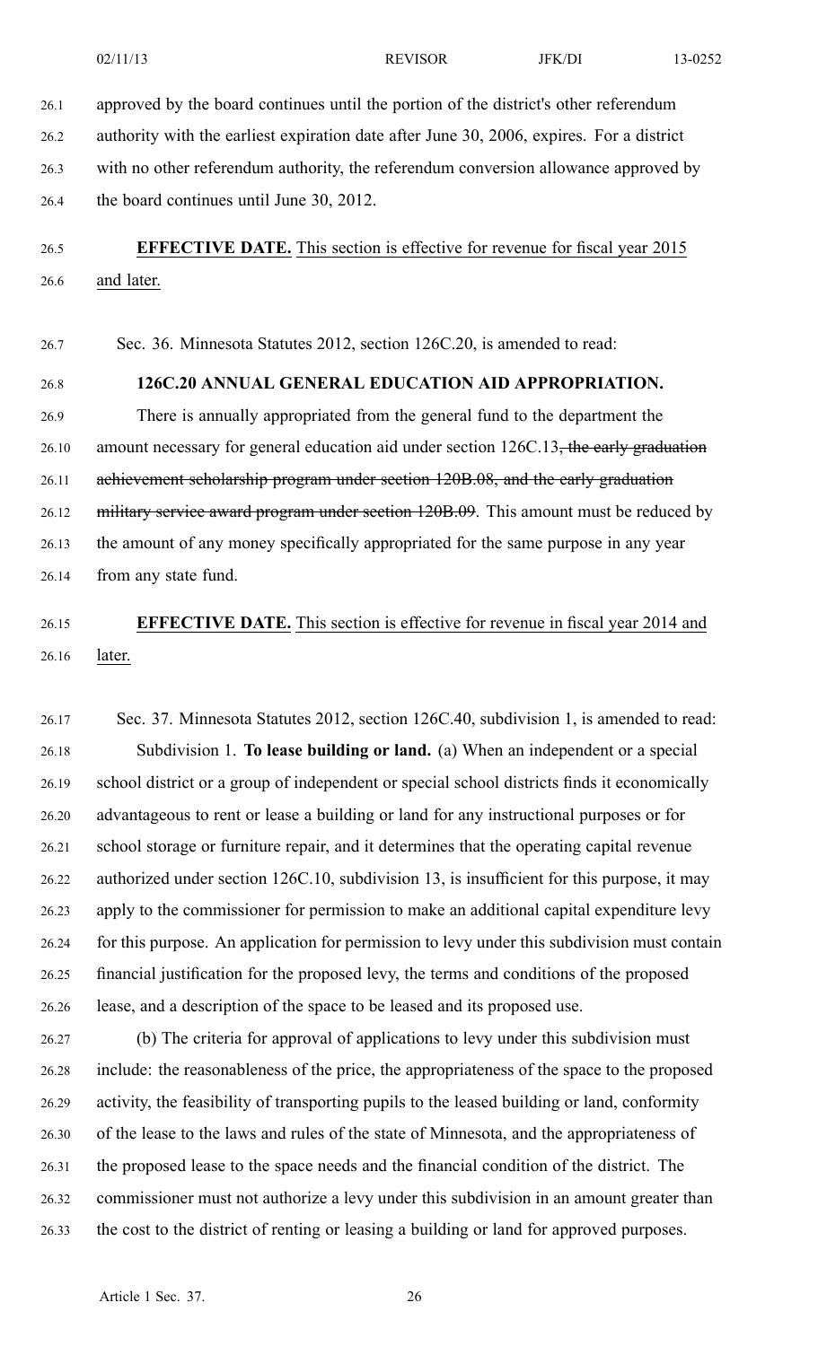approved by the board continues until the portion of the district's other referendum authority with the earliest expiration date after June 30, 2006, expires. For a district with no other referendum authority, the referendum conversion allowance approved by the board continues until June 30, 2012.

**EFFECTIVE DATE.** This section is effective for revenue for fiscal year 2015 and later.

Sec. 36. Minnesota Statutes 2012, section 126C.20, is amended to read:

**126C.20 ANNUAL GENERAL EDUCATION AID APPROPRIATION.**

There is annually appropriated from the general fund to the department the amount necessary for general education aid under section 126C.13~~, the early graduation achievement scholarship program under section 120B.08, and the early graduation military service award program under section 120B.09~~. This amount must be reduced by the amount of any money specifically appropriated for the same purpose in any year from any state fund.

**EFFECTIVE DATE.** This section is effective for revenue in fiscal year 2014 and later.

Sec. 37. Minnesota Statutes 2012, section 126C.40, subdivision 1, is amended to read:

Subdivision 1. **To lease building or land.** (a) When an independent or a special school district or a group of independent or special school districts finds it economically advantageous to rent or lease a building or land for any instructional purposes or for school storage or furniture repair, and it determines that the operating capital revenue authorized under section 126C.10, subdivision 13, is insufficient for this purpose, it may apply to the commissioner for permission to make an additional capital expenditure levy for this purpose. An application for permission to levy under this subdivision must contain financial justification for the proposed levy, the terms and conditions of the proposed lease, and a description of the space to be leased and its proposed use.

(b) The criteria for approval of applications to levy under this subdivision must include: the reasonableness of the price, the appropriateness of the space to the proposed activity, the feasibility of transporting pupils to the leased building or land, conformity of the lease to the laws and rules of the state of Minnesota, and the appropriateness of the proposed lease to the space needs and the financial condition of the district. The commissioner must not authorize a levy under this subdivision in an amount greater than the cost to the district of renting or leasing a building or land for approved purposes.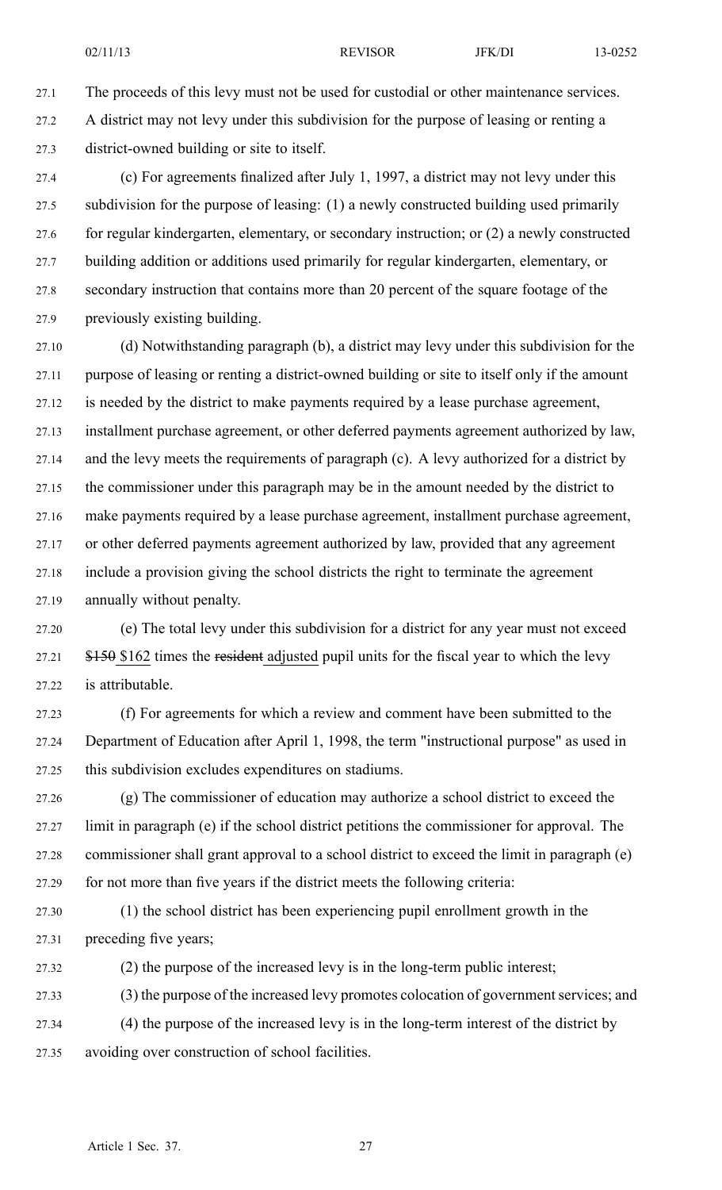The proceeds of this levy must not be used for custodial or other maintenance services. A district may not levy under this subdivision for the purpose of leasing or renting a district-owned building or site to itself.

(c) For agreements finalized after July 1, 1997, a district may not levy under this subdivision for the purpose of leasing: (1) a newly constructed building used primarily for regular kindergarten, elementary, or secondary instruction; or (2) a newly constructed building addition or additions used primarily for regular kindergarten, elementary, or secondary instruction that contains more than 20 percent of the square footage of the previously existing building.

(d) Notwithstanding paragraph (b), a district may levy under this subdivision for the purpose of leasing or renting a district-owned building or site to itself only if the amount is needed by the district to make payments required by a lease purchase agreement, installment purchase agreement, or other deferred payments agreement authorized by law, and the levy meets the requirements of paragraph (c). A levy authorized for a district by the commissioner under this paragraph may be in the amount needed by the district to make payments required by a lease purchase agreement, installment purchase agreement, or other deferred payments agreement authorized by law, provided that any agreement include a provision giving the school districts the right to terminate the agreement annually without penalty.

(e) The total levy under this subdivision for a district for any year must not exceed ~~$150~~ $162 times the ~~resident~~ adjusted pupil units for the fiscal year to which the levy is attributable.

(f) For agreements for which a review and comment have been submitted to the Department of Education after April 1, 1998, the term "instructional purpose" as used in this subdivision excludes expenditures on stadiums.

(g) The commissioner of education may authorize a school district to exceed the limit in paragraph (e) if the school district petitions the commissioner for approval. The commissioner shall grant approval to a school district to exceed the limit in paragraph (e) for not more than five years if the district meets the following criteria:

(1) the school district has been experiencing pupil enrollment growth in the preceding five years;

(2) the purpose of the increased levy is in the long-term public interest;

(3) the purpose of the increased levy promotes colocation of government services; and

(4) the purpose of the increased levy is in the long-term interest of the district by avoiding over construction of school facilities.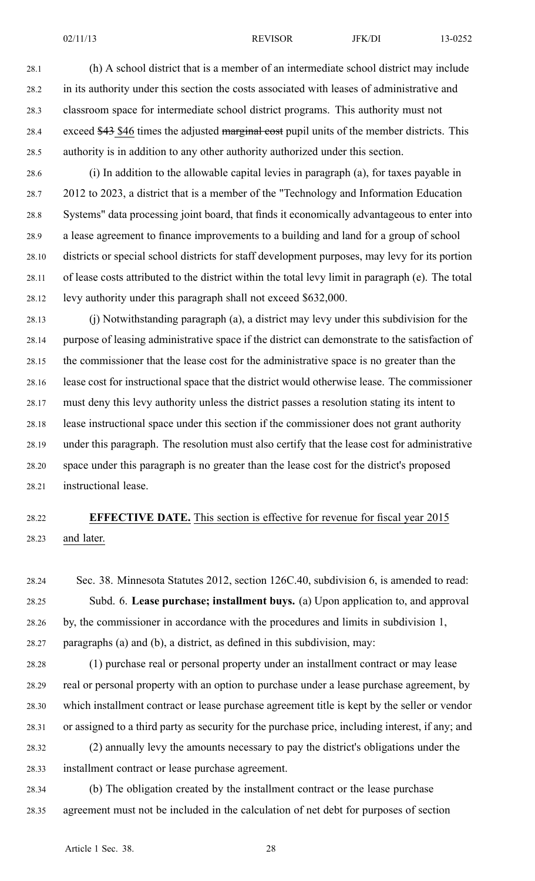(h) A school district that is a member of an intermediate school district may include in its authority under this section the costs associated with leases of administrative and classroom space for intermediate school district programs. This authority must not exceed ~~$43~~ $46 times the adjusted ~~marginal cost~~ pupil units of the member districts. This authority is in addition to any other authority authorized under this section.

(i) In addition to the allowable capital levies in paragraph (a), for taxes payable in 2012 to 2023, a district that is a member of the "Technology and Information Education Systems" data processing joint board, that finds it economically advantageous to enter into a lease agreement to finance improvements to a building and land for a group of school districts or special school districts for staff development purposes, may levy for its portion of lease costs attributed to the district within the total levy limit in paragraph (e). The total levy authority under this paragraph shall not exceed $632,000.

(j) Notwithstanding paragraph (a), a district may levy under this subdivision for the purpose of leasing administrative space if the district can demonstrate to the satisfaction of the commissioner that the lease cost for the administrative space is no greater than the lease cost for instructional space that the district would otherwise lease. The commissioner must deny this levy authority unless the district passes a resolution stating its intent to lease instructional space under this section if the commissioner does not grant authority under this paragraph. The resolution must also certify that the lease cost for administrative space under this paragraph is no greater than the lease cost for the district's proposed instructional lease.

**EFFECTIVE DATE.** This section is effective for revenue for fiscal year 2015 and later.

Sec. 38. Minnesota Statutes 2012, section 126C.40, subdivision 6, is amended to read:

Subd. 6. **Lease purchase; installment buys.** (a) Upon application to, and approval by, the commissioner in accordance with the procedures and limits in subdivision 1, paragraphs (a) and (b), a district, as defined in this subdivision, may:

(1) purchase real or personal property under an installment contract or may lease real or personal property with an option to purchase under a lease purchase agreement, by which installment contract or lease purchase agreement title is kept by the seller or vendor or assigned to a third party as security for the purchase price, including interest, if any; and

(2) annually levy the amounts necessary to pay the district's obligations under the installment contract or lease purchase agreement.

(b) The obligation created by the installment contract or the lease purchase agreement must not be included in the calculation of net debt for purposes of section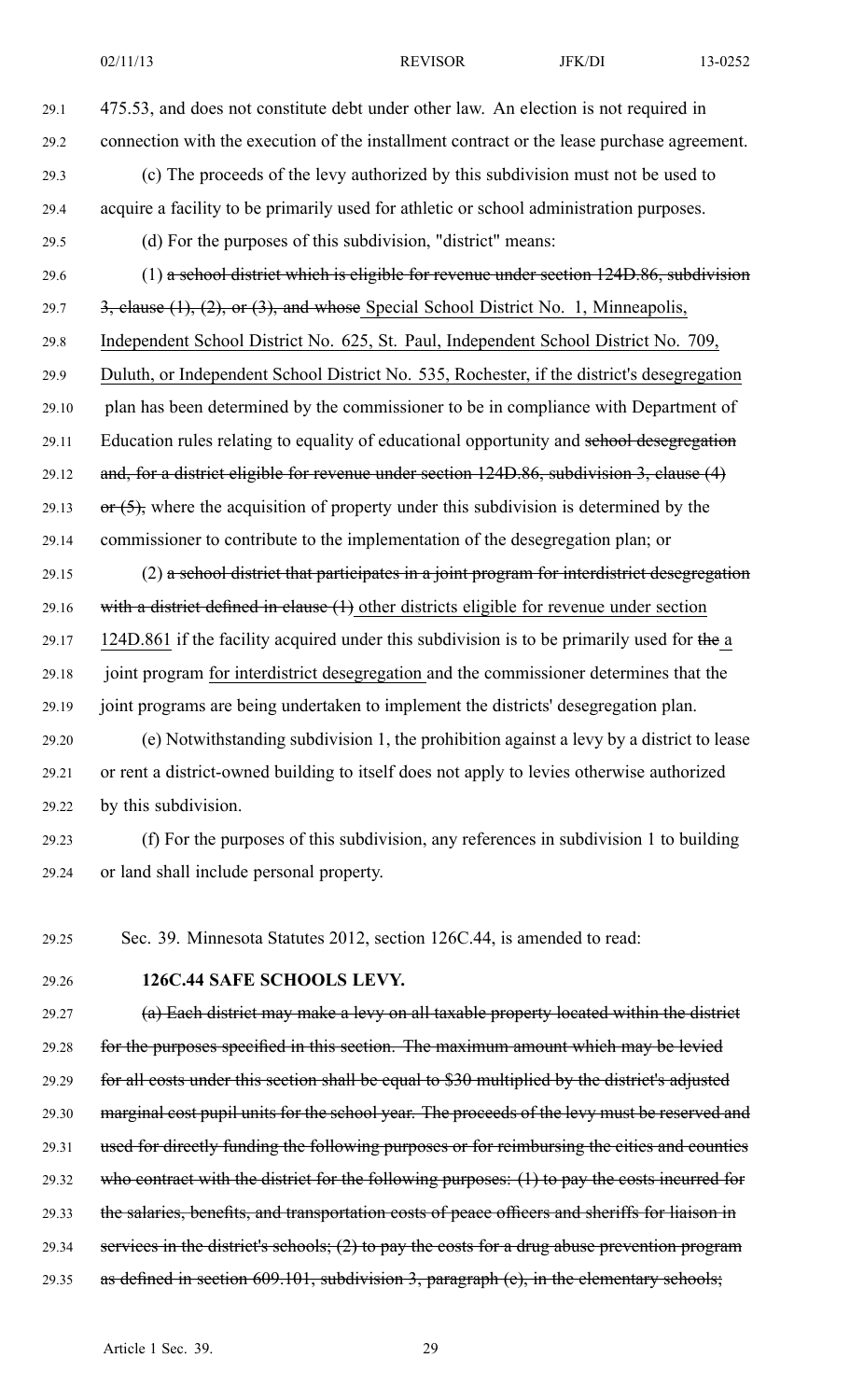475.53, and does not constitute debt under other law. An election is not required in connection with the execution of the installment contract or the lease purchase agreement.

(c) The proceeds of the levy authorized by this subdivision must not be used to acquire a facility to be primarily used for athletic or school administration purposes.

(d) For the purposes of this subdivision, "district" means:

(1) ~~a school district which is eligible for revenue under section 124D.86, subdivision 3, clause (1), (2), or (3), and whose~~ Special School District No. 1, Minneapolis, Independent School District No. 625, St. Paul, Independent School District No. 709, Duluth, or Independent School District No. 535, Rochester, if the district's desegregation plan has been determined by the commissioner to be in compliance with Department of Education rules relating to equality of educational opportunity and ~~school desegregation and, for a district eligible for revenue under section 124D.86, subdivision 3, clause (4) or (5),~~ where the acquisition of property under this subdivision is determined by the commissioner to contribute to the implementation of the desegregation plan; or

(2) ~~a school district that participates in a joint program for interdistrict desegregation with a district defined in clause (1)~~ other districts eligible for revenue under section 124D.861 if the facility acquired under this subdivision is to be primarily used for ~~the~~ a joint program for interdistrict desegregation and the commissioner determines that the joint programs are being undertaken to implement the districts' desegregation plan.

(e) Notwithstanding subdivision 1, the prohibition against a levy by a district to lease or rent a district-owned building to itself does not apply to levies otherwise authorized by this subdivision.

(f) For the purposes of this subdivision, any references in subdivision 1 to building or land shall include personal property.

Sec. 39. Minnesota Statutes 2012, section 126C.44, is amended to read:

**126C.44 SAFE SCHOOLS LEVY.**

~~(a) Each district may make a levy on all taxable property located within the district for the purposes specified in this section. The maximum amount which may be levied for all costs under this section shall be equal to $30 multiplied by the district's adjusted marginal cost pupil units for the school year. The proceeds of the levy must be reserved and used for directly funding the following purposes or for reimbursing the cities and counties who contract with the district for the following purposes: (1) to pay the costs incurred for the salaries, benefits, and transportation costs of peace officers and sheriffs for liaison in services in the district's schools; (2) to pay the costs for a drug abuse prevention program as defined in section 609.101, subdivision 3, paragraph (e), in the elementary schools;~~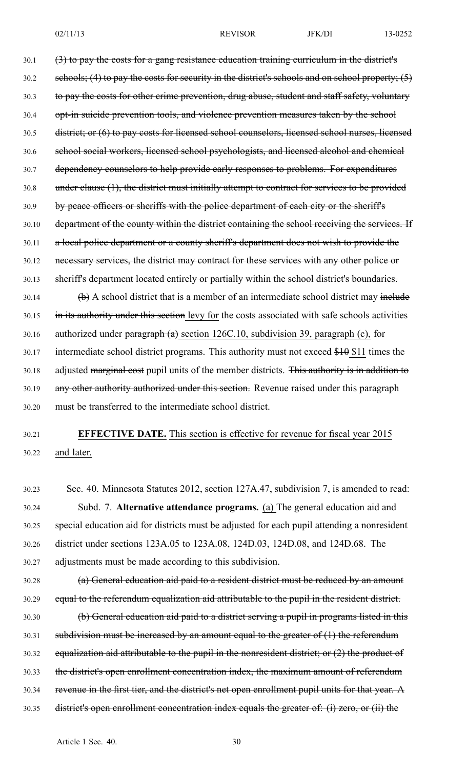~~(3) to pay the costs for a gang resistance education training curriculum in the district's schools; (4) to pay the costs for security in the district's schools and on school property; (5) to pay the costs for other crime prevention, drug abuse, student and staff safety, voluntary opt-in suicide prevention tools, and violence prevention measures taken by the school district; or (6) to pay costs for licensed school counselors, licensed school nurses, licensed school social workers, licensed school psychologists, and licensed alcohol and chemical dependency counselors to help provide early responses to problems. For expenditures under clause (1), the district must initially attempt to contract for services to be provided by peace officers or sheriffs with the police department of each city or the sheriff's department of the county within the district containing the school receiving the services. If a local police department or a county sheriff's department does not wish to provide the necessary services, the district may contract for these services with any other police or sheriff's department located entirely or partially within the school district's boundaries.~~

~~(b)~~ A school district that is a member of an intermediate school district may ~~include in its authority under this section~~ levy for the costs associated with safe schools activities authorized under ~~paragraph (a)~~ section 126C.10, subdivision 39, paragraph (c), for intermediate school district programs. This authority must not exceed ~~$10~~ $11 times the adjusted ~~marginal cost~~ pupil units of the member districts. ~~This authority is in addition to any other authority authorized under this section.~~ Revenue raised under this paragraph must be transferred to the intermediate school district.

**EFFECTIVE DATE.** This section is effective for revenue for fiscal year 2015 and later.

Sec. 40. Minnesota Statutes 2012, section 127A.47, subdivision 7, is amended to read:

Subd. 7. **Alternative attendance programs.** (a) The general education aid and special education aid for districts must be adjusted for each pupil attending a nonresident district under sections 123A.05 to 123A.08, 124D.03, 124D.08, and 124D.68. The adjustments must be made according to this subdivision.

~~(a) General education aid paid to a resident district must be reduced by an amount equal to the referendum equalization aid attributable to the pupil in the resident district.~~

~~(b) General education aid paid to a district serving a pupil in programs listed in this subdivision must be increased by an amount equal to the greater of (1) the referendum equalization aid attributable to the pupil in the nonresident district; or (2) the product of the district's open enrollment concentration index, the maximum amount of referendum revenue in the first tier, and the district's net open enrollment pupil units for that year. A district's open enrollment concentration index equals the greater of: (i) zero, or (ii) the~~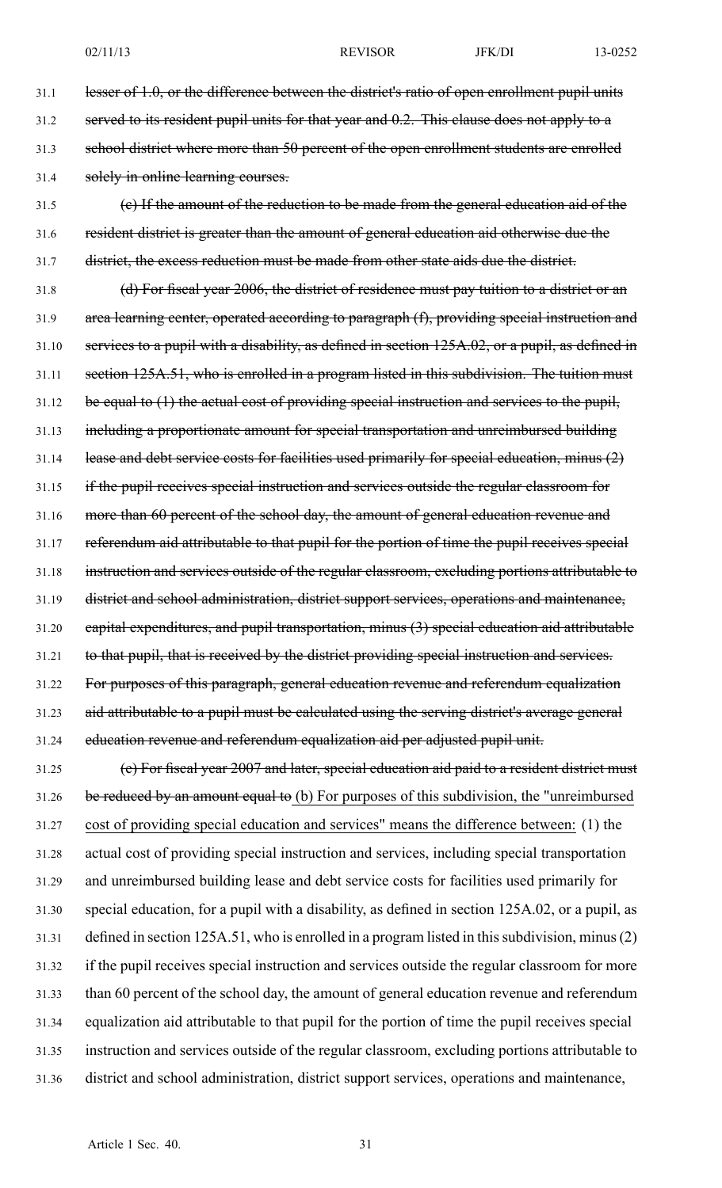lesser of 1.0, or the difference between the district's ratio of open enrollment pupil units served to its resident pupil units for that year and 0.2. This clause does not apply to a school district where more than 50 percent of the open enrollment students are enrolled solely in online learning courses.

(c) If the amount of the reduction to be made from the general education aid of the resident district is greater than the amount of general education aid otherwise due the district, the excess reduction must be made from other state aids due the district.

(d) For fiscal year 2006, the district of residence must pay tuition to a district or an area learning center, operated according to paragraph (f), providing special instruction and services to a pupil with a disability, as defined in section 125A.02, or a pupil, as defined in section 125A.51, who is enrolled in a program listed in this subdivision. The tuition must be equal to (1) the actual cost of providing special instruction and services to the pupil, including a proportionate amount for special transportation and unreimbursed building lease and debt service costs for facilities used primarily for special education, minus (2) if the pupil receives special instruction and services outside the regular classroom for more than 60 percent of the school day, the amount of general education revenue and referendum aid attributable to that pupil for the portion of time the pupil receives special instruction and services outside of the regular classroom, excluding portions attributable to district and school administration, district support services, operations and maintenance, capital expenditures, and pupil transportation, minus (3) special education aid attributable to that pupil, that is received by the district providing special instruction and services. For purposes of this paragraph, general education revenue and referendum equalization aid attributable to a pupil must be calculated using the serving district's average general education revenue and referendum equalization aid per adjusted pupil unit.

(e) For fiscal year 2007 and later, special education aid paid to a resident district must be reduced by an amount equal to (b) For purposes of this subdivision, the "unreimbursed cost of providing special education and services" means the difference between: (1) the actual cost of providing special instruction and services, including special transportation and unreimbursed building lease and debt service costs for facilities used primarily for special education, for a pupil with a disability, as defined in section 125A.02, or a pupil, as defined in section 125A.51, who is enrolled in a program listed in this subdivision, minus (2) if the pupil receives special instruction and services outside the regular classroom for more than 60 percent of the school day, the amount of general education revenue and referendum equalization aid attributable to that pupil for the portion of time the pupil receives special instruction and services outside of the regular classroom, excluding portions attributable to district and school administration, district support services, operations and maintenance,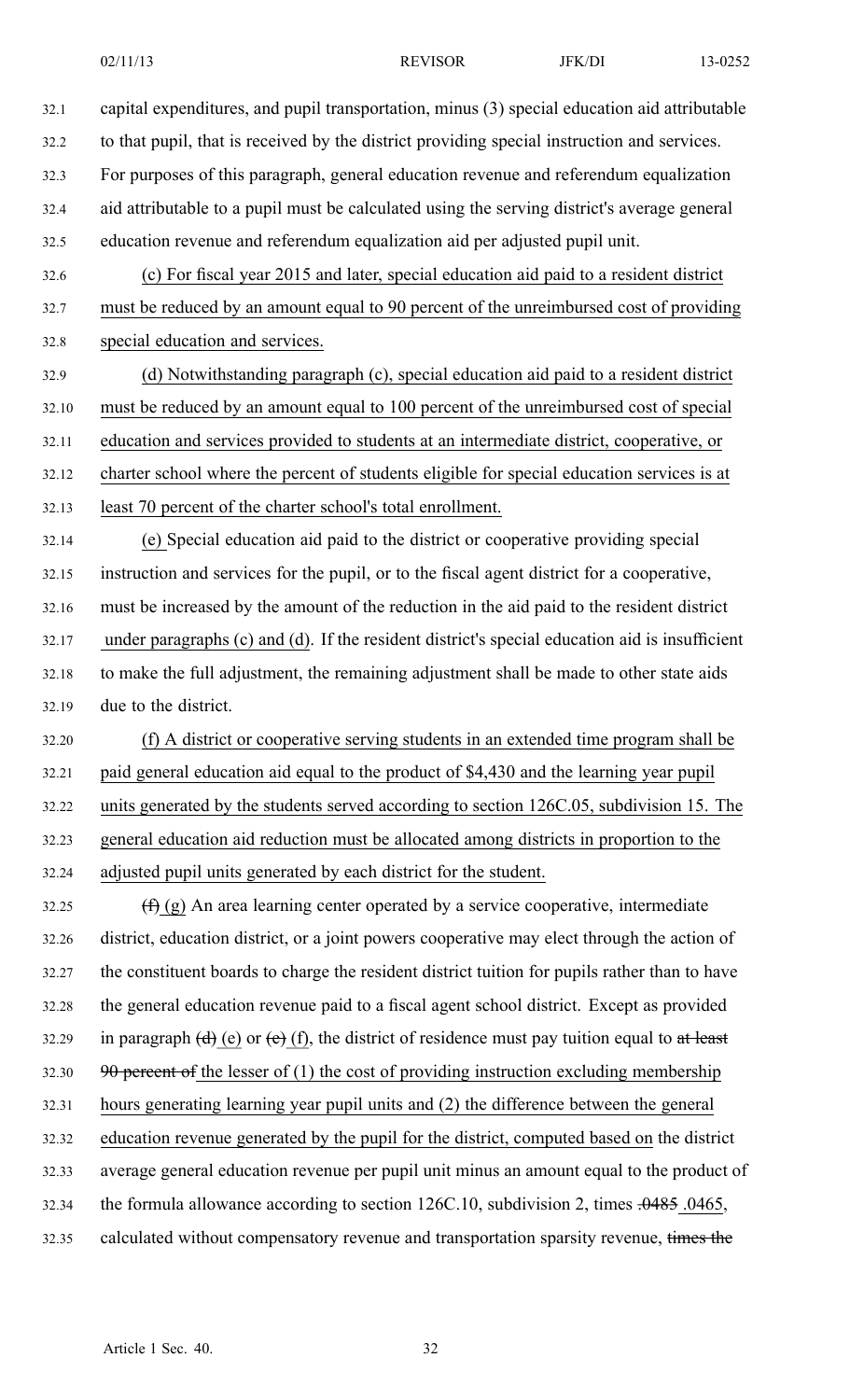capital expenditures, and pupil transportation, minus (3) special education aid attributable to that pupil, that is received by the district providing special instruction and services. For purposes of this paragraph, general education revenue and referendum equalization aid attributable to a pupil must be calculated using the serving district's average general education revenue and referendum equalization aid per adjusted pupil unit.

(c) For fiscal year 2015 and later, special education aid paid to a resident district must be reduced by an amount equal to 90 percent of the unreimbursed cost of providing special education and services.

(d) Notwithstanding paragraph (c), special education aid paid to a resident district must be reduced by an amount equal to 100 percent of the unreimbursed cost of special education and services provided to students at an intermediate district, cooperative, or charter school where the percent of students eligible for special education services is at least 70 percent of the charter school's total enrollment.

(e) Special education aid paid to the district or cooperative providing special instruction and services for the pupil, or to the fiscal agent district for a cooperative, must be increased by the amount of the reduction in the aid paid to the resident district under paragraphs (c) and (d). If the resident district's special education aid is insufficient to make the full adjustment, the remaining adjustment shall be made to other state aids due to the district.

(f) A district or cooperative serving students in an extended time program shall be paid general education aid equal to the product of $4,430 and the learning year pupil units generated by the students served according to section 126C.05, subdivision 15. The general education aid reduction must be allocated among districts in proportion to the adjusted pupil units generated by each district for the student.

~~(f)~~ (g) An area learning center operated by a service cooperative, intermediate district, education district, or a joint powers cooperative may elect through the action of the constituent boards to charge the resident district tuition for pupils rather than to have the general education revenue paid to a fiscal agent school district. Except as provided in paragraph ~~(d)~~ (e) or ~~(e)~~ (f), the district of residence must pay tuition equal to ~~at least 90 percent of~~ the lesser of (1) the cost of providing instruction excluding membership hours generating learning year pupil units and (2) the difference between the general education revenue generated by the pupil for the district, computed based on the district average general education revenue per pupil unit minus an amount equal to the product of the formula allowance according to section 126C.10, subdivision 2, times ~~.0485~~ .0465, calculated without compensatory revenue and transportation sparsity revenue, ~~times the~~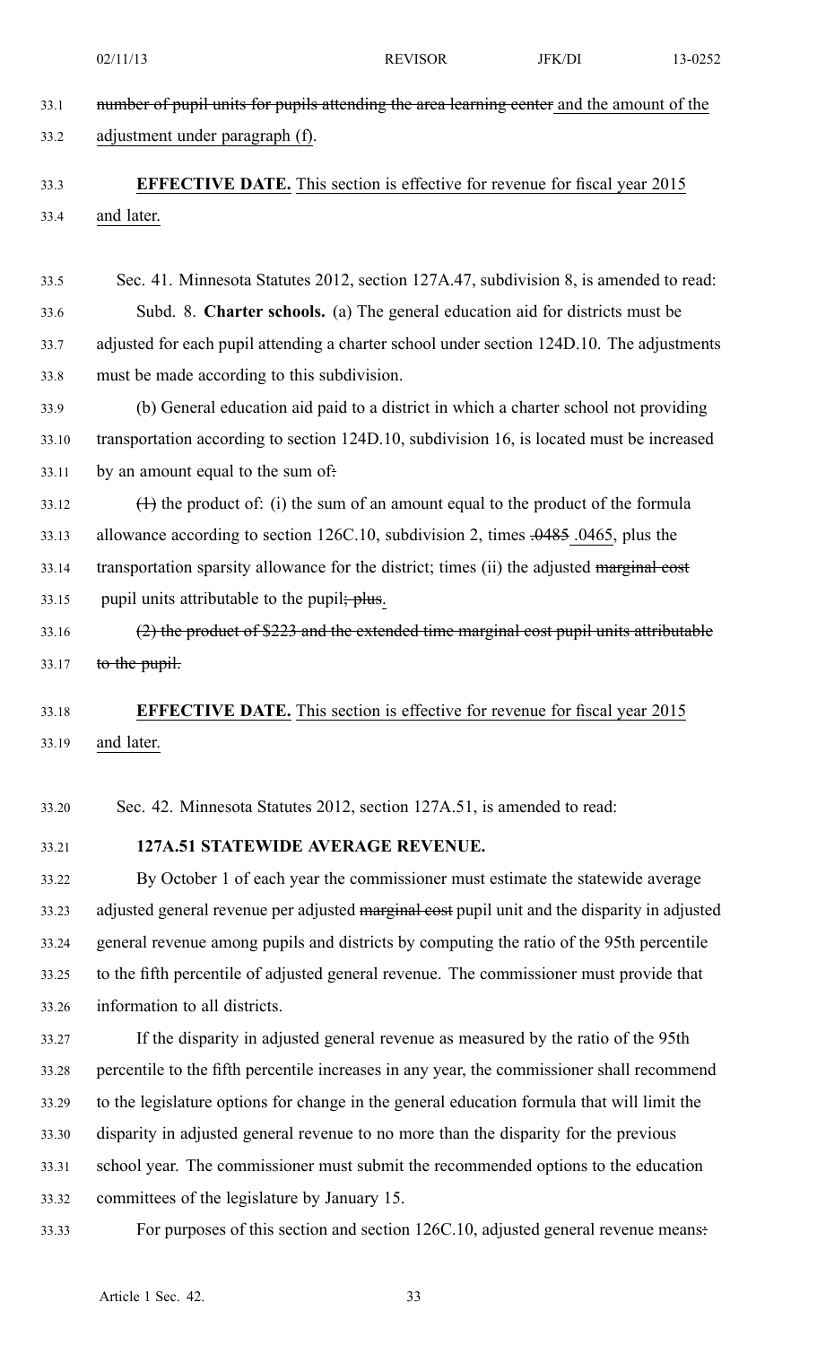~~number of pupil units for pupils attending the area learning center~~ and the amount of the adjustment under paragraph (f).

**EFFECTIVE DATE.** This section is effective for revenue for fiscal year 2015 and later.

Sec. 41. Minnesota Statutes 2012, section 127A.47, subdivision 8, is amended to read:

Subd. 8. **Charter schools.** (a) The general education aid for districts must be adjusted for each pupil attending a charter school under section 124D.10. The adjustments must be made according to this subdivision.

(b) General education aid paid to a district in which a charter school not providing transportation according to section 124D.10, subdivision 16, is located must be increased by an amount equal to the sum of~~:~~

~~(1)~~ the product of: (i) the sum of an amount equal to the product of the formula allowance according to section 126C.10, subdivision 2, times ~~.0485~~ .0465, plus the transportation sparsity allowance for the district; times (ii) the adjusted ~~marginal cost~~ pupil units attributable to the pupil~~; plus~~.

~~(2) the product of $223 and the extended time marginal cost pupil units attributable to the pupil.~~

**EFFECTIVE DATE.** This section is effective for revenue for fiscal year 2015 and later.

Sec. 42. Minnesota Statutes 2012, section 127A.51, is amended to read:

**127A.51 STATEWIDE AVERAGE REVENUE.**

By October 1 of each year the commissioner must estimate the statewide average adjusted general revenue per adjusted ~~marginal cost~~ pupil unit and the disparity in adjusted general revenue among pupils and districts by computing the ratio of the 95th percentile to the fifth percentile of adjusted general revenue. The commissioner must provide that information to all districts.

If the disparity in adjusted general revenue as measured by the ratio of the 95th percentile to the fifth percentile increases in any year, the commissioner shall recommend to the legislature options for change in the general education formula that will limit the disparity in adjusted general revenue to no more than the disparity for the previous school year. The commissioner must submit the recommended options to the education committees of the legislature by January 15.

For purposes of this section and section 126C.10, adjusted general revenue means~~:~~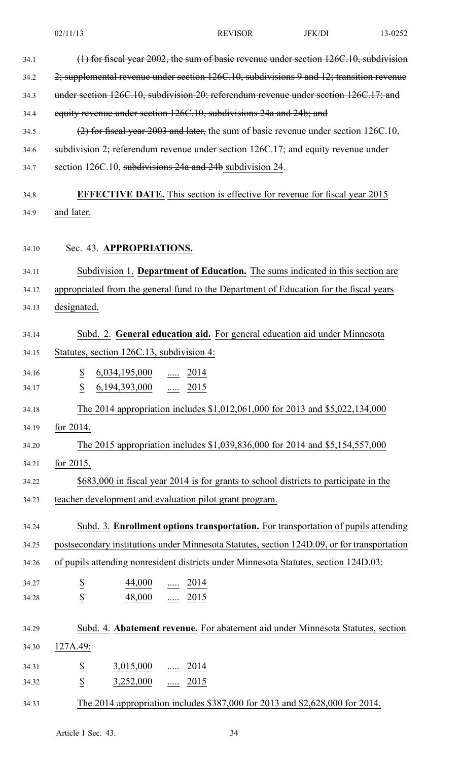(1) for fiscal year 2002, the sum of basic revenue under section 126C.10, subdivision 2; supplemental revenue under section 126C.10, subdivisions 9 and 12; transition revenue under section 126C.10, subdivision 20; referendum revenue under section 126C.17; and equity revenue under section 126C.10, subdivisions 24a and 24b; and

(2) for fiscal year 2003 and later, the sum of basic revenue under section 126C.10, subdivision 2; referendum revenue under section 126C.17; and equity revenue under section 126C.10, subdivisions 24a and 24b subdivision 24.

**EFFECTIVE DATE.** This section is effective for revenue for fiscal year 2015 and later.

Sec. 43. **APPROPRIATIONS.**

Subdivision 1. **Department of Education.** The sums indicated in this section are appropriated from the general fund to the Department of Education for the fiscal years designated.

Subd. 2. **General education aid.** For general education aid under Minnesota Statutes, section 126C.13, subdivision 4:

$ 6,034,195,000 ..... 2014
$ 6,194,393,000 ..... 2015

The 2014 appropriation includes $1,012,061,000 for 2013 and $5,022,134,000 for 2014.

The 2015 appropriation includes $1,039,836,000 for 2014 and $5,154,557,000 for 2015.

$683,000 in fiscal year 2014 is for grants to school districts to participate in the teacher development and evaluation pilot grant program.

Subd. 3. **Enrollment options transportation.** For transportation of pupils attending postsecondary institutions under Minnesota Statutes, section 124D.09, or for transportation of pupils attending nonresident districts under Minnesota Statutes, section 124D.03:

$ 44,000 ..... 2014
$ 48,000 ..... 2015

Subd. 4. **Abatement revenue.** For abatement aid under Minnesota Statutes, section 127A.49:

$ 3,015,000 ..... 2014
$ 3,252,000 ..... 2015

The 2014 appropriation includes $387,000 for 2013 and $2,628,000 for 2014.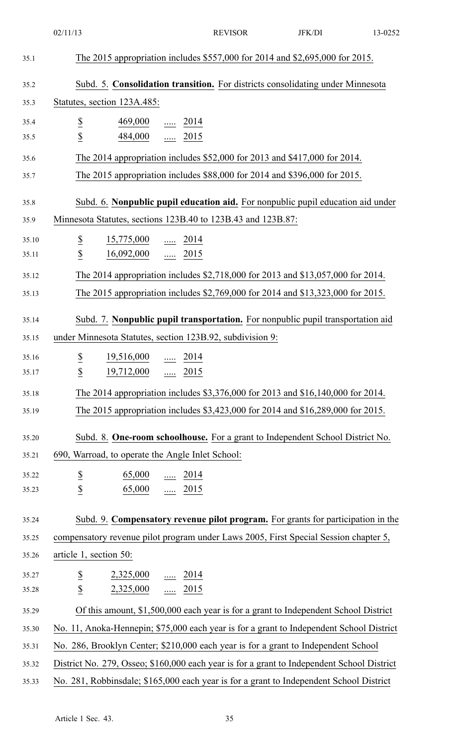The 2015 appropriation includes $557,000 for 2014 and $2,695,000 for 2015.

Subd. 5. **Consolidation transition.** For districts consolidating under Minnesota Statutes, section 123A.485:

| | | | |
|---|---|---|---|
| $ | 469,000 | ..... | 2014 |
| $ | 484,000 | ..... | 2015 |

The 2014 appropriation includes $52,000 for 2013 and $417,000 for 2014.

The 2015 appropriation includes $88,000 for 2014 and $396,000 for 2015.

Subd. 6. **Nonpublic pupil education aid.** For nonpublic pupil education aid under Minnesota Statutes, sections 123B.40 to 123B.43 and 123B.87:

| | | | |
|---|---|---|---|
| $ | 15,775,000 | ..... | 2014 |
| $ | 16,092,000 | ..... | 2015 |

The 2014 appropriation includes $2,718,000 for 2013 and $13,057,000 for 2014.

The 2015 appropriation includes $2,769,000 for 2014 and $13,323,000 for 2015.

Subd. 7. **Nonpublic pupil transportation.** For nonpublic pupil transportation aid under Minnesota Statutes, section 123B.92, subdivision 9:

| | | | |
|---|---|---|---|
| $ | 19,516,000 | ..... | 2014 |
| $ | 19,712,000 | ..... | 2015 |

The 2014 appropriation includes $3,376,000 for 2013 and $16,140,000 for 2014.

The 2015 appropriation includes $3,423,000 for 2014 and $16,289,000 for 2015.

Subd. 8. **One-room schoolhouse.** For a grant to Independent School District No. 690, Warroad, to operate the Angle Inlet School:

| | | | |
|---|---|---|---|
| $ | 65,000 | ..... | 2014 |
| $ | 65,000 | ..... | 2015 |

Subd. 9. **Compensatory revenue pilot program.** For grants for participation in the compensatory revenue pilot program under Laws 2005, First Special Session chapter 5, article 1, section 50:

| | | | |
|---|---|---|---|
| $ | 2,325,000 | ..... | 2014 |
| $ | 2,325,000 | ..... | 2015 |

Of this amount, $1,500,000 each year is for a grant to Independent School District No. 11, Anoka-Hennepin; $75,000 each year is for a grant to Independent School District No. 286, Brooklyn Center; $210,000 each year is for a grant to Independent School District No. 279, Osseo; $160,000 each year is for a grant to Independent School District No. 281, Robbinsdale; $165,000 each year is for a grant to Independent School District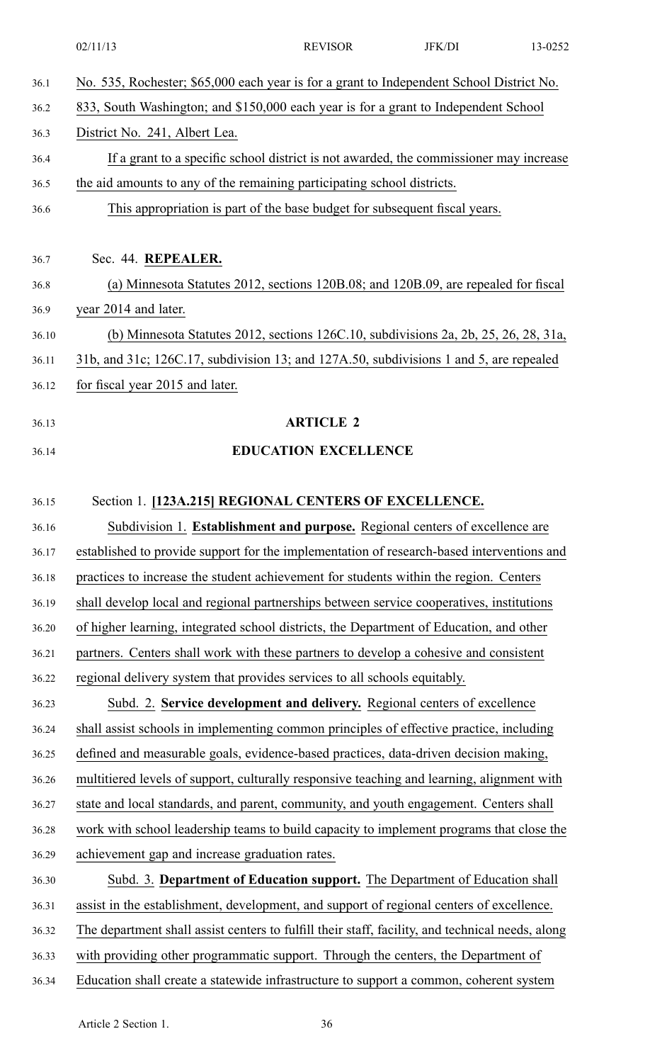No. 535, Rochester; $65,000 each year is for a grant to Independent School District No. 833, South Washington; and $150,000 each year is for a grant to Independent School District No. 241, Albert Lea.

If a grant to a specific school district is not awarded, the commissioner may increase the aid amounts to any of the remaining participating school districts.

This appropriation is part of the base budget for subsequent fiscal years.

Sec. 44. **REPEALER.**

(a) Minnesota Statutes 2012, sections 120B.08; and 120B.09, are repealed for fiscal year 2014 and later.

(b) Minnesota Statutes 2012, sections 126C.10, subdivisions 2a, 2b, 25, 26, 28, 31a, 31b, and 31c; 126C.17, subdivision 13; and 127A.50, subdivisions 1 and 5, are repealed for fiscal year 2015 and later.

## ARTICLE 2

## EDUCATION EXCELLENCE

Section 1. **[123A.215] REGIONAL CENTERS OF EXCELLENCE.**

Subdivision 1. **Establishment and purpose.** Regional centers of excellence are established to provide support for the implementation of research-based interventions and practices to increase the student achievement for students within the region. Centers shall develop local and regional partnerships between service cooperatives, institutions of higher learning, integrated school districts, the Department of Education, and other partners. Centers shall work with these partners to develop a cohesive and consistent regional delivery system that provides services to all schools equitably.

Subd. 2. **Service development and delivery.** Regional centers of excellence shall assist schools in implementing common principles of effective practice, including defined and measurable goals, evidence-based practices, data-driven decision making, multitiered levels of support, culturally responsive teaching and learning, alignment with state and local standards, and parent, community, and youth engagement. Centers shall work with school leadership teams to build capacity to implement programs that close the achievement gap and increase graduation rates.

Subd. 3. **Department of Education support.** The Department of Education shall assist in the establishment, development, and support of regional centers of excellence. The department shall assist centers to fulfill their staff, facility, and technical needs, along with providing other programmatic support. Through the centers, the Department of Education shall create a statewide infrastructure to support a common, coherent system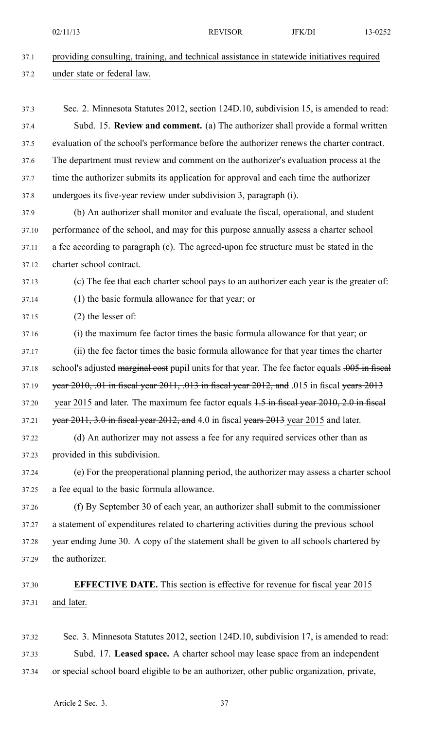providing consulting, training, and technical assistance in statewide initiatives required under state or federal law.

Sec. 2. Minnesota Statutes 2012, section 124D.10, subdivision 15, is amended to read:

Subd. 15. **Review and comment.** (a) The authorizer shall provide a formal written evaluation of the school's performance before the authorizer renews the charter contract. The department must review and comment on the authorizer's evaluation process at the time the authorizer submits its application for approval and each time the authorizer undergoes its five-year review under subdivision 3, paragraph (i).

(b) An authorizer shall monitor and evaluate the fiscal, operational, and student performance of the school, and may for this purpose annually assess a charter school a fee according to paragraph (c). The agreed-upon fee structure must be stated in the charter school contract.

(c) The fee that each charter school pays to an authorizer each year is the greater of:

(1) the basic formula allowance for that year; or

(2) the lesser of:

(i) the maximum fee factor times the basic formula allowance for that year; or

(ii) the fee factor times the basic formula allowance for that year times the charter school's adjusted ~~marginal cost~~ pupil units for that year. The fee factor equals ~~.005 in fiscal year 2010, .01 in fiscal year 2011, .013 in fiscal year 2012, and~~ .015 in fiscal ~~years 2013~~ year 2015 and later. The maximum fee factor equals ~~1.5 in fiscal year 2010, 2.0 in fiscal year 2011, 3.0 in fiscal year 2012, and~~ 4.0 in fiscal ~~years 2013~~ year 2015 and later.

(d) An authorizer may not assess a fee for any required services other than as provided in this subdivision.

(e) For the preoperational planning period, the authorizer may assess a charter school a fee equal to the basic formula allowance.

(f) By September 30 of each year, an authorizer shall submit to the commissioner a statement of expenditures related to chartering activities during the previous school year ending June 30. A copy of the statement shall be given to all schools chartered by the authorizer.

**EFFECTIVE DATE.** This section is effective for revenue for fiscal year 2015 and later.

Sec. 3. Minnesota Statutes 2012, section 124D.10, subdivision 17, is amended to read:

Subd. 17. **Leased space.** A charter school may lease space from an independent or special school board eligible to be an authorizer, other public organization, private,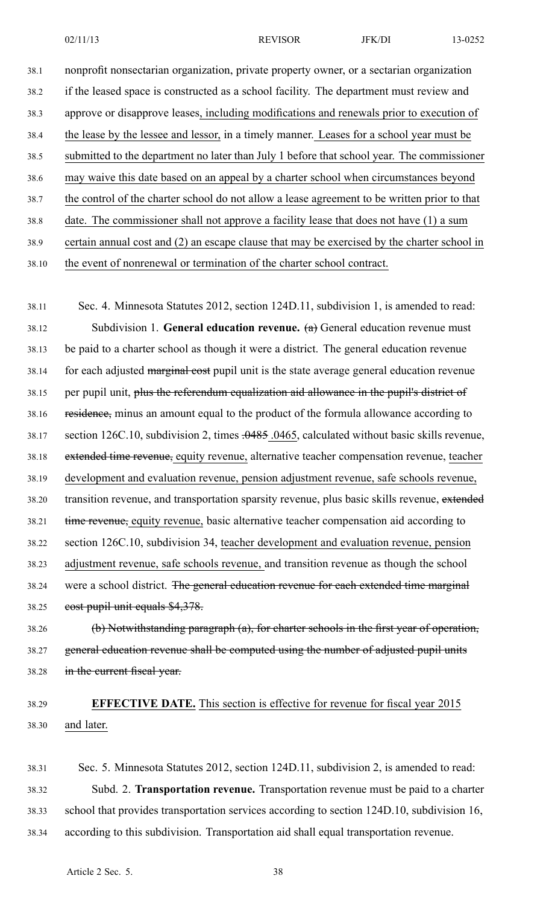nonprofit nonsectarian organization, private property owner, or a sectarian organization if the leased space is constructed as a school facility. The department must review and approve or disapprove leases, including modifications and renewals prior to execution of the lease by the lessee and lessor, in a timely manner. Leases for a school year must be submitted to the department no later than July 1 before that school year. The commissioner may waive this date based on an appeal by a charter school when circumstances beyond the control of the charter school do not allow a lease agreement to be written prior to that date. The commissioner shall not approve a facility lease that does not have (1) a sum certain annual cost and (2) an escape clause that may be exercised by the charter school in the event of nonrenewal or termination of the charter school contract.

Sec. 4. Minnesota Statutes 2012, section 124D.11, subdivision 1, is amended to read:

Subdivision 1. **General education revenue.** ~~(a)~~ General education revenue must be paid to a charter school as though it were a district. The general education revenue for each adjusted ~~marginal cost~~ pupil unit is the state average general education revenue per pupil unit, ~~plus the referendum equalization aid allowance in the pupil's district of residence,~~ minus an amount equal to the product of the formula allowance according to section 126C.10, subdivision 2, times ~~.0485~~ .0465, calculated without basic skills revenue, ~~extended time revenue,~~ equity revenue, alternative teacher compensation revenue, teacher development and evaluation revenue, pension adjustment revenue, safe schools revenue, transition revenue, and transportation sparsity revenue, plus basic skills revenue, ~~extended time revenue,~~ equity revenue, basic alternative teacher compensation aid according to section 126C.10, subdivision 34, teacher development and evaluation revenue, pension adjustment revenue, safe schools revenue, and transition revenue as though the school were a school district. ~~The general education revenue for each extended time marginal cost pupil unit equals $4,378.~~

~~(b) Notwithstanding paragraph (a), for charter schools in the first year of operation, general education revenue shall be computed using the number of adjusted pupil units in the current fiscal year.~~

**EFFECTIVE DATE.** This section is effective for revenue for fiscal year 2015 and later.

Sec. 5. Minnesota Statutes 2012, section 124D.11, subdivision 2, is amended to read:

Subd. 2. **Transportation revenue.** Transportation revenue must be paid to a charter school that provides transportation services according to section 124D.10, subdivision 16, according to this subdivision. Transportation aid shall equal transportation revenue.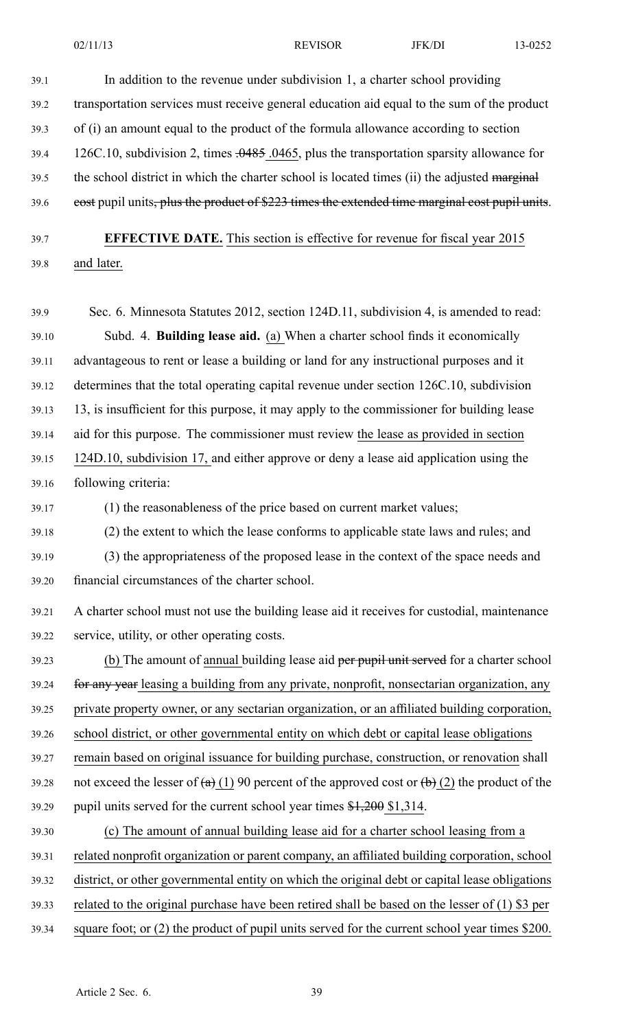In addition to the revenue under subdivision 1, a charter school providing transportation services must receive general education aid equal to the sum of the product of (i) an amount equal to the product of the formula allowance according to section 126C.10, subdivision 2, times ~~.0485~~ .0465, plus the transportation sparsity allowance for the school district in which the charter school is located times (ii) the adjusted ~~marginal cost~~ pupil units~~, plus the product of $223 times the extended time marginal cost pupil units~~.

**EFFECTIVE DATE.** This section is effective for revenue for fiscal year 2015 and later.

Sec. 6. Minnesota Statutes 2012, section 124D.11, subdivision 4, is amended to read:

Subd. 4. **Building lease aid.** (a) When a charter school finds it economically advantageous to rent or lease a building or land for any instructional purposes and it determines that the total operating capital revenue under section 126C.10, subdivision 13, is insufficient for this purpose, it may apply to the commissioner for building lease aid for this purpose. The commissioner must review the lease as provided in section 124D.10, subdivision 17, and either approve or deny a lease aid application using the following criteria:

(1) the reasonableness of the price based on current market values;

(2) the extent to which the lease conforms to applicable state laws and rules; and

(3) the appropriateness of the proposed lease in the context of the space needs and financial circumstances of the charter school.

A charter school must not use the building lease aid it receives for custodial, maintenance service, utility, or other operating costs.

(b) The amount of annual building lease aid ~~per pupil unit served~~ for a charter school ~~for any year~~ leasing a building from any private, nonprofit, nonsectarian organization, any private property owner, or any sectarian organization, or an affiliated building corporation, school district, or other governmental entity on which debt or capital lease obligations remain based on original issuance for building purchase, construction, or renovation shall not exceed the lesser of ~~(a)~~ (1) 90 percent of the approved cost or ~~(b)~~ (2) the product of the pupil units served for the current school year times ~~$1,200~~ $1,314.

(c) The amount of annual building lease aid for a charter school leasing from a related nonprofit organization or parent company, an affiliated building corporation, school district, or other governmental entity on which the original debt or capital lease obligations related to the original purchase have been retired shall be based on the lesser of (1) $3 per square foot; or (2) the product of pupil units served for the current school year times $200.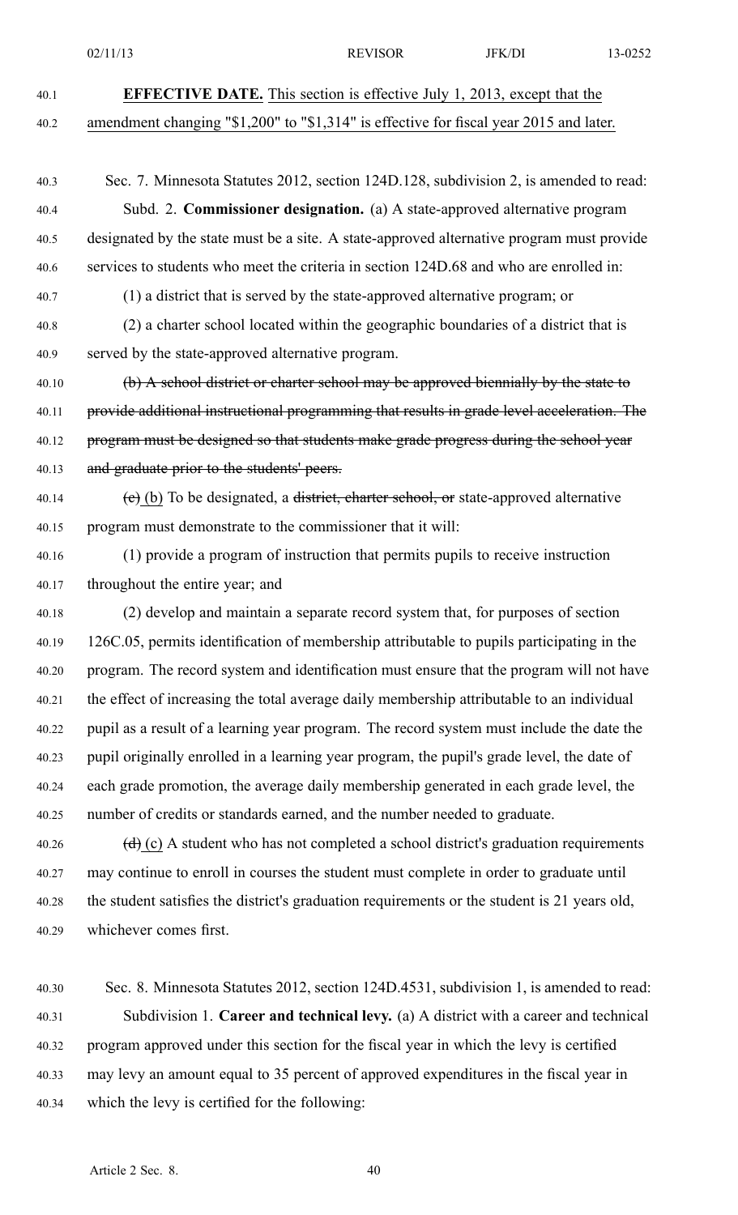**EFFECTIVE DATE.** This section is effective July 1, 2013, except that the amendment changing "$1,200" to "$1,314" is effective for fiscal year 2015 and later.

Sec. 7. Minnesota Statutes 2012, section 124D.128, subdivision 2, is amended to read:

Subd. 2. **Commissioner designation.** (a) A state-approved alternative program designated by the state must be a site. A state-approved alternative program must provide services to students who meet the criteria in section 124D.68 and who are enrolled in:

(1) a district that is served by the state-approved alternative program; or

(2) a charter school located within the geographic boundaries of a district that is served by the state-approved alternative program.

~~(b) A school district or charter school may be approved biennially by the state to provide additional instructional programming that results in grade level acceleration. The program must be designed so that students make grade progress during the school year and graduate prior to the students' peers.~~

~~(c)~~ (b) To be designated, a ~~district, charter school, or~~ state-approved alternative program must demonstrate to the commissioner that it will:

(1) provide a program of instruction that permits pupils to receive instruction throughout the entire year; and

(2) develop and maintain a separate record system that, for purposes of section 126C.05, permits identification of membership attributable to pupils participating in the program. The record system and identification must ensure that the program will not have the effect of increasing the total average daily membership attributable to an individual pupil as a result of a learning year program. The record system must include the date the pupil originally enrolled in a learning year program, the pupil's grade level, the date of each grade promotion, the average daily membership generated in each grade level, the number of credits or standards earned, and the number needed to graduate.

~~(d)~~ (c) A student who has not completed a school district's graduation requirements may continue to enroll in courses the student must complete in order to graduate until the student satisfies the district's graduation requirements or the student is 21 years old, whichever comes first.

Sec. 8. Minnesota Statutes 2012, section 124D.4531, subdivision 1, is amended to read:

Subdivision 1. **Career and technical levy.** (a) A district with a career and technical program approved under this section for the fiscal year in which the levy is certified may levy an amount equal to 35 percent of approved expenditures in the fiscal year in which the levy is certified for the following: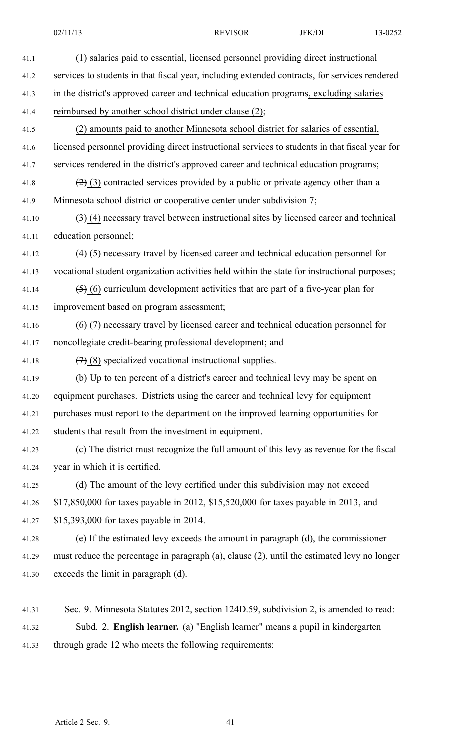(1) salaries paid to essential, licensed personnel providing direct instructional services to students in that fiscal year, including extended contracts, for services rendered in the district's approved career and technical education programs, excluding salaries reimbursed by another school district under clause (2);

(2) amounts paid to another Minnesota school district for salaries of essential, licensed personnel providing direct instructional services to students in that fiscal year for services rendered in the district's approved career and technical education programs;

~~(2)~~ (3) contracted services provided by a public or private agency other than a Minnesota school district or cooperative center under subdivision 7;

~~(3)~~ (4) necessary travel between instructional sites by licensed career and technical education personnel;

~~(4)~~ (5) necessary travel by licensed career and technical education personnel for vocational student organization activities held within the state for instructional purposes;

~~(5)~~ (6) curriculum development activities that are part of a five-year plan for improvement based on program assessment;

~~(6)~~ (7) necessary travel by licensed career and technical education personnel for noncollegiate credit-bearing professional development; and

~~(7)~~ (8) specialized vocational instructional supplies.

(b) Up to ten percent of a district's career and technical levy may be spent on equipment purchases. Districts using the career and technical levy for equipment purchases must report to the department on the improved learning opportunities for students that result from the investment in equipment.

(c) The district must recognize the full amount of this levy as revenue for the fiscal year in which it is certified.

(d) The amount of the levy certified under this subdivision may not exceed $17,850,000 for taxes payable in 2012, $15,520,000 for taxes payable in 2013, and $15,393,000 for taxes payable in 2014.

(e) If the estimated levy exceeds the amount in paragraph (d), the commissioner must reduce the percentage in paragraph (a), clause (2), until the estimated levy no longer exceeds the limit in paragraph (d).

Sec. 9. Minnesota Statutes 2012, section 124D.59, subdivision 2, is amended to read:

Subd. 2. **English learner.** (a) "English learner" means a pupil in kindergarten through grade 12 who meets the following requirements: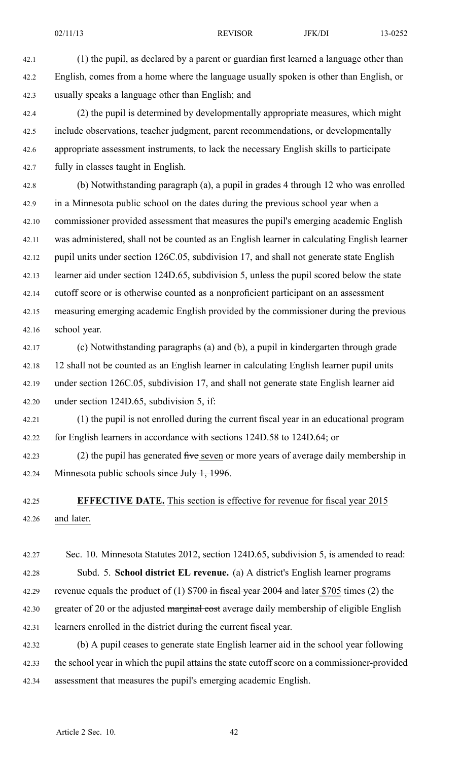(1) the pupil, as declared by a parent or guardian first learned a language other than English, comes from a home where the language usually spoken is other than English, or usually speaks a language other than English; and

(2) the pupil is determined by developmentally appropriate measures, which might include observations, teacher judgment, parent recommendations, or developmentally appropriate assessment instruments, to lack the necessary English skills to participate fully in classes taught in English.

(b) Notwithstanding paragraph (a), a pupil in grades 4 through 12 who was enrolled in a Minnesota public school on the dates during the previous school year when a commissioner provided assessment that measures the pupil's emerging academic English was administered, shall not be counted as an English learner in calculating English learner pupil units under section 126C.05, subdivision 17, and shall not generate state English learner aid under section 124D.65, subdivision 5, unless the pupil scored below the state cutoff score or is otherwise counted as a nonproficient participant on an assessment measuring emerging academic English provided by the commissioner during the previous school year.

(c) Notwithstanding paragraphs (a) and (b), a pupil in kindergarten through grade 12 shall not be counted as an English learner in calculating English learner pupil units under section 126C.05, subdivision 17, and shall not generate state English learner aid under section 124D.65, subdivision 5, if:

(1) the pupil is not enrolled during the current fiscal year in an educational program for English learners in accordance with sections 124D.58 to 124D.64; or

(2) the pupil has generated ~~five~~ seven or more years of average daily membership in Minnesota public schools ~~since July 1, 1996~~.

**EFFECTIVE DATE.** This section is effective for revenue for fiscal year 2015 and later.

Sec. 10. Minnesota Statutes 2012, section 124D.65, subdivision 5, is amended to read:

Subd. 5. **School district EL revenue.** (a) A district's English learner programs revenue equals the product of (1) ~~$700 in fiscal year 2004 and later~~ $705 times (2) the greater of 20 or the adjusted ~~marginal cost~~ average daily membership of eligible English learners enrolled in the district during the current fiscal year.

(b) A pupil ceases to generate state English learner aid in the school year following the school year in which the pupil attains the state cutoff score on a commissioner-provided assessment that measures the pupil's emerging academic English.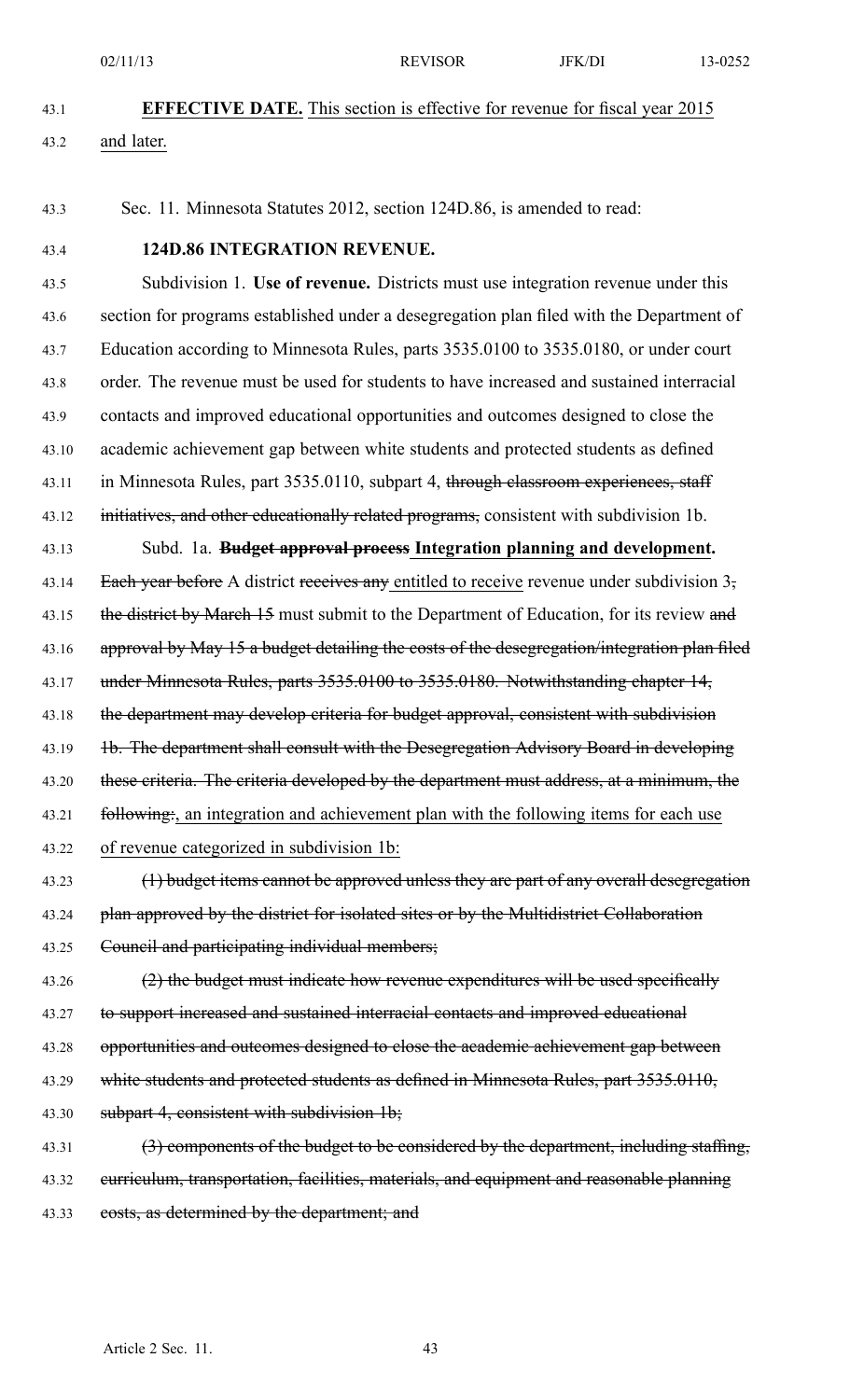**EFFECTIVE DATE.** This section is effective for revenue for fiscal year 2015 and later.

Sec. 11. Minnesota Statutes 2012, section 124D.86, is amended to read:

**124D.86 INTEGRATION REVENUE.**

Subdivision 1. **Use of revenue.** Districts must use integration revenue under this section for programs established under a desegregation plan filed with the Department of Education according to Minnesota Rules, parts 3535.0100 to 3535.0180, or under court order. The revenue must be used for students to have increased and sustained interracial contacts and improved educational opportunities and outcomes designed to close the academic achievement gap between white students and protected students as defined in Minnesota Rules, part 3535.0110, subpart 4, ~~through classroom experiences, staff initiatives, and other educationally related programs,~~ consistent with subdivision 1b.

Subd. 1a. ~~**Budget approval process**~~ **Integration planning and development.** ~~Each year before~~ A district ~~receives any~~ entitled to receive revenue under subdivision 3~~,~~ ~~the district by March 15~~ must submit to the Department of Education, for its review ~~and approval by May 15 a budget detailing the costs of the desegregation/integration plan filed under Minnesota Rules, parts 3535.0100 to 3535.0180. Notwithstanding chapter 14, the department may develop criteria for budget approval, consistent with subdivision 1b. The department shall consult with the Desegregation Advisory Board in developing these criteria. The criteria developed by the department must address, at a minimum, the following:~~, an integration and achievement plan with the following items for each use of revenue categorized in subdivision 1b:

~~(1) budget items cannot be approved unless they are part of any overall desegregation plan approved by the district for isolated sites or by the Multidistrict Collaboration Council and participating individual members;~~

~~(2) the budget must indicate how revenue expenditures will be used specifically to support increased and sustained interracial contacts and improved educational opportunities and outcomes designed to close the academic achievement gap between white students and protected students as defined in Minnesota Rules, part 3535.0110, subpart 4, consistent with subdivision 1b;~~

~~(3) components of the budget to be considered by the department, including staffing, curriculum, transportation, facilities, materials, and equipment and reasonable planning costs, as determined by the department; and~~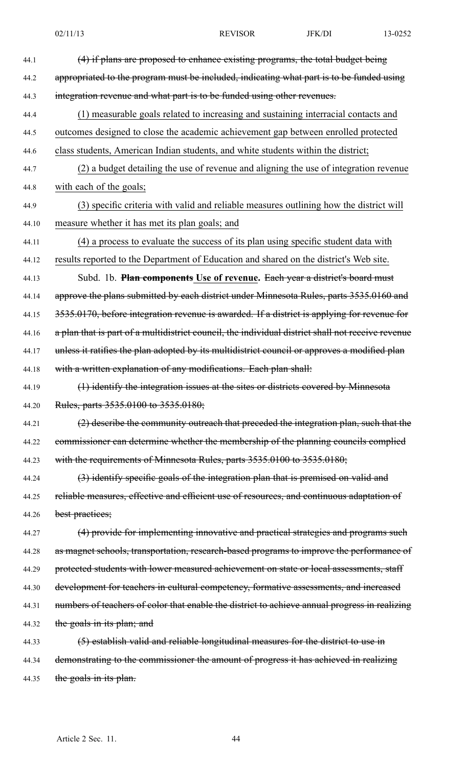44.1 ~~(4) if plans are proposed to enhance existing programs, the total budget being~~
44.2 ~~appropriated to the program must be included, indicating what part is to be funded using~~
44.3 ~~integration revenue and what part is to be funded using other revenues.~~

44.4 <u>(1) measurable goals related to increasing and sustaining interracial contacts and</u>
44.5 <u>outcomes designed to close the academic achievement gap between enrolled protected</u>
44.6 <u>class students, American Indian students, and white students within the district;</u>

44.7 <u>(2) a budget detailing the use of revenue and aligning the use of integration revenue</u>
44.8 <u>with each of the goals;</u>

44.9 <u>(3) specific criteria with valid and reliable measures outlining how the district will</u>
44.10 <u>measure whether it has met its plan goals; and</u>

44.11 <u>(4) a process to evaluate the success of its plan using specific student data with</u>
44.12 <u>results reported to the Department of Education and shared on the district's Web site.</u>

44.13 Subd. 1b. ~~**Plan components**~~ <u>**Use of revenue.**</u> ~~Each year a district's board must~~
44.14 ~~approve the plans submitted by each district under Minnesota Rules, parts 3535.0160 and~~
44.15 ~~3535.0170, before integration revenue is awarded. If a district is applying for revenue for~~
44.16 ~~a plan that is part of a multidistrict council, the individual district shall not receive revenue~~
44.17 ~~unless it ratifies the plan adopted by its multidistrict council or approves a modified plan~~
44.18 ~~with a written explanation of any modifications. Each plan shall:~~

44.19 ~~(1) identify the integration issues at the sites or districts covered by Minnesota~~
44.20 ~~Rules, parts 3535.0100 to 3535.0180;~~

44.21 ~~(2) describe the community outreach that preceded the integration plan, such that the~~
44.22 ~~commissioner can determine whether the membership of the planning councils complied~~
44.23 ~~with the requirements of Minnesota Rules, parts 3535.0100 to 3535.0180;~~

44.24 ~~(3) identify specific goals of the integration plan that is premised on valid and~~
44.25 ~~reliable measures, effective and efficient use of resources, and continuous adaptation of~~
44.26 ~~best practices;~~

44.27 ~~(4) provide for implementing innovative and practical strategies and programs such~~
44.28 ~~as magnet schools, transportation, research-based programs to improve the performance of~~
44.29 ~~protected students with lower measured achievement on state or local assessments, staff~~
44.30 ~~development for teachers in cultural competency, formative assessments, and increased~~
44.31 ~~numbers of teachers of color that enable the district to achieve annual progress in realizing~~
44.32 ~~the goals in its plan; and~~

44.33 ~~(5) establish valid and reliable longitudinal measures for the district to use in~~
44.34 ~~demonstrating to the commissioner the amount of progress it has achieved in realizing~~
44.35 ~~the goals in its plan.~~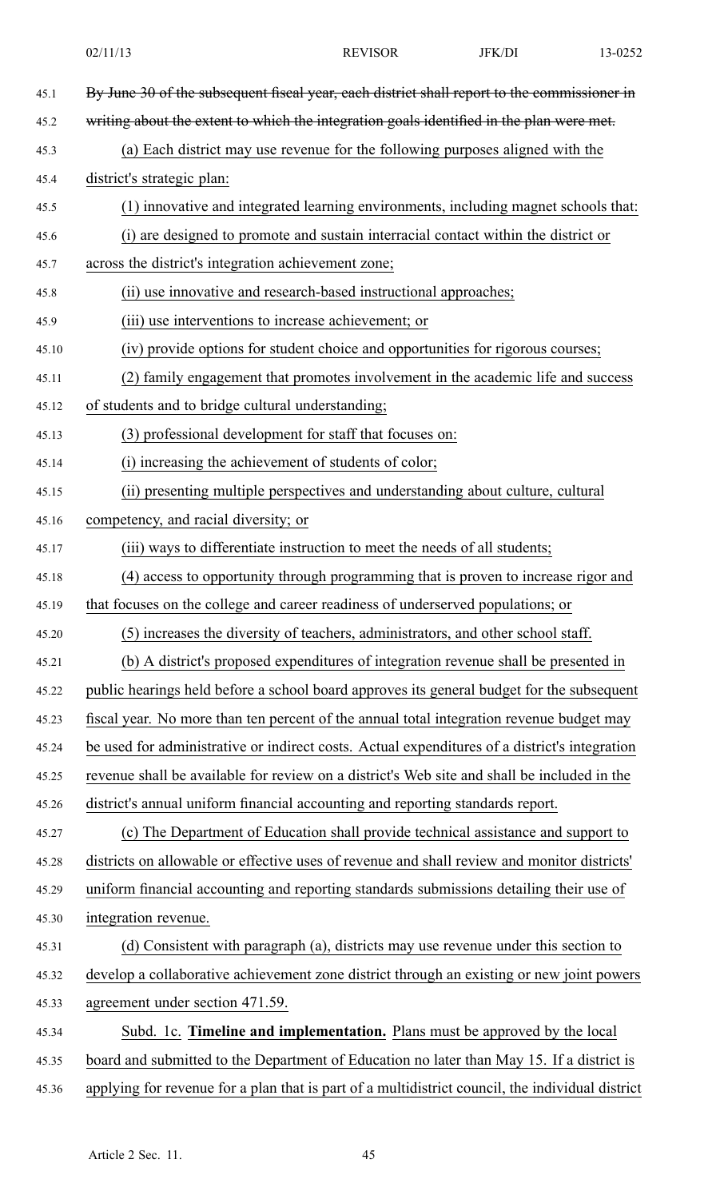~~By June 30 of the subsequent fiscal year, each district shall report to the commissioner in writing about the extent to which the integration goals identified in the plan were met.~~

(a) Each district may use revenue for the following purposes aligned with the district's strategic plan:

(1) innovative and integrated learning environments, including magnet schools that:

(i) are designed to promote and sustain interracial contact within the district or across the district's integration achievement zone;

(ii) use innovative and research-based instructional approaches;

(iii) use interventions to increase achievement; or

(iv) provide options for student choice and opportunities for rigorous courses;

(2) family engagement that promotes involvement in the academic life and success of students and to bridge cultural understanding;

(3) professional development for staff that focuses on:

(i) increasing the achievement of students of color;

(ii) presenting multiple perspectives and understanding about culture, cultural competency, and racial diversity; or

(iii) ways to differentiate instruction to meet the needs of all students;

(4) access to opportunity through programming that is proven to increase rigor and that focuses on the college and career readiness of underserved populations; or

(5) increases the diversity of teachers, administrators, and other school staff.

(b) A district's proposed expenditures of integration revenue shall be presented in public hearings held before a school board approves its general budget for the subsequent fiscal year. No more than ten percent of the annual total integration revenue budget may be used for administrative or indirect costs. Actual expenditures of a district's integration revenue shall be available for review on a district's Web site and shall be included in the district's annual uniform financial accounting and reporting standards report.

(c) The Department of Education shall provide technical assistance and support to districts on allowable or effective uses of revenue and shall review and monitor districts' uniform financial accounting and reporting standards submissions detailing their use of integration revenue.

(d) Consistent with paragraph (a), districts may use revenue under this section to develop a collaborative achievement zone district through an existing or new joint powers agreement under section 471.59.

Subd. 1c. **Timeline and implementation.** Plans must be approved by the local board and submitted to the Department of Education no later than May 15. If a district is applying for revenue for a plan that is part of a multidistrict council, the individual district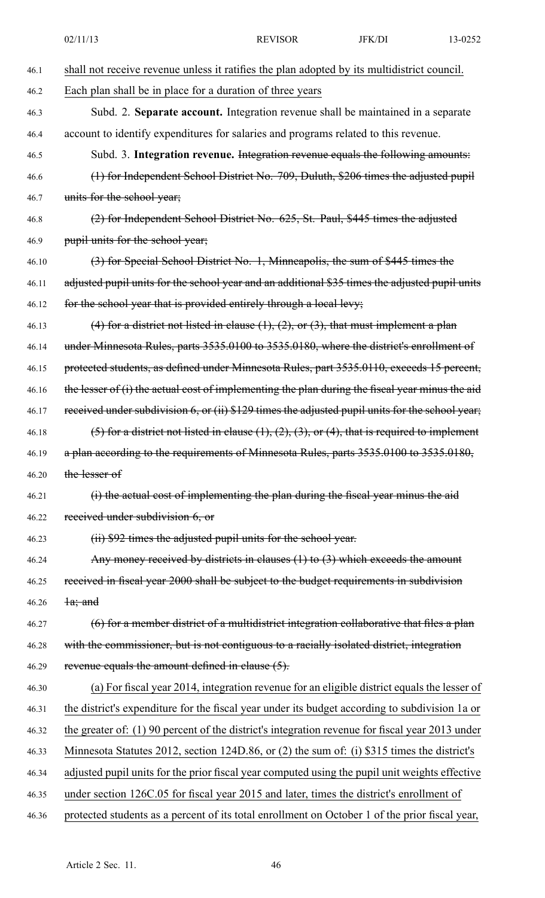shall not receive revenue unless it ratifies the plan adopted by its multidistrict council. Each plan shall be in place for a duration of three years

Subd. 2. **Separate account.** Integration revenue shall be maintained in a separate account to identify expenditures for salaries and programs related to this revenue.

Subd. 3. **Integration revenue.** ~~Integration revenue equals the following amounts:~~

~~(1) for Independent School District No. 709, Duluth, $206 times the adjusted pupil units for the school year;~~

~~(2) for Independent School District No. 625, St. Paul, $445 times the adjusted pupil units for the school year;~~

~~(3) for Special School District No. 1, Minneapolis, the sum of $445 times the adjusted pupil units for the school year and an additional $35 times the adjusted pupil units for the school year that is provided entirely through a local levy;~~

~~(4) for a district not listed in clause (1), (2), or (3), that must implement a plan under Minnesota Rules, parts 3535.0100 to 3535.0180, where the district's enrollment of protected students, as defined under Minnesota Rules, part 3535.0110, exceeds 15 percent, the lesser of (i) the actual cost of implementing the plan during the fiscal year minus the aid received under subdivision 6, or (ii) $129 times the adjusted pupil units for the school year;~~

~~(5) for a district not listed in clause (1), (2), (3), or (4), that is required to implement a plan according to the requirements of Minnesota Rules, parts 3535.0100 to 3535.0180, the lesser of~~

~~(i) the actual cost of implementing the plan during the fiscal year minus the aid received under subdivision 6, or~~

~~(ii) $92 times the adjusted pupil units for the school year.~~

~~Any money received by districts in clauses (1) to (3) which exceeds the amount received in fiscal year 2000 shall be subject to the budget requirements in subdivision 1a; and~~

~~(6) for a member district of a multidistrict integration collaborative that files a plan with the commissioner, but is not contiguous to a racially isolated district, integration revenue equals the amount defined in clause (5).~~

(a) For fiscal year 2014, integration revenue for an eligible district equals the lesser of the district's expenditure for the fiscal year under its budget according to subdivision 1a or the greater of: (1) 90 percent of the district's integration revenue for fiscal year 2013 under Minnesota Statutes 2012, section 124D.86, or (2) the sum of: (i) $315 times the district's adjusted pupil units for the prior fiscal year computed using the pupil unit weights effective under section 126C.05 for fiscal year 2015 and later, times the district's enrollment of protected students as a percent of its total enrollment on October 1 of the prior fiscal year,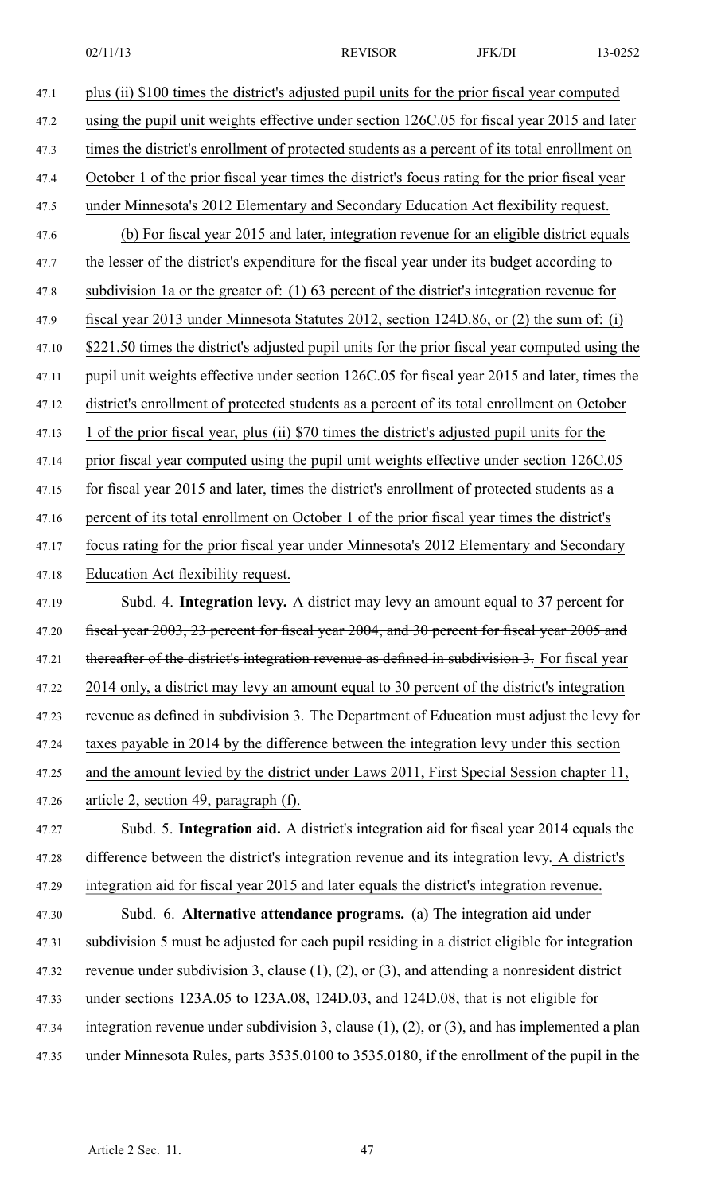plus (ii) $100 times the district's adjusted pupil units for the prior fiscal year computed using the pupil unit weights effective under section 126C.05 for fiscal year 2015 and later times the district's enrollment of protected students as a percent of its total enrollment on October 1 of the prior fiscal year times the district's focus rating for the prior fiscal year under Minnesota's 2012 Elementary and Secondary Education Act flexibility request.

(b) For fiscal year 2015 and later, integration revenue for an eligible district equals the lesser of the district's expenditure for the fiscal year under its budget according to subdivision 1a or the greater of: (1) 63 percent of the district's integration revenue for fiscal year 2013 under Minnesota Statutes 2012, section 124D.86, or (2) the sum of: (i) $221.50 times the district's adjusted pupil units for the prior fiscal year computed using the pupil unit weights effective under section 126C.05 for fiscal year 2015 and later, times the district's enrollment of protected students as a percent of its total enrollment on October 1 of the prior fiscal year, plus (ii) $70 times the district's adjusted pupil units for the prior fiscal year computed using the pupil unit weights effective under section 126C.05 for fiscal year 2015 and later, times the district's enrollment of protected students as a percent of its total enrollment on October 1 of the prior fiscal year times the district's focus rating for the prior fiscal year under Minnesota's 2012 Elementary and Secondary Education Act flexibility request.

Subd. 4. **Integration levy.** ~~A district may levy an amount equal to 37 percent for fiscal year 2003, 23 percent for fiscal year 2004, and 30 percent for fiscal year 2005 and thereafter of the district's integration revenue as defined in subdivision 3.~~ For fiscal year 2014 only, a district may levy an amount equal to 30 percent of the district's integration revenue as defined in subdivision 3. The Department of Education must adjust the levy for taxes payable in 2014 by the difference between the integration levy under this section and the amount levied by the district under Laws 2011, First Special Session chapter 11, article 2, section 49, paragraph (f).

Subd. 5. **Integration aid.** A district's integration aid for fiscal year 2014 equals the difference between the district's integration revenue and its integration levy. A district's integration aid for fiscal year 2015 and later equals the district's integration revenue.

Subd. 6. **Alternative attendance programs.** (a) The integration aid under subdivision 5 must be adjusted for each pupil residing in a district eligible for integration revenue under subdivision 3, clause (1), (2), or (3), and attending a nonresident district under sections 123A.05 to 123A.08, 124D.03, and 124D.08, that is not eligible for integration revenue under subdivision 3, clause (1), (2), or (3), and has implemented a plan under Minnesota Rules, parts 3535.0100 to 3535.0180, if the enrollment of the pupil in the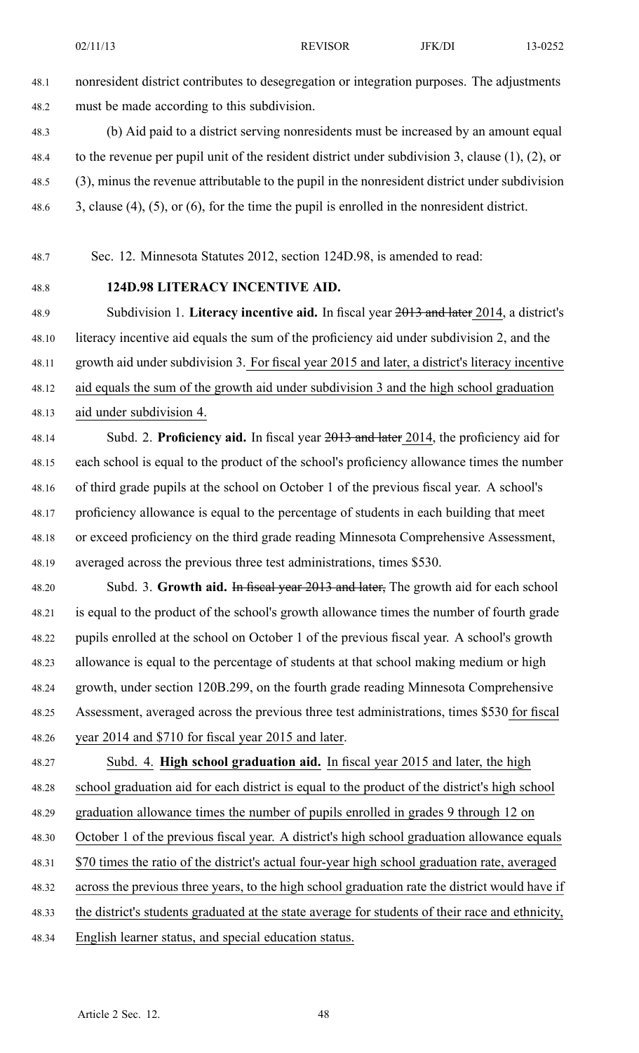nonresident district contributes to desegregation or integration purposes. The adjustments must be made according to this subdivision.

(b) Aid paid to a district serving nonresidents must be increased by an amount equal to the revenue per pupil unit of the resident district under subdivision 3, clause (1), (2), or (3), minus the revenue attributable to the pupil in the nonresident district under subdivision 3, clause (4), (5), or (6), for the time the pupil is enrolled in the nonresident district.

Sec. 12. Minnesota Statutes 2012, section 124D.98, is amended to read:

**124D.98 LITERACY INCENTIVE AID.**

Subdivision 1. **Literacy incentive aid.** In fiscal year ~~2013 and later~~ 2014, a district's literacy incentive aid equals the sum of the proficiency aid under subdivision 2, and the growth aid under subdivision 3. For fiscal year 2015 and later, a district's literacy incentive aid equals the sum of the growth aid under subdivision 3 and the high school graduation aid under subdivision 4.

Subd. 2. **Proficiency aid.** In fiscal year ~~2013 and later~~ 2014, the proficiency aid for each school is equal to the product of the school's proficiency allowance times the number of third grade pupils at the school on October 1 of the previous fiscal year. A school's proficiency allowance is equal to the percentage of students in each building that meet or exceed proficiency on the third grade reading Minnesota Comprehensive Assessment, averaged across the previous three test administrations, times $530.

Subd. 3. **Growth aid.** ~~In fiscal year 2013 and later,~~ The growth aid for each school is equal to the product of the school's growth allowance times the number of fourth grade pupils enrolled at the school on October 1 of the previous fiscal year. A school's growth allowance is equal to the percentage of students at that school making medium or high growth, under section 120B.299, on the fourth grade reading Minnesota Comprehensive Assessment, averaged across the previous three test administrations, times $530 for fiscal year 2014 and $710 for fiscal year 2015 and later.

Subd. 4. **High school graduation aid.** In fiscal year 2015 and later, the high school graduation aid for each district is equal to the product of the district's high school graduation allowance times the number of pupils enrolled in grades 9 through 12 on October 1 of the previous fiscal year. A district's high school graduation allowance equals $70 times the ratio of the district's actual four-year high school graduation rate, averaged across the previous three years, to the high school graduation rate the district would have if the district's students graduated at the state average for students of their race and ethnicity, English learner status, and special education status.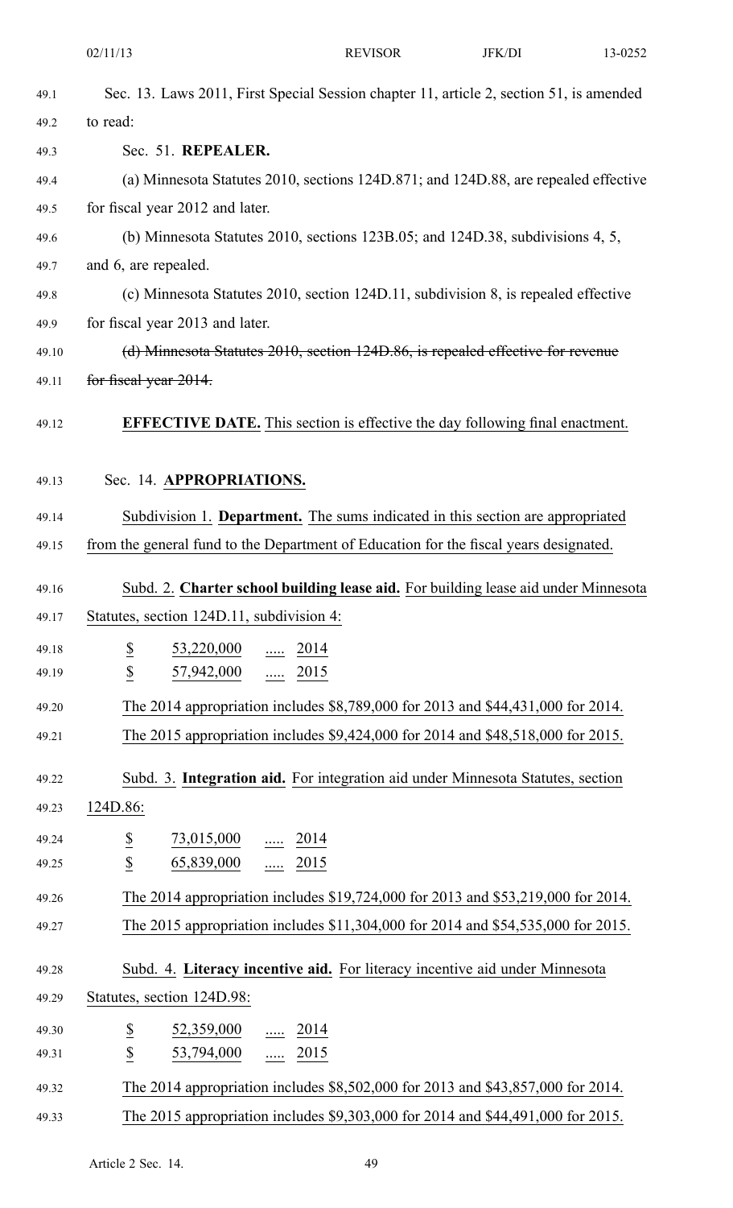Sec. 13. Laws 2011, First Special Session chapter 11, article 2, section 51, is amended to read:

Sec. 51. **REPEALER.**

(a) Minnesota Statutes 2010, sections 124D.871; and 124D.88, are repealed effective for fiscal year 2012 and later.

(b) Minnesota Statutes 2010, sections 123B.05; and 124D.38, subdivisions 4, 5, and 6, are repealed.

(c) Minnesota Statutes 2010, section 124D.11, subdivision 8, is repealed effective for fiscal year 2013 and later.

~~(d) Minnesota Statutes 2010, section 124D.86, is repealed effective for revenue for fiscal year 2014.~~

**EFFECTIVE DATE.** This section is effective the day following final enactment.

Sec. 14. **APPROPRIATIONS.**

Subdivision 1. **Department.** The sums indicated in this section are appropriated from the general fund to the Department of Education for the fiscal years designated.

Subd. 2. **Charter school building lease aid.** For building lease aid under Minnesota Statutes, section 124D.11, subdivision 4:

| | | | |
|---|---|---|---|
| $ | 53,220,000 | ..... | 2014 |
| $ | 57,942,000 | ..... | 2015 |

The 2014 appropriation includes $8,789,000 for 2013 and $44,431,000 for 2014.

The 2015 appropriation includes $9,424,000 for 2014 and $48,518,000 for 2015.

Subd. 3. **Integration aid.** For integration aid under Minnesota Statutes, section 124D.86:

| | | | |
|---|---|---|---|
| $ | 73,015,000 | ..... | 2014 |
| $ | 65,839,000 | ..... | 2015 |

The 2014 appropriation includes $19,724,000 for 2013 and $53,219,000 for 2014.

The 2015 appropriation includes $11,304,000 for 2014 and $54,535,000 for 2015.

Subd. 4. **Literacy incentive aid.** For literacy incentive aid under Minnesota Statutes, section 124D.98:

| | | | |
|---|---|---|---|
| $ | 52,359,000 | ..... | 2014 |
| $ | 53,794,000 | ..... | 2015 |

The 2014 appropriation includes $8,502,000 for 2013 and $43,857,000 for 2014.

The 2015 appropriation includes $9,303,000 for 2014 and $44,491,000 for 2015.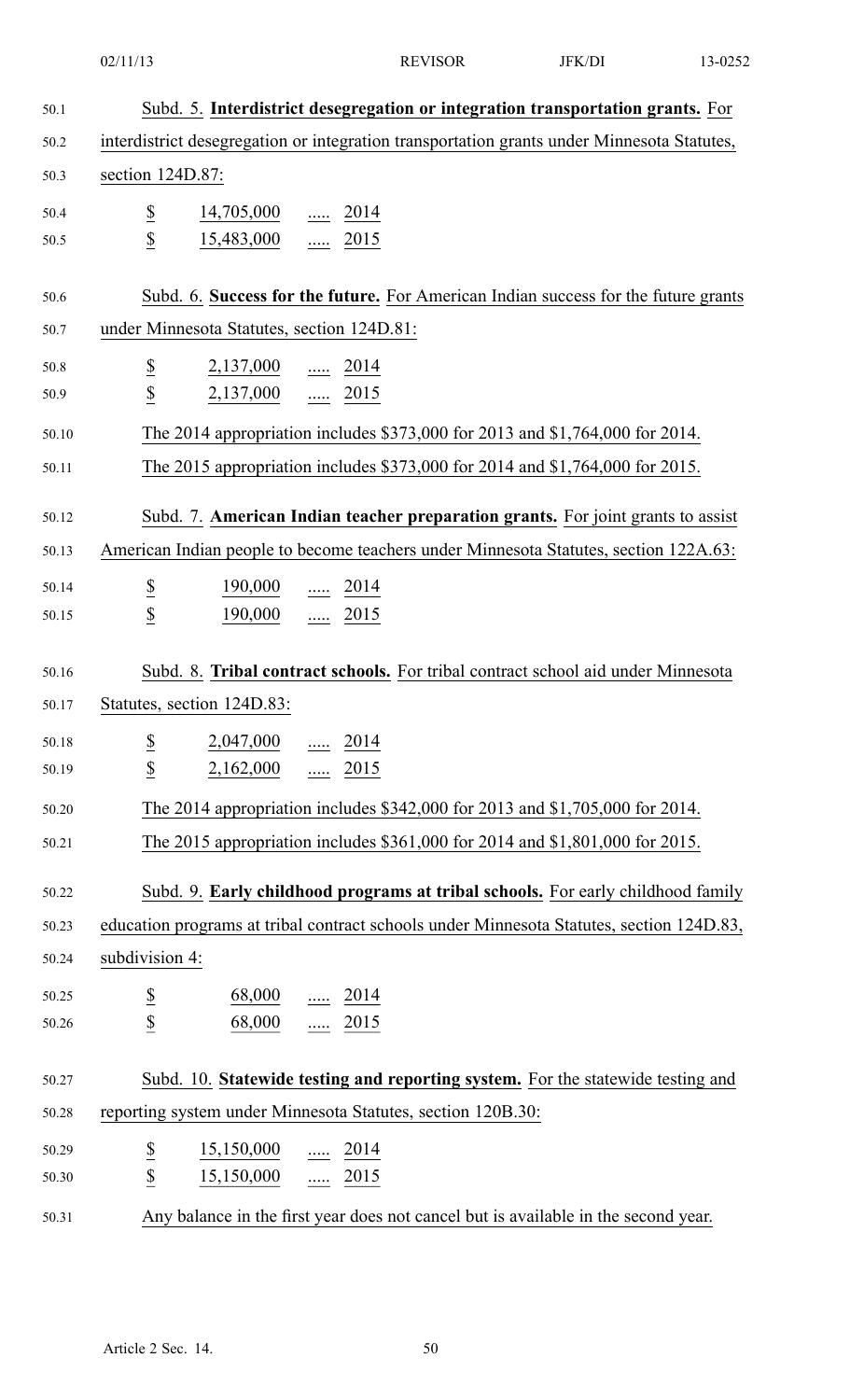Subd. 5. **Interdistrict desegregation or integration transportation grants.** For interdistrict desegregation or integration transportation grants under Minnesota Statutes, section 124D.87:

| | | | |
|---|---|---|---|
| $ | 14,705,000 | ..... | 2014 |
| $ | 15,483,000 | ..... | 2015 |

Subd. 6. **Success for the future.** For American Indian success for the future grants under Minnesota Statutes, section 124D.81:

| | | | |
|---|---|---|---|
| $ | 2,137,000 | ..... | 2014 |
| $ | 2,137,000 | ..... | 2015 |

The 2014 appropriation includes $373,000 for 2013 and $1,764,000 for 2014.

The 2015 appropriation includes $373,000 for 2014 and $1,764,000 for 2015.

Subd. 7. **American Indian teacher preparation grants.** For joint grants to assist American Indian people to become teachers under Minnesota Statutes, section 122A.63:

| | | | |
|---|---|---|---|
| $ | 190,000 | ..... | 2014 |
| $ | 190,000 | ..... | 2015 |

Subd. 8. **Tribal contract schools.** For tribal contract school aid under Minnesota Statutes, section 124D.83:

| | | | |
|---|---|---|---|
| $ | 2,047,000 | ..... | 2014 |
| $ | 2,162,000 | ..... | 2015 |

The 2014 appropriation includes $342,000 for 2013 and $1,705,000 for 2014.

The 2015 appropriation includes $361,000 for 2014 and $1,801,000 for 2015.

Subd. 9. **Early childhood programs at tribal schools.** For early childhood family education programs at tribal contract schools under Minnesota Statutes, section 124D.83, subdivision 4:

| | | | |
|---|---|---|---|
| $ | 68,000 | ..... | 2014 |
| $ | 68,000 | ..... | 2015 |

Subd. 10. **Statewide testing and reporting system.** For the statewide testing and reporting system under Minnesota Statutes, section 120B.30:

| | | | |
|---|---|---|---|
| $ | 15,150,000 | ..... | 2014 |
| $ | 15,150,000 | ..... | 2015 |

Any balance in the first year does not cancel but is available in the second year.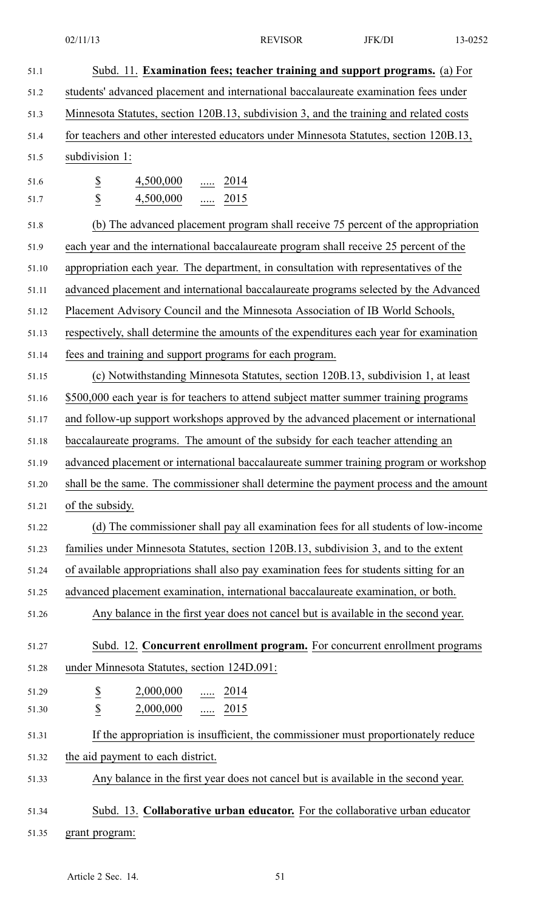Subd. 11. **Examination fees; teacher training and support programs.** (a) For students' advanced placement and international baccalaureate examination fees under Minnesota Statutes, section 120B.13, subdivision 3, and the training and related costs for teachers and other interested educators under Minnesota Statutes, section 120B.13, subdivision 1:

| | | | |
|---|---|---|---|
| $ | 4,500,000 | ..... | 2014 |
| $ | 4,500,000 | ..... | 2015 |

(b) The advanced placement program shall receive 75 percent of the appropriation each year and the international baccalaureate program shall receive 25 percent of the appropriation each year. The department, in consultation with representatives of the advanced placement and international baccalaureate programs selected by the Advanced Placement Advisory Council and the Minnesota Association of IB World Schools, respectively, shall determine the amounts of the expenditures each year for examination fees and training and support programs for each program.

(c) Notwithstanding Minnesota Statutes, section 120B.13, subdivision 1, at least $500,000 each year is for teachers to attend subject matter summer training programs and follow-up support workshops approved by the advanced placement or international baccalaureate programs. The amount of the subsidy for each teacher attending an advanced placement or international baccalaureate summer training program or workshop shall be the same. The commissioner shall determine the payment process and the amount of the subsidy.

(d) The commissioner shall pay all examination fees for all students of low-income families under Minnesota Statutes, section 120B.13, subdivision 3, and to the extent of available appropriations shall also pay examination fees for students sitting for an advanced placement examination, international baccalaureate examination, or both.

Any balance in the first year does not cancel but is available in the second year.

Subd. 12. **Concurrent enrollment program.** For concurrent enrollment programs under Minnesota Statutes, section 124D.091:

| | | | |
|---|---|---|---|
| $ | 2,000,000 | ..... | 2014 |
| $ | 2,000,000 | ..... | 2015 |

If the appropriation is insufficient, the commissioner must proportionately reduce the aid payment to each district.

Any balance in the first year does not cancel but is available in the second year.

Subd. 13. **Collaborative urban educator.** For the collaborative urban educator grant program: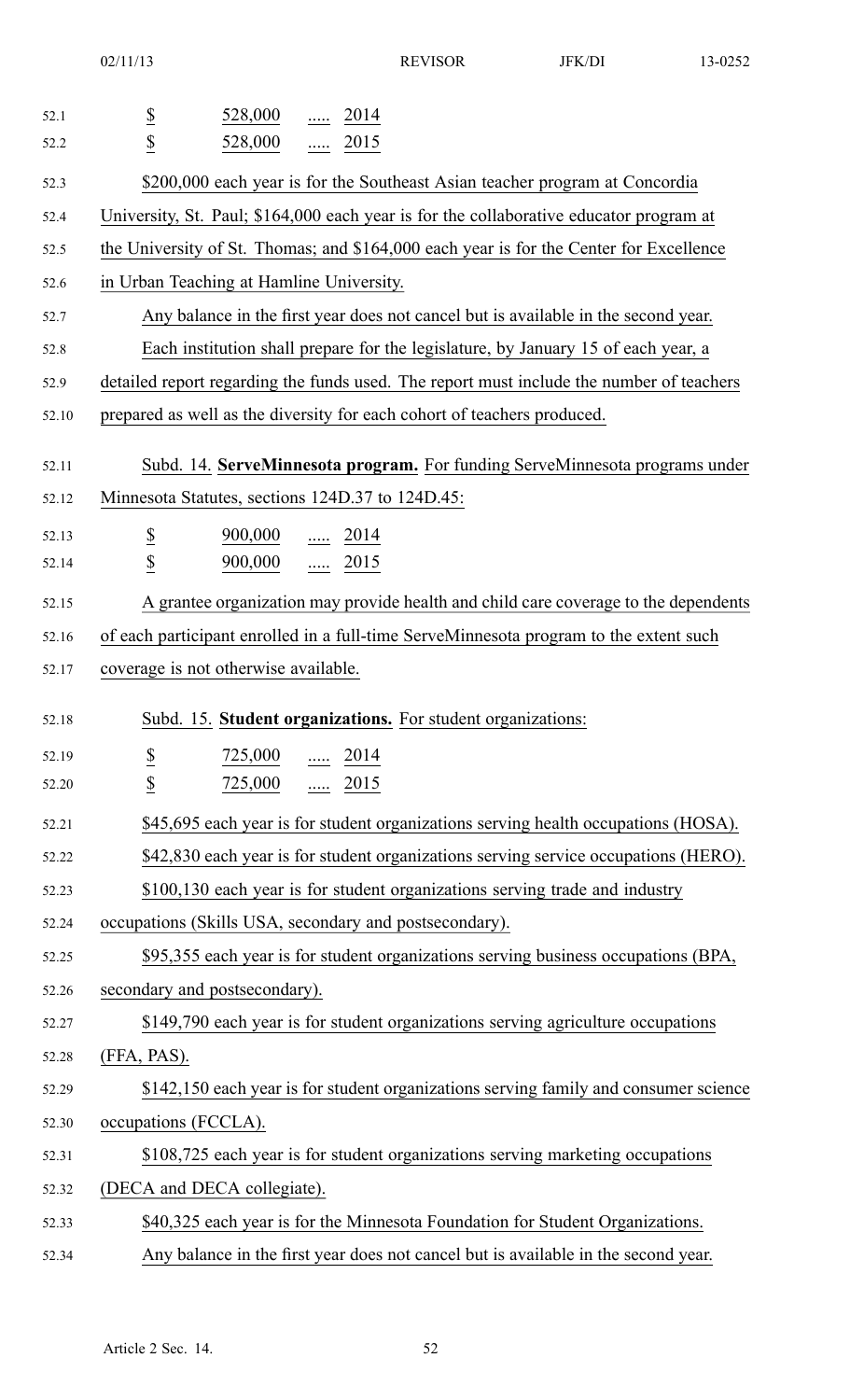| | | | |
|---|---|---|---|
| $ | 528,000 | ..... | 2014 |
| $ | 528,000 | ..... | 2015 |

$200,000 each year is for the Southeast Asian teacher program at Concordia University, St. Paul; $164,000 each year is for the collaborative educator program at the University of St. Thomas; and $164,000 each year is for the Center for Excellence in Urban Teaching at Hamline University.

Any balance in the first year does not cancel but is available in the second year.

Each institution shall prepare for the legislature, by January 15 of each year, a detailed report regarding the funds used. The report must include the number of teachers prepared as well as the diversity for each cohort of teachers produced.

Subd. 14. **ServeMinnesota program.** For funding ServeMinnesota programs under Minnesota Statutes, sections 124D.37 to 124D.45:

| | | | |
|---|---|---|---|
| $ | 900,000 | ..... | 2014 |
| $ | 900,000 | ..... | 2015 |

A grantee organization may provide health and child care coverage to the dependents of each participant enrolled in a full-time ServeMinnesota program to the extent such coverage is not otherwise available.

Subd. 15. **Student organizations.** For student organizations:

| | | | |
|---|---|---|---|
| $ | 725,000 | ..... | 2014 |
| $ | 725,000 | ..... | 2015 |

$45,695 each year is for student organizations serving health occupations (HOSA).

$42,830 each year is for student organizations serving service occupations (HERO).

$100,130 each year is for student organizations serving trade and industry occupations (Skills USA, secondary and postsecondary).

$95,355 each year is for student organizations serving business occupations (BPA, secondary and postsecondary).

$149,790 each year is for student organizations serving agriculture occupations (FFA, PAS).

$142,150 each year is for student organizations serving family and consumer science occupations (FCCLA).

$108,725 each year is for student organizations serving marketing occupations (DECA and DECA collegiate).

$40,325 each year is for the Minnesota Foundation for Student Organizations.

Any balance in the first year does not cancel but is available in the second year.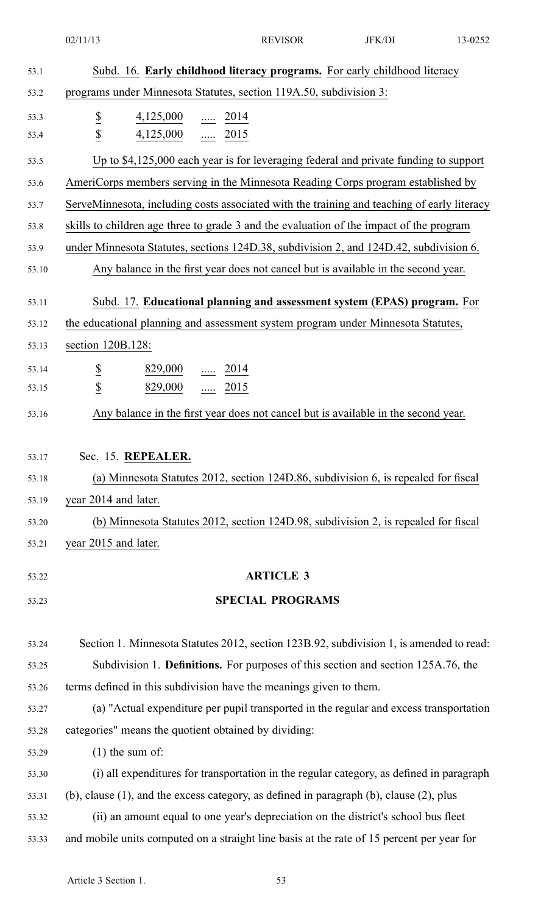Subd. 16. **Early childhood literacy programs.** For early childhood literacy programs under Minnesota Statutes, section 119A.50, subdivision 3:

| | | | |
|---|---|---|---|
| $ | 4,125,000 | ..... | 2014 |
| $ | 4,125,000 | ..... | 2015 |

Up to $4,125,000 each year is for leveraging federal and private funding to support AmeriCorps members serving in the Minnesota Reading Corps program established by ServeMinnesota, including costs associated with the training and teaching of early literacy skills to children age three to grade 3 and the evaluation of the impact of the program under Minnesota Statutes, sections 124D.38, subdivision 2, and 124D.42, subdivision 6.

Any balance in the first year does not cancel but is available in the second year.

Subd. 17. **Educational planning and assessment system (EPAS) program.** For the educational planning and assessment system program under Minnesota Statutes, section 120B.128:

| | | | |
|---|---|---|---|
| $ | 829,000 | ..... | 2014 |
| $ | 829,000 | ..... | 2015 |

Any balance in the first year does not cancel but is available in the second year.

Sec. 15. **REPEALER.**

(a) Minnesota Statutes 2012, section 124D.86, subdivision 6, is repealed for fiscal year 2014 and later.

(b) Minnesota Statutes 2012, section 124D.98, subdivision 2, is repealed for fiscal year 2015 and later.

## ARTICLE 3

## SPECIAL PROGRAMS

Section 1. Minnesota Statutes 2012, section 123B.92, subdivision 1, is amended to read:

Subdivision 1. **Definitions.** For purposes of this section and section 125A.76, the terms defined in this subdivision have the meanings given to them.

(a) "Actual expenditure per pupil transported in the regular and excess transportation categories" means the quotient obtained by dividing:

(1) the sum of:

(i) all expenditures for transportation in the regular category, as defined in paragraph (b), clause (1), and the excess category, as defined in paragraph (b), clause (2), plus

(ii) an amount equal to one year's depreciation on the district's school bus fleet and mobile units computed on a straight line basis at the rate of 15 percent per year for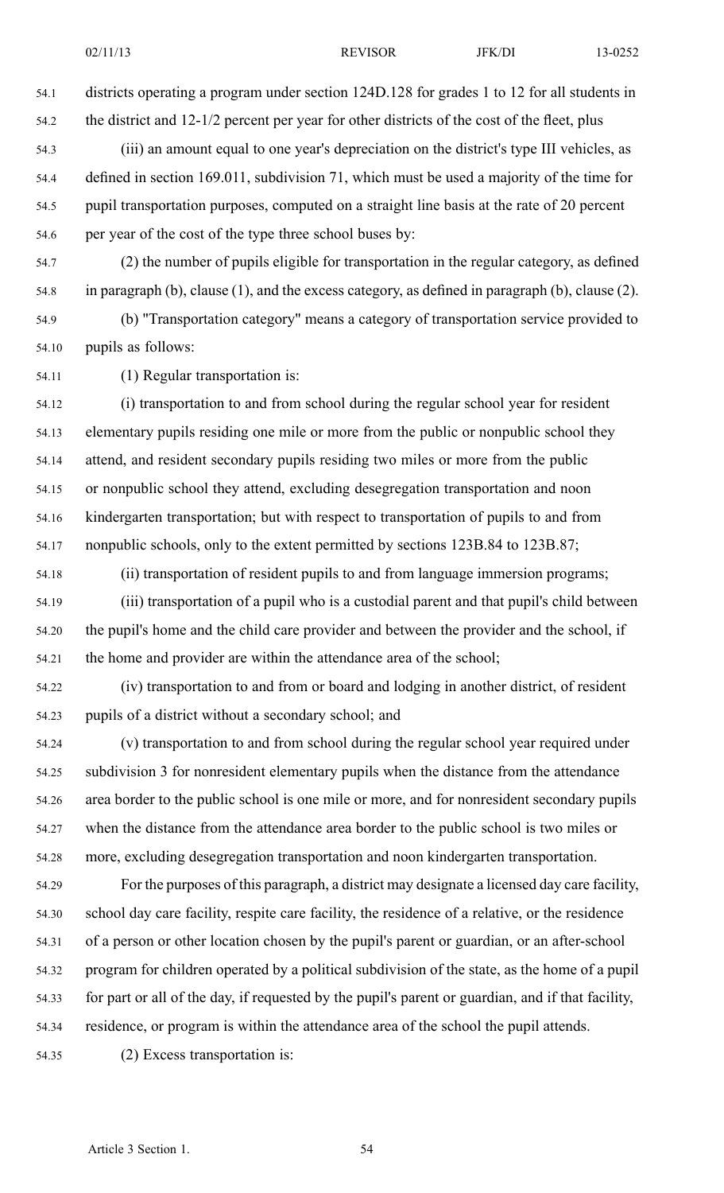districts operating a program under section 124D.128 for grades 1 to 12 for all students in the district and 12-1/2 percent per year for other districts of the cost of the fleet, plus

(iii) an amount equal to one year's depreciation on the district's type III vehicles, as defined in section 169.011, subdivision 71, which must be used a majority of the time for pupil transportation purposes, computed on a straight line basis at the rate of 20 percent per year of the cost of the type three school buses by:

(2) the number of pupils eligible for transportation in the regular category, as defined in paragraph (b), clause (1), and the excess category, as defined in paragraph (b), clause (2).

(b) "Transportation category" means a category of transportation service provided to pupils as follows:

(1) Regular transportation is:

(i) transportation to and from school during the regular school year for resident elementary pupils residing one mile or more from the public or nonpublic school they attend, and resident secondary pupils residing two miles or more from the public or nonpublic school they attend, excluding desegregation transportation and noon kindergarten transportation; but with respect to transportation of pupils to and from nonpublic schools, only to the extent permitted by sections 123B.84 to 123B.87;

(ii) transportation of resident pupils to and from language immersion programs;

(iii) transportation of a pupil who is a custodial parent and that pupil's child between the pupil's home and the child care provider and between the provider and the school, if the home and provider are within the attendance area of the school;

(iv) transportation to and from or board and lodging in another district, of resident pupils of a district without a secondary school; and

(v) transportation to and from school during the regular school year required under subdivision 3 for nonresident elementary pupils when the distance from the attendance area border to the public school is one mile or more, and for nonresident secondary pupils when the distance from the attendance area border to the public school is two miles or more, excluding desegregation transportation and noon kindergarten transportation.

For the purposes of this paragraph, a district may designate a licensed day care facility, school day care facility, respite care facility, the residence of a relative, or the residence of a person or other location chosen by the pupil's parent or guardian, or an after-school program for children operated by a political subdivision of the state, as the home of a pupil for part or all of the day, if requested by the pupil's parent or guardian, and if that facility, residence, or program is within the attendance area of the school the pupil attends.

(2) Excess transportation is: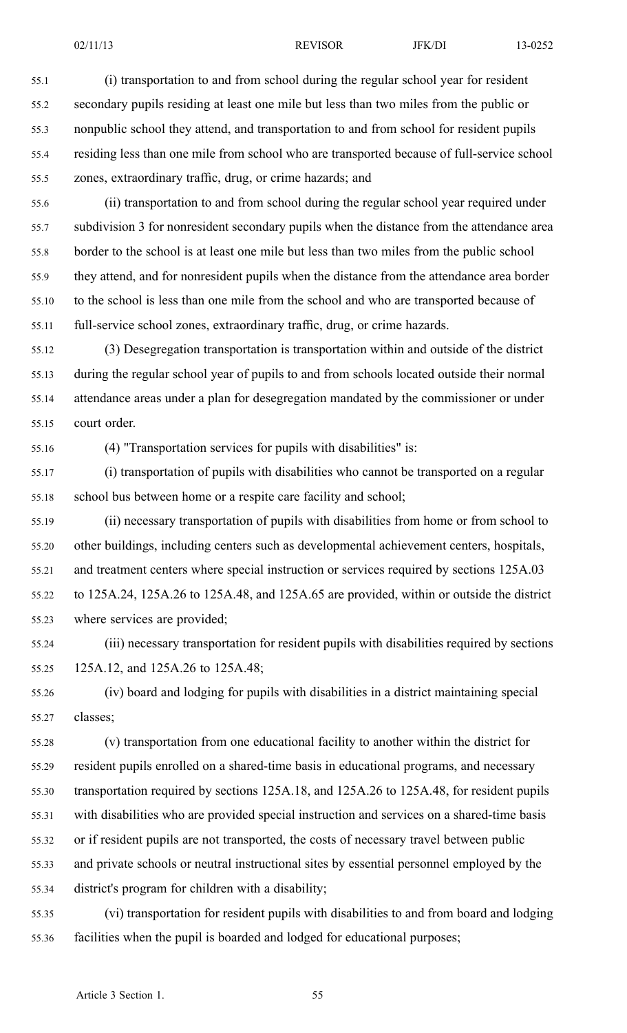(i) transportation to and from school during the regular school year for resident secondary pupils residing at least one mile but less than two miles from the public or nonpublic school they attend, and transportation to and from school for resident pupils residing less than one mile from school who are transported because of full-service school zones, extraordinary traffic, drug, or crime hazards; and

(ii) transportation to and from school during the regular school year required under subdivision 3 for nonresident secondary pupils when the distance from the attendance area border to the school is at least one mile but less than two miles from the public school they attend, and for nonresident pupils when the distance from the attendance area border to the school is less than one mile from the school and who are transported because of full-service school zones, extraordinary traffic, drug, or crime hazards.

(3) Desegregation transportation is transportation within and outside of the district during the regular school year of pupils to and from schools located outside their normal attendance areas under a plan for desegregation mandated by the commissioner or under court order.

(4) "Transportation services for pupils with disabilities" is:

(i) transportation of pupils with disabilities who cannot be transported on a regular school bus between home or a respite care facility and school;

(ii) necessary transportation of pupils with disabilities from home or from school to other buildings, including centers such as developmental achievement centers, hospitals, and treatment centers where special instruction or services required by sections 125A.03 to 125A.24, 125A.26 to 125A.48, and 125A.65 are provided, within or outside the district where services are provided;

(iii) necessary transportation for resident pupils with disabilities required by sections 125A.12, and 125A.26 to 125A.48;

(iv) board and lodging for pupils with disabilities in a district maintaining special classes;

(v) transportation from one educational facility to another within the district for resident pupils enrolled on a shared-time basis in educational programs, and necessary transportation required by sections 125A.18, and 125A.26 to 125A.48, for resident pupils with disabilities who are provided special instruction and services on a shared-time basis or if resident pupils are not transported, the costs of necessary travel between public and private schools or neutral instructional sites by essential personnel employed by the district's program for children with a disability;

(vi) transportation for resident pupils with disabilities to and from board and lodging facilities when the pupil is boarded and lodged for educational purposes;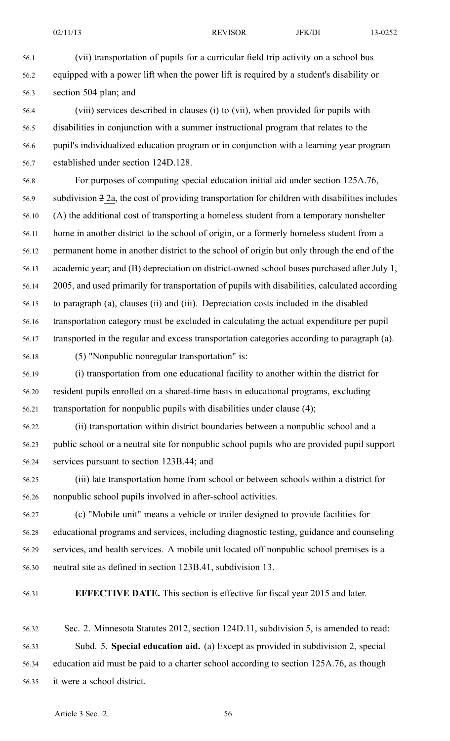(vii) transportation of pupils for a curricular field trip activity on a school bus equipped with a power lift when the power lift is required by a student's disability or section 504 plan; and

(viii) services described in clauses (i) to (vii), when provided for pupils with disabilities in conjunction with a summer instructional program that relates to the pupil's individualized education program or in conjunction with a learning year program established under section 124D.128.

For purposes of computing special education initial aid under section 125A.76, subdivision ~~2~~ 2a, the cost of providing transportation for children with disabilities includes (A) the additional cost of transporting a homeless student from a temporary nonshelter home in another district to the school of origin, or a formerly homeless student from a permanent home in another district to the school of origin but only through the end of the academic year; and (B) depreciation on district-owned school buses purchased after July 1, 2005, and used primarily for transportation of pupils with disabilities, calculated according to paragraph (a), clauses (ii) and (iii). Depreciation costs included in the disabled transportation category must be excluded in calculating the actual expenditure per pupil transported in the regular and excess transportation categories according to paragraph (a).

(5) "Nonpublic nonregular transportation" is:

(i) transportation from one educational facility to another within the district for resident pupils enrolled on a shared-time basis in educational programs, excluding transportation for nonpublic pupils with disabilities under clause (4);

(ii) transportation within district boundaries between a nonpublic school and a public school or a neutral site for nonpublic school pupils who are provided pupil support services pursuant to section 123B.44; and

(iii) late transportation home from school or between schools within a district for nonpublic school pupils involved in after-school activities.

(c) "Mobile unit" means a vehicle or trailer designed to provide facilities for educational programs and services, including diagnostic testing, guidance and counseling services, and health services. A mobile unit located off nonpublic school premises is a neutral site as defined in section 123B.41, subdivision 13.

**EFFECTIVE DATE.** This section is effective for fiscal year 2015 and later.

Sec. 2. Minnesota Statutes 2012, section 124D.11, subdivision 5, is amended to read:

Subd. 5. **Special education aid.** (a) Except as provided in subdivision 2, special education aid must be paid to a charter school according to section 125A.76, as though it were a school district.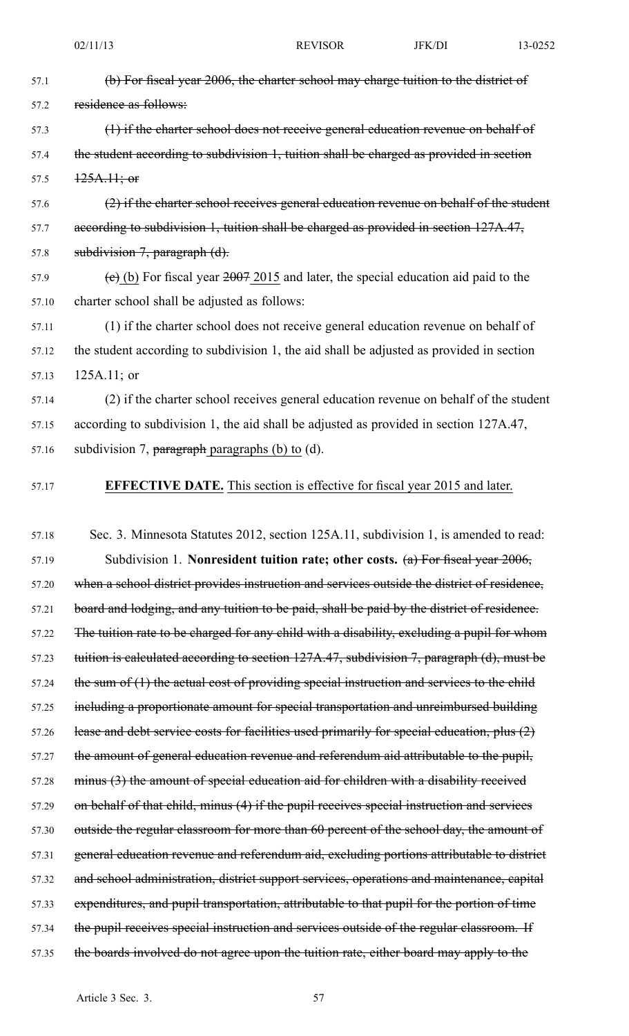~~(b) For fiscal year 2006, the charter school may charge tuition to the district of residence as follows:~~

~~(1) if the charter school does not receive general education revenue on behalf of the student according to subdivision 1, tuition shall be charged as provided in section 125A.11; or~~

~~(2) if the charter school receives general education revenue on behalf of the student according to subdivision 1, tuition shall be charged as provided in section 127A.47, subdivision 7, paragraph (d).~~

~~(c)~~ <u>(b)</u> For fiscal year ~~2007~~ <u>2015</u> and later, the special education aid paid to the charter school shall be adjusted as follows:

(1) if the charter school does not receive general education revenue on behalf of the student according to subdivision 1, the aid shall be adjusted as provided in section 125A.11; or

(2) if the charter school receives general education revenue on behalf of the student according to subdivision 1, the aid shall be adjusted as provided in section 127A.47, subdivision 7, ~~paragraph~~ <u>paragraphs (b) to</u> (d).

**EFFECTIVE DATE.** <u>This section is effective for fiscal year 2015 and later.</u>

Sec. 3. Minnesota Statutes 2012, section 125A.11, subdivision 1, is amended to read:

Subdivision 1. **Nonresident tuition rate; other costs.** ~~(a) For fiscal year 2006, when a school district provides instruction and services outside the district of residence, board and lodging, and any tuition to be paid, shall be paid by the district of residence. The tuition rate to be charged for any child with a disability, excluding a pupil for whom tuition is calculated according to section 127A.47, subdivision 7, paragraph (d), must be the sum of (1) the actual cost of providing special instruction and services to the child including a proportionate amount for special transportation and unreimbursed building lease and debt service costs for facilities used primarily for special education, plus (2) the amount of general education revenue and referendum aid attributable to the pupil, minus (3) the amount of special education aid for children with a disability received on behalf of that child, minus (4) if the pupil receives special instruction and services outside the regular classroom for more than 60 percent of the school day, the amount of general education revenue and referendum aid, excluding portions attributable to district and school administration, district support services, operations and maintenance, capital expenditures, and pupil transportation, attributable to that pupil for the portion of time the pupil receives special instruction and services outside of the regular classroom. If the boards involved do not agree upon the tuition rate, either board may apply to the~~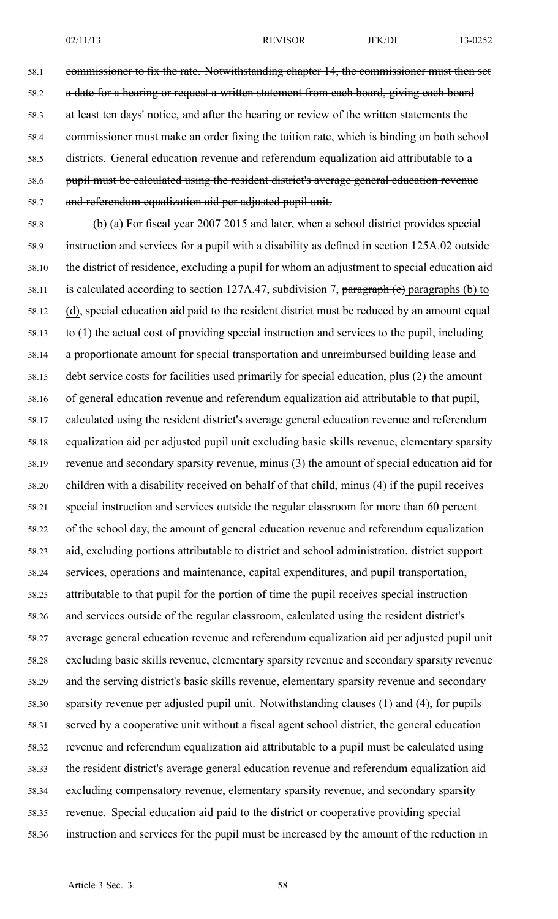~~commissioner to fix the rate. Notwithstanding chapter 14, the commissioner must then set a date for a hearing or request a written statement from each board, giving each board at least ten days' notice, and after the hearing or review of the written statements the commissioner must make an order fixing the tuition rate, which is binding on both school districts. General education revenue and referendum equalization aid attributable to a pupil must be calculated using the resident district's average general education revenue and referendum equalization aid per adjusted pupil unit.~~

~~(b)~~ (a) For fiscal year ~~2007~~ 2015 and later, when a school district provides special instruction and services for a pupil with a disability as defined in section 125A.02 outside the district of residence, excluding a pupil for whom an adjustment to special education aid is calculated according to section 127A.47, subdivision 7, ~~paragraph (e)~~ paragraphs (b) to (d), special education aid paid to the resident district must be reduced by an amount equal to (1) the actual cost of providing special instruction and services to the pupil, including a proportionate amount for special transportation and unreimbursed building lease and debt service costs for facilities used primarily for special education, plus (2) the amount of general education revenue and referendum equalization aid attributable to that pupil, calculated using the resident district's average general education revenue and referendum equalization aid per adjusted pupil unit excluding basic skills revenue, elementary sparsity revenue and secondary sparsity revenue, minus (3) the amount of special education aid for children with a disability received on behalf of that child, minus (4) if the pupil receives special instruction and services outside the regular classroom for more than 60 percent of the school day, the amount of general education revenue and referendum equalization aid, excluding portions attributable to district and school administration, district support services, operations and maintenance, capital expenditures, and pupil transportation, attributable to that pupil for the portion of time the pupil receives special instruction and services outside of the regular classroom, calculated using the resident district's average general education revenue and referendum equalization aid per adjusted pupil unit excluding basic skills revenue, elementary sparsity revenue and secondary sparsity revenue and the serving district's basic skills revenue, elementary sparsity revenue and secondary sparsity revenue per adjusted pupil unit. Notwithstanding clauses (1) and (4), for pupils served by a cooperative unit without a fiscal agent school district, the general education revenue and referendum equalization aid attributable to a pupil must be calculated using the resident district's average general education revenue and referendum equalization aid excluding compensatory revenue, elementary sparsity revenue, and secondary sparsity revenue. Special education aid paid to the district or cooperative providing special instruction and services for the pupil must be increased by the amount of the reduction in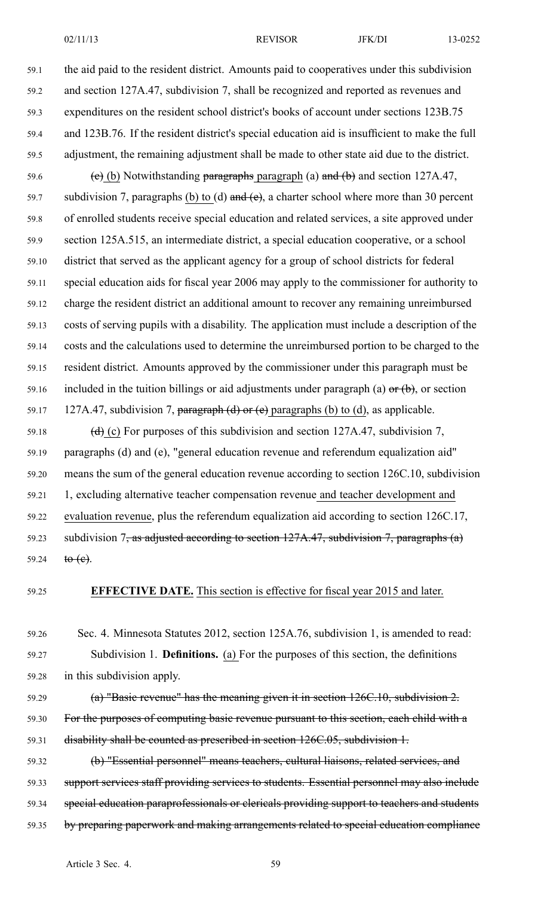the aid paid to the resident district. Amounts paid to cooperatives under this subdivision and section 127A.47, subdivision 7, shall be recognized and reported as revenues and expenditures on the resident school district's books of account under sections 123B.75 and 123B.76. If the resident district's special education aid is insufficient to make the full adjustment, the remaining adjustment shall be made to other state aid due to the district.

~~(c)~~ (b) Notwithstanding ~~paragraphs~~ paragraph (a) ~~and (b)~~ and section 127A.47, subdivision 7, paragraphs (b) to (d) ~~and (e)~~, a charter school where more than 30 percent of enrolled students receive special education and related services, a site approved under section 125A.515, an intermediate district, a special education cooperative, or a school district that served as the applicant agency for a group of school districts for federal special education aids for fiscal year 2006 may apply to the commissioner for authority to charge the resident district an additional amount to recover any remaining unreimbursed costs of serving pupils with a disability. The application must include a description of the costs and the calculations used to determine the unreimbursed portion to be charged to the resident district. Amounts approved by the commissioner under this paragraph must be included in the tuition billings or aid adjustments under paragraph (a) ~~or (b)~~, or section 127A.47, subdivision 7, ~~paragraph (d) or (e)~~ paragraphs (b) to (d), as applicable.

~~(d)~~ (c) For purposes of this subdivision and section 127A.47, subdivision 7, paragraphs (d) and (e), "general education revenue and referendum equalization aid" means the sum of the general education revenue according to section 126C.10, subdivision 1, excluding alternative teacher compensation revenue and teacher development and evaluation revenue, plus the referendum equalization aid according to section 126C.17, subdivision 7~~, as adjusted according to section 127A.47, subdivision 7, paragraphs (a) to (c)~~.

**EFFECTIVE DATE.** This section is effective for fiscal year 2015 and later.

Sec. 4. Minnesota Statutes 2012, section 125A.76, subdivision 1, is amended to read:

Subdivision 1. **Definitions.** (a) For the purposes of this section, the definitions in this subdivision apply.

~~(a) "Basic revenue" has the meaning given it in section 126C.10, subdivision 2. For the purposes of computing basic revenue pursuant to this section, each child with a disability shall be counted as prescribed in section 126C.05, subdivision 1.~~

~~(b) "Essential personnel" means teachers, cultural liaisons, related services, and support services staff providing services to students. Essential personnel may also include special education paraprofessionals or clericals providing support to teachers and students by preparing paperwork and making arrangements related to special education compliance~~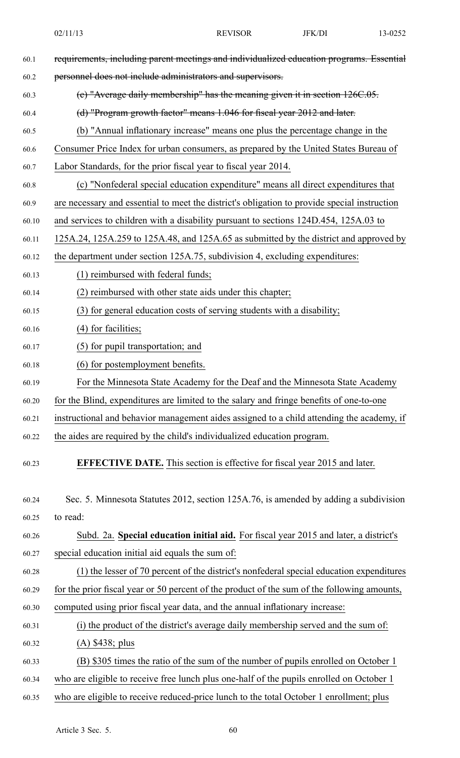~~requirements, including parent meetings and individualized education programs. Essential personnel does not include administrators and supervisors.~~

~~(c) "Average daily membership" has the meaning given it in section 126C.05.~~

~~(d) "Program growth factor" means 1.046 for fiscal year 2012 and later.~~

(b) "Annual inflationary increase" means one plus the percentage change in the Consumer Price Index for urban consumers, as prepared by the United States Bureau of Labor Standards, for the prior fiscal year to fiscal year 2014.

(c) "Nonfederal special education expenditure" means all direct expenditures that are necessary and essential to meet the district's obligation to provide special instruction and services to children with a disability pursuant to sections 124D.454, 125A.03 to 125A.24, 125A.259 to 125A.48, and 125A.65 as submitted by the district and approved by the department under section 125A.75, subdivision 4, excluding expenditures:

(1) reimbursed with federal funds;

(2) reimbursed with other state aids under this chapter;

(3) for general education costs of serving students with a disability;

(4) for facilities;

(5) for pupil transportation; and

(6) for postemployment benefits.

For the Minnesota State Academy for the Deaf and the Minnesota State Academy for the Blind, expenditures are limited to the salary and fringe benefits of one-to-one instructional and behavior management aides assigned to a child attending the academy, if the aides are required by the child's individualized education program.

**EFFECTIVE DATE.** This section is effective for fiscal year 2015 and later.

Sec. 5. Minnesota Statutes 2012, section 125A.76, is amended by adding a subdivision to read:

Subd. 2a. **Special education initial aid.** For fiscal year 2015 and later, a district's special education initial aid equals the sum of:

(1) the lesser of 70 percent of the district's nonfederal special education expenditures for the prior fiscal year or 50 percent of the product of the sum of the following amounts, computed using prior fiscal year data, and the annual inflationary increase:

(i) the product of the district's average daily membership served and the sum of:

(A) $438; plus

(B) $305 times the ratio of the sum of the number of pupils enrolled on October 1 who are eligible to receive free lunch plus one-half of the pupils enrolled on October 1 who are eligible to receive reduced-price lunch to the total October 1 enrollment; plus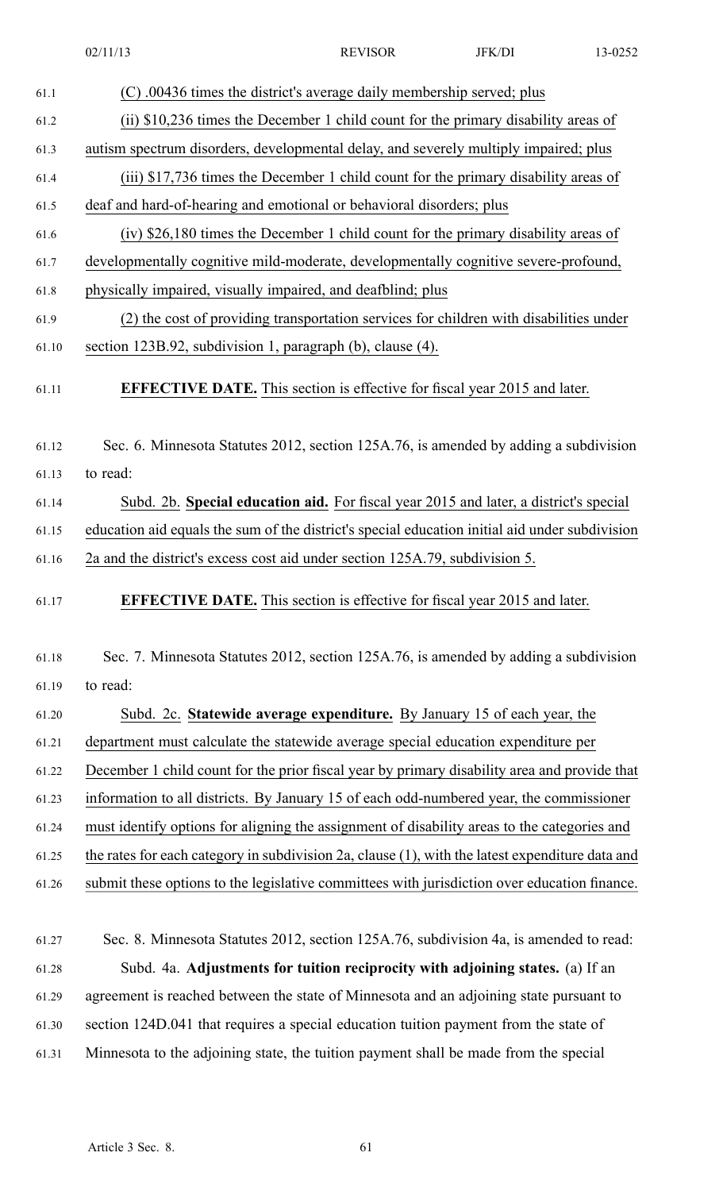(C) .00436 times the district's average daily membership served; plus

(ii) $10,236 times the December 1 child count for the primary disability areas of autism spectrum disorders, developmental delay, and severely multiply impaired; plus

(iii) $17,736 times the December 1 child count for the primary disability areas of deaf and hard-of-hearing and emotional or behavioral disorders; plus

(iv) $26,180 times the December 1 child count for the primary disability areas of developmentally cognitive mild-moderate, developmentally cognitive severe-profound, physically impaired, visually impaired, and deafblind; plus

(2) the cost of providing transportation services for children with disabilities under section 123B.92, subdivision 1, paragraph (b), clause (4).

**EFFECTIVE DATE.** This section is effective for fiscal year 2015 and later.

Sec. 6. Minnesota Statutes 2012, section 125A.76, is amended by adding a subdivision to read:

Subd. 2b. **Special education aid.** For fiscal year 2015 and later, a district's special education aid equals the sum of the district's special education initial aid under subdivision 2a and the district's excess cost aid under section 125A.79, subdivision 5.

**EFFECTIVE DATE.** This section is effective for fiscal year 2015 and later.

Sec. 7. Minnesota Statutes 2012, section 125A.76, is amended by adding a subdivision to read:

Subd. 2c. **Statewide average expenditure.** By January 15 of each year, the department must calculate the statewide average special education expenditure per December 1 child count for the prior fiscal year by primary disability area and provide that information to all districts. By January 15 of each odd-numbered year, the commissioner must identify options for aligning the assignment of disability areas to the categories and the rates for each category in subdivision 2a, clause (1), with the latest expenditure data and submit these options to the legislative committees with jurisdiction over education finance.

Sec. 8. Minnesota Statutes 2012, section 125A.76, subdivision 4a, is amended to read:

Subd. 4a. **Adjustments for tuition reciprocity with adjoining states.** (a) If an agreement is reached between the state of Minnesota and an adjoining state pursuant to section 124D.041 that requires a special education tuition payment from the state of Minnesota to the adjoining state, the tuition payment shall be made from the special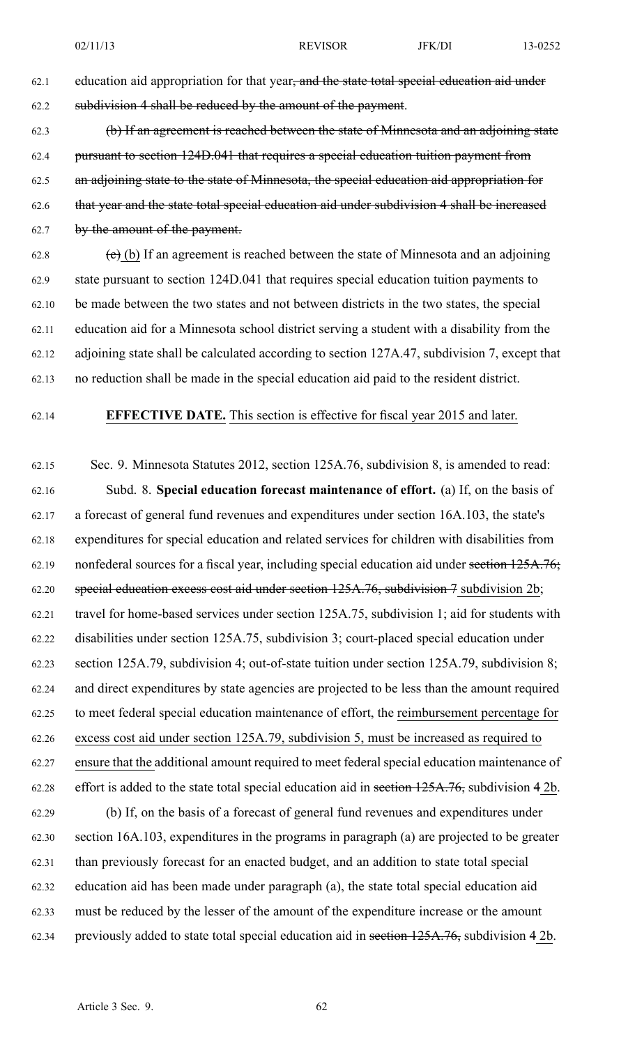education aid appropriation for that year~~, and the state total special education aid under subdivision 4 shall be reduced by the amount of the payment~~.

~~(b) If an agreement is reached between the state of Minnesota and an adjoining state pursuant to section 124D.041 that requires a special education tuition payment from an adjoining state to the state of Minnesota, the special education aid appropriation for that year and the state total special education aid under subdivision 4 shall be increased by the amount of the payment.~~

~~(c)~~ (b) If an agreement is reached between the state of Minnesota and an adjoining state pursuant to section 124D.041 that requires special education tuition payments to be made between the two states and not between districts in the two states, the special education aid for a Minnesota school district serving a student with a disability from the adjoining state shall be calculated according to section 127A.47, subdivision 7, except that no reduction shall be made in the special education aid paid to the resident district.

**EFFECTIVE DATE.** This section is effective for fiscal year 2015 and later.

Sec. 9. Minnesota Statutes 2012, section 125A.76, subdivision 8, is amended to read:

Subd. 8. **Special education forecast maintenance of effort.** (a) If, on the basis of a forecast of general fund revenues and expenditures under section 16A.103, the state's expenditures for special education and related services for children with disabilities from nonfederal sources for a fiscal year, including special education aid under ~~section 125A.76; special education excess cost aid under section 125A.76, subdivision 7~~ subdivision 2b; travel for home-based services under section 125A.75, subdivision 1; aid for students with disabilities under section 125A.75, subdivision 3; court-placed special education under section 125A.79, subdivision 4; out-of-state tuition under section 125A.79, subdivision 8; and direct expenditures by state agencies are projected to be less than the amount required to meet federal special education maintenance of effort, the reimbursement percentage for excess cost aid under section 125A.79, subdivision 5, must be increased as required to ensure that the additional amount required to meet federal special education maintenance of effort is added to the state total special education aid in ~~section 125A.76,~~ subdivision ~~4~~ 2b.

(b) If, on the basis of a forecast of general fund revenues and expenditures under section 16A.103, expenditures in the programs in paragraph (a) are projected to be greater than previously forecast for an enacted budget, and an addition to state total special education aid has been made under paragraph (a), the state total special education aid must be reduced by the lesser of the amount of the expenditure increase or the amount previously added to state total special education aid in ~~section 125A.76,~~ subdivision ~~4~~ 2b.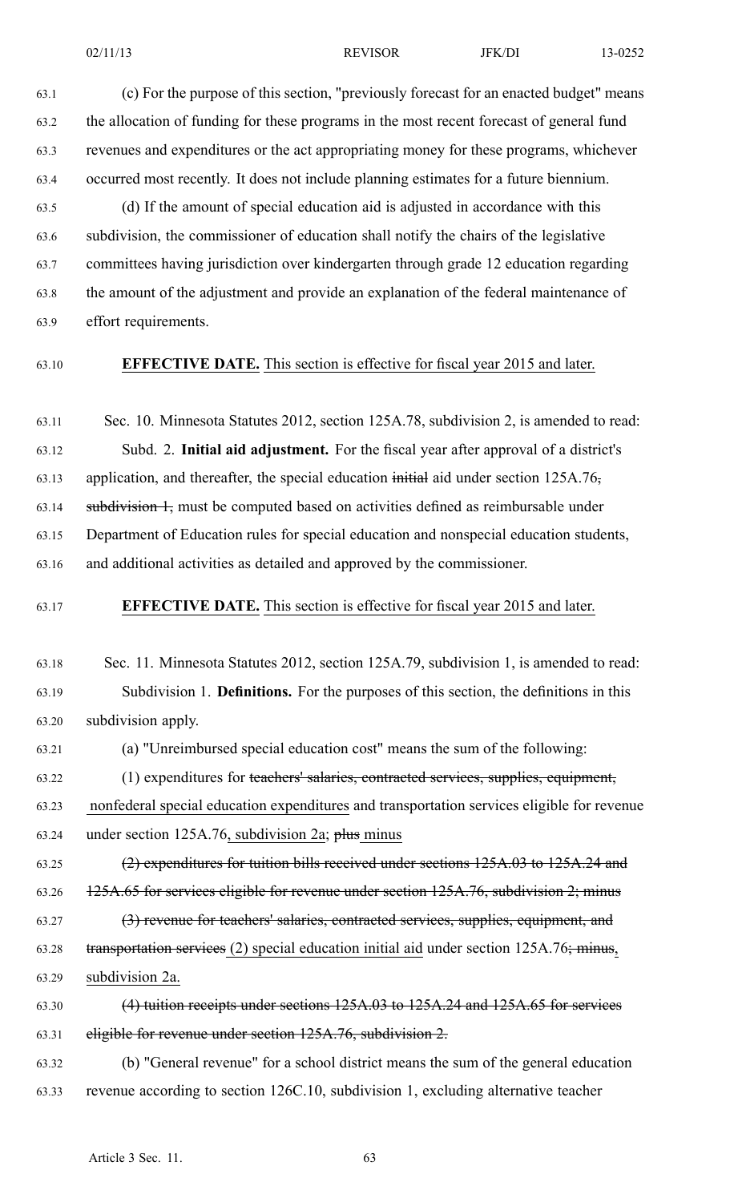(c) For the purpose of this section, "previously forecast for an enacted budget" means the allocation of funding for these programs in the most recent forecast of general fund revenues and expenditures or the act appropriating money for these programs, whichever occurred most recently. It does not include planning estimates for a future biennium.

(d) If the amount of special education aid is adjusted in accordance with this subdivision, the commissioner of education shall notify the chairs of the legislative committees having jurisdiction over kindergarten through grade 12 education regarding the amount of the adjustment and provide an explanation of the federal maintenance of effort requirements.

**EFFECTIVE DATE.** This section is effective for fiscal year 2015 and later.

Sec. 10. Minnesota Statutes 2012, section 125A.78, subdivision 2, is amended to read:

Subd. 2. **Initial aid adjustment.** For the fiscal year after approval of a district's application, and thereafter, the special education ~~initial~~ aid under section 125A.76~~, subdivision 1,~~ must be computed based on activities defined as reimbursable under Department of Education rules for special education and nonspecial education students, and additional activities as detailed and approved by the commissioner.

**EFFECTIVE DATE.** This section is effective for fiscal year 2015 and later.

Sec. 11. Minnesota Statutes 2012, section 125A.79, subdivision 1, is amended to read:

Subdivision 1. **Definitions.** For the purposes of this section, the definitions in this subdivision apply.

(a) "Unreimbursed special education cost" means the sum of the following:

(1) expenditures for ~~teachers' salaries, contracted services, supplies, equipment,~~ nonfederal special education expenditures and transportation services eligible for revenue under section 125A.76, subdivision 2a; ~~plus~~ minus

~~(2) expenditures for tuition bills received under sections 125A.03 to 125A.24 and 125A.65 for services eligible for revenue under section 125A.76, subdivision 2; minus~~

~~(3) revenue for teachers' salaries, contracted services, supplies, equipment, and transportation services~~ (2) special education initial aid under section 125A.76~~; minus~~, subdivision 2a.

~~(4) tuition receipts under sections 125A.03 to 125A.24 and 125A.65 for services eligible for revenue under section 125A.76, subdivision 2.~~

(b) "General revenue" for a school district means the sum of the general education revenue according to section 126C.10, subdivision 1, excluding alternative teacher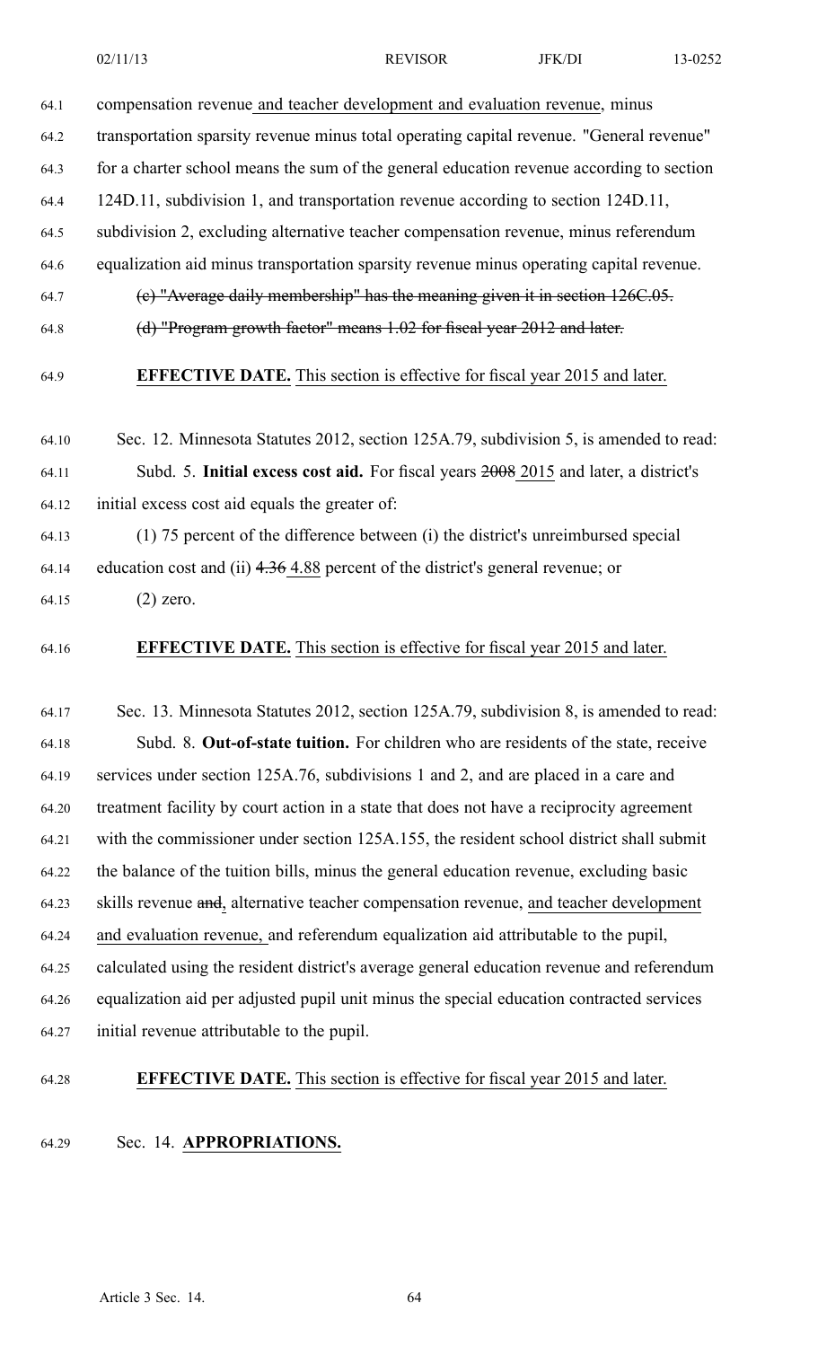compensation revenue and teacher development and evaluation revenue, minus transportation sparsity revenue minus total operating capital revenue. "General revenue" for a charter school means the sum of the general education revenue according to section 124D.11, subdivision 1, and transportation revenue according to section 124D.11, subdivision 2, excluding alternative teacher compensation revenue, minus referendum equalization aid minus transportation sparsity revenue minus operating capital revenue.

~~(c) "Average daily membership" has the meaning given it in section 126C.05.~~

~~(d) "Program growth factor" means 1.02 for fiscal year 2012 and later.~~

**EFFECTIVE DATE.** This section is effective for fiscal year 2015 and later.

Sec. 12. Minnesota Statutes 2012, section 125A.79, subdivision 5, is amended to read:

Subd. 5. **Initial excess cost aid.** For fiscal years ~~2008~~ 2015 and later, a district's initial excess cost aid equals the greater of:

(1) 75 percent of the difference between (i) the district's unreimbursed special education cost and (ii) ~~4.36~~ 4.88 percent of the district's general revenue; or

(2) zero.

**EFFECTIVE DATE.** This section is effective for fiscal year 2015 and later.

Sec. 13. Minnesota Statutes 2012, section 125A.79, subdivision 8, is amended to read:

Subd. 8. **Out-of-state tuition.** For children who are residents of the state, receive services under section 125A.76, subdivisions 1 and 2, and are placed in a care and treatment facility by court action in a state that does not have a reciprocity agreement with the commissioner under section 125A.155, the resident school district shall submit the balance of the tuition bills, minus the general education revenue, excluding basic skills revenue ~~and~~, alternative teacher compensation revenue, and teacher development and evaluation revenue, and referendum equalization aid attributable to the pupil, calculated using the resident district's average general education revenue and referendum equalization aid per adjusted pupil unit minus the special education contracted services initial revenue attributable to the pupil.

**EFFECTIVE DATE.** This section is effective for fiscal year 2015 and later.

Sec. 14. **APPROPRIATIONS.**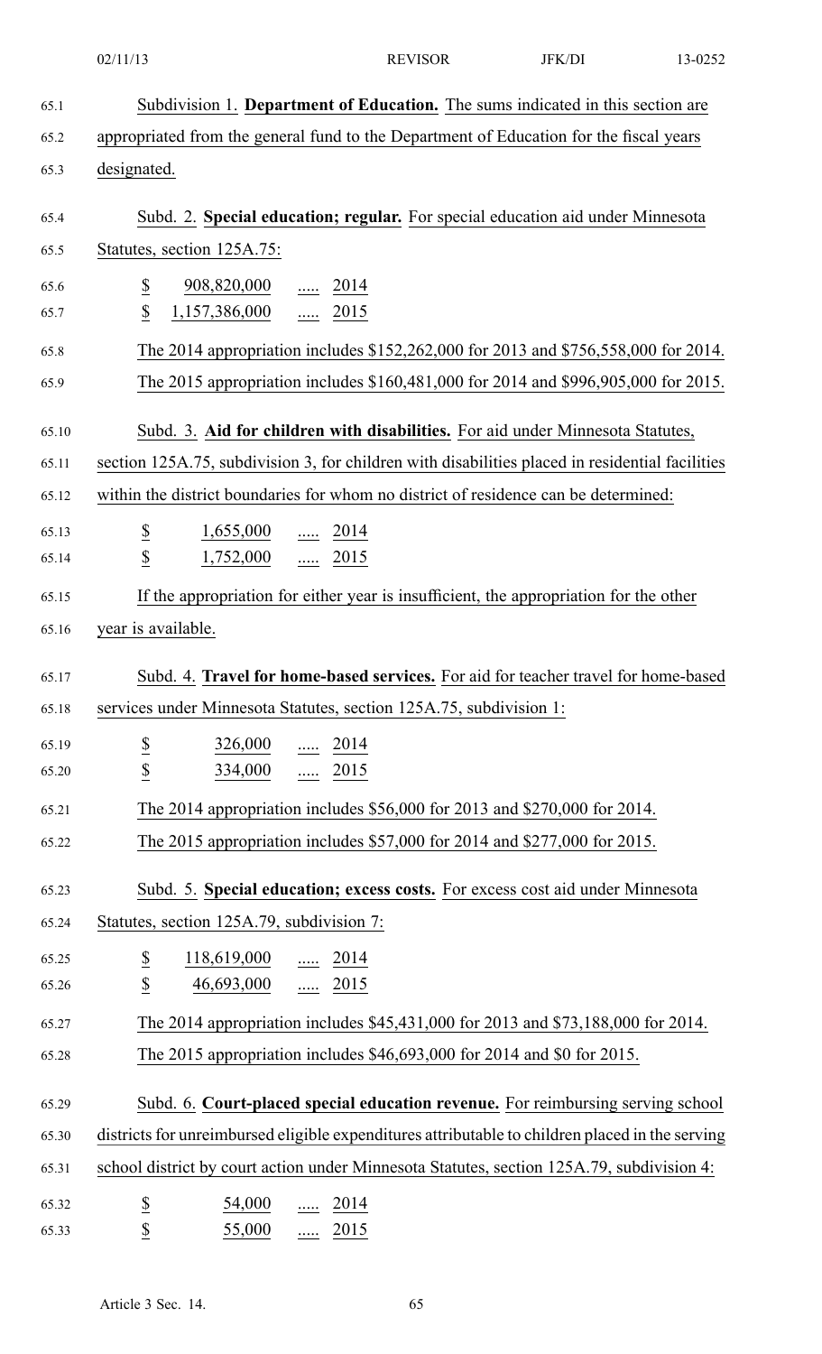Subdivision 1. **Department of Education.** The sums indicated in this section are appropriated from the general fund to the Department of Education for the fiscal years designated.

Subd. 2. **Special education; regular.** For special education aid under Minnesota Statutes, section 125A.75:

| | | | |
|---|---|---|---|
| $ | 908,820,000 | ..... | 2014 |
| $ | 1,157,386,000 | ..... | 2015 |

The 2014 appropriation includes $152,262,000 for 2013 and $756,558,000 for 2014.

The 2015 appropriation includes $160,481,000 for 2014 and $996,905,000 for 2015.

Subd. 3. **Aid for children with disabilities.** For aid under Minnesota Statutes, section 125A.75, subdivision 3, for children with disabilities placed in residential facilities within the district boundaries for whom no district of residence can be determined:

| | | | |
|---|---|---|---|
| $ | 1,655,000 | ..... | 2014 |
| $ | 1,752,000 | ..... | 2015 |

If the appropriation for either year is insufficient, the appropriation for the other year is available.

Subd. 4. **Travel for home-based services.** For aid for teacher travel for home-based services under Minnesota Statutes, section 125A.75, subdivision 1:

| | | | |
|---|---|---|---|
| $ | 326,000 | ..... | 2014 |
| $ | 334,000 | ..... | 2015 |

The 2014 appropriation includes $56,000 for 2013 and $270,000 for 2014.

The 2015 appropriation includes $57,000 for 2014 and $277,000 for 2015.

Subd. 5. **Special education; excess costs.** For excess cost aid under Minnesota Statutes, section 125A.79, subdivision 7:

| | | | |
|---|---|---|---|
| $ | 118,619,000 | ..... | 2014 |
| $ | 46,693,000 | ..... | 2015 |

The 2014 appropriation includes $45,431,000 for 2013 and $73,188,000 for 2014.

The 2015 appropriation includes $46,693,000 for 2014 and $0 for 2015.

Subd. 6. **Court-placed special education revenue.** For reimbursing serving school districts for unreimbursed eligible expenditures attributable to children placed in the serving school district by court action under Minnesota Statutes, section 125A.79, subdivision 4:

| | | | |
|---|---|---|---|
| $ | 54,000 | ..... | 2014 |
| $ | 55,000 | ..... | 2015 |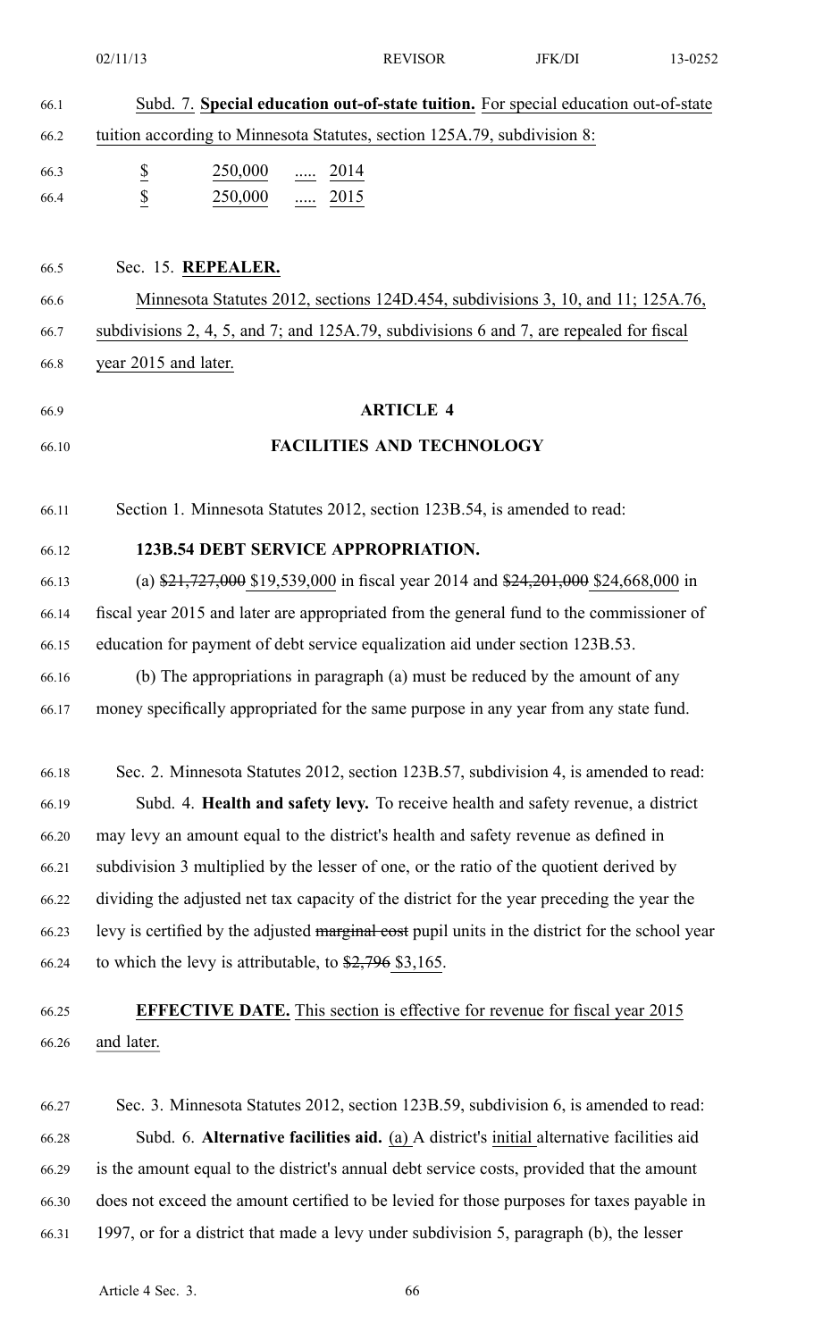Subd. 7. **Special education out-of-state tuition.** For special education out-of-state tuition according to Minnesota Statutes, section 125A.79, subdivision 8:

| | | | |
|---|---|---|---|
| $ | 250,000 | ..... | 2014 |
| $ | 250,000 | ..... | 2015 |

Sec. 15. **REPEALER.**

Minnesota Statutes 2012, sections 124D.454, subdivisions 3, 10, and 11; 125A.76, subdivisions 2, 4, 5, and 7; and 125A.79, subdivisions 6 and 7, are repealed for fiscal year 2015 and later.

## ARTICLE 4

## FACILITIES AND TECHNOLOGY

Section 1. Minnesota Statutes 2012, section 123B.54, is amended to read:

**123B.54 DEBT SERVICE APPROPRIATION.**

(a) ~~$21,727,000~~ $19,539,000 in fiscal year 2014 and ~~$24,201,000~~ $24,668,000 in fiscal year 2015 and later are appropriated from the general fund to the commissioner of education for payment of debt service equalization aid under section 123B.53.

(b) The appropriations in paragraph (a) must be reduced by the amount of any money specifically appropriated for the same purpose in any year from any state fund.

Sec. 2. Minnesota Statutes 2012, section 123B.57, subdivision 4, is amended to read:

Subd. 4. **Health and safety levy.** To receive health and safety revenue, a district may levy an amount equal to the district's health and safety revenue as defined in subdivision 3 multiplied by the lesser of one, or the ratio of the quotient derived by dividing the adjusted net tax capacity of the district for the year preceding the year the levy is certified by the adjusted ~~marginal cost~~ pupil units in the district for the school year to which the levy is attributable, to ~~$2,796~~ $3,165.

**EFFECTIVE DATE.** This section is effective for revenue for fiscal year 2015 and later.

Sec. 3. Minnesota Statutes 2012, section 123B.59, subdivision 6, is amended to read:

Subd. 6. **Alternative facilities aid.** (a) A district's initial alternative facilities aid is the amount equal to the district's annual debt service costs, provided that the amount does not exceed the amount certified to be levied for those purposes for taxes payable in 1997, or for a district that made a levy under subdivision 5, paragraph (b), the lesser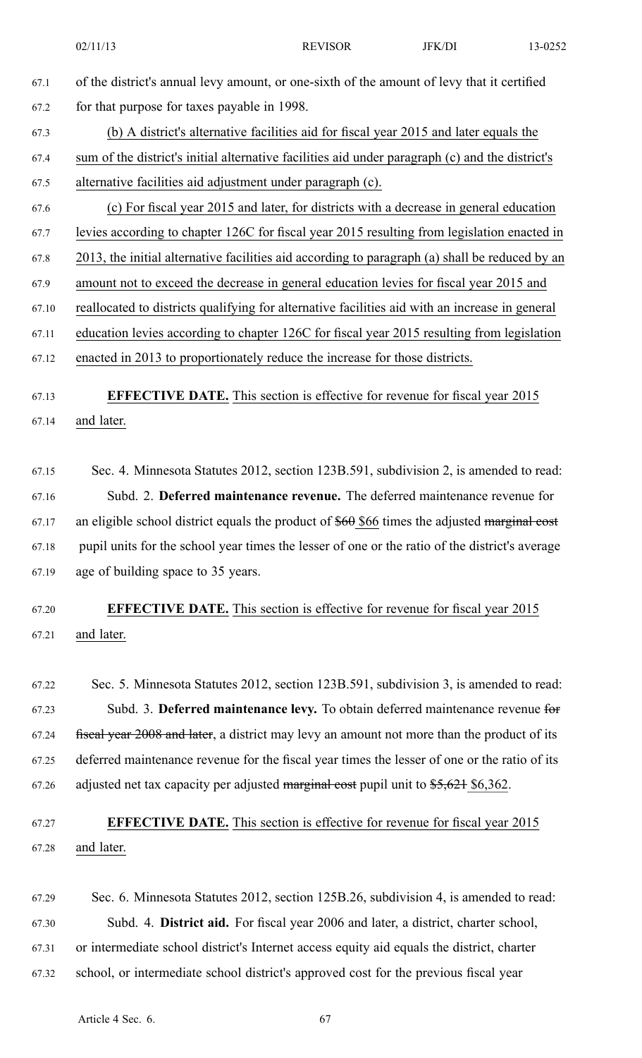of the district's annual levy amount, or one-sixth of the amount of levy that it certified for that purpose for taxes payable in 1998.

(b) A district's alternative facilities aid for fiscal year 2015 and later equals the sum of the district's initial alternative facilities aid under paragraph (c) and the district's alternative facilities aid adjustment under paragraph (c).

(c) For fiscal year 2015 and later, for districts with a decrease in general education levies according to chapter 126C for fiscal year 2015 resulting from legislation enacted in 2013, the initial alternative facilities aid according to paragraph (a) shall be reduced by an amount not to exceed the decrease in general education levies for fiscal year 2015 and reallocated to districts qualifying for alternative facilities aid with an increase in general education levies according to chapter 126C for fiscal year 2015 resulting from legislation enacted in 2013 to proportionately reduce the increase for those districts.

**EFFECTIVE DATE.** This section is effective for revenue for fiscal year 2015 and later.

Sec. 4. Minnesota Statutes 2012, section 123B.591, subdivision 2, is amended to read:

Subd. 2. **Deferred maintenance revenue.** The deferred maintenance revenue for an eligible school district equals the product of ~~$60~~ $66 times the adjusted ~~marginal cost~~ pupil units for the school year times the lesser of one or the ratio of the district's average age of building space to 35 years.

**EFFECTIVE DATE.** This section is effective for revenue for fiscal year 2015 and later.

Sec. 5. Minnesota Statutes 2012, section 123B.591, subdivision 3, is amended to read:

Subd. 3. **Deferred maintenance levy.** To obtain deferred maintenance revenue ~~for fiscal year 2008 and later~~, a district may levy an amount not more than the product of its deferred maintenance revenue for the fiscal year times the lesser of one or the ratio of its adjusted net tax capacity per adjusted ~~marginal cost~~ pupil unit to ~~$5,621~~ $6,362.

**EFFECTIVE DATE.** This section is effective for revenue for fiscal year 2015 and later.

Sec. 6. Minnesota Statutes 2012, section 125B.26, subdivision 4, is amended to read:

Subd. 4. **District aid.** For fiscal year 2006 and later, a district, charter school, or intermediate school district's Internet access equity aid equals the district, charter school, or intermediate school district's approved cost for the previous fiscal year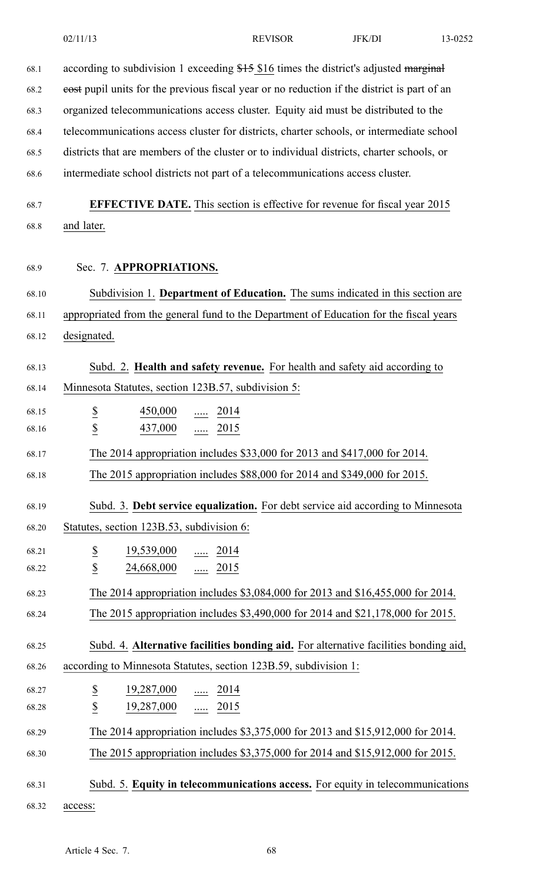according to subdivision 1 exceeding ~~$15~~ $16 times the district's adjusted ~~marginal cost~~ pupil units for the previous fiscal year or no reduction if the district is part of an organized telecommunications access cluster. Equity aid must be distributed to the telecommunications access cluster for districts, charter schools, or intermediate school districts that are members of the cluster or to individual districts, charter schools, or intermediate school districts not part of a telecommunications access cluster.

**EFFECTIVE DATE.** This section is effective for revenue for fiscal year 2015 and later.

Sec. 7. **APPROPRIATIONS.**

Subdivision 1. **Department of Education.** The sums indicated in this section are appropriated from the general fund to the Department of Education for the fiscal years designated.

Subd. 2. **Health and safety revenue.** For health and safety aid according to Minnesota Statutes, section 123B.57, subdivision 5:

$ 450,000 ..... 2014
$ 437,000 ..... 2015

The 2014 appropriation includes $33,000 for 2013 and $417,000 for 2014.

The 2015 appropriation includes $88,000 for 2014 and $349,000 for 2015.

Subd. 3. **Debt service equalization.** For debt service aid according to Minnesota Statutes, section 123B.53, subdivision 6:

$ 19,539,000 ..... 2014
$ 24,668,000 ..... 2015

The 2014 appropriation includes $3,084,000 for 2013 and $16,455,000 for 2014.

The 2015 appropriation includes $3,490,000 for 2014 and $21,178,000 for 2015.

Subd. 4. **Alternative facilities bonding aid.** For alternative facilities bonding aid, according to Minnesota Statutes, section 123B.59, subdivision 1:

$ 19,287,000 ..... 2014
$ 19,287,000 ..... 2015

The 2014 appropriation includes $3,375,000 for 2013 and $15,912,000 for 2014.

The 2015 appropriation includes $3,375,000 for 2014 and $15,912,000 for 2015.

Subd. 5. **Equity in telecommunications access.** For equity in telecommunications access: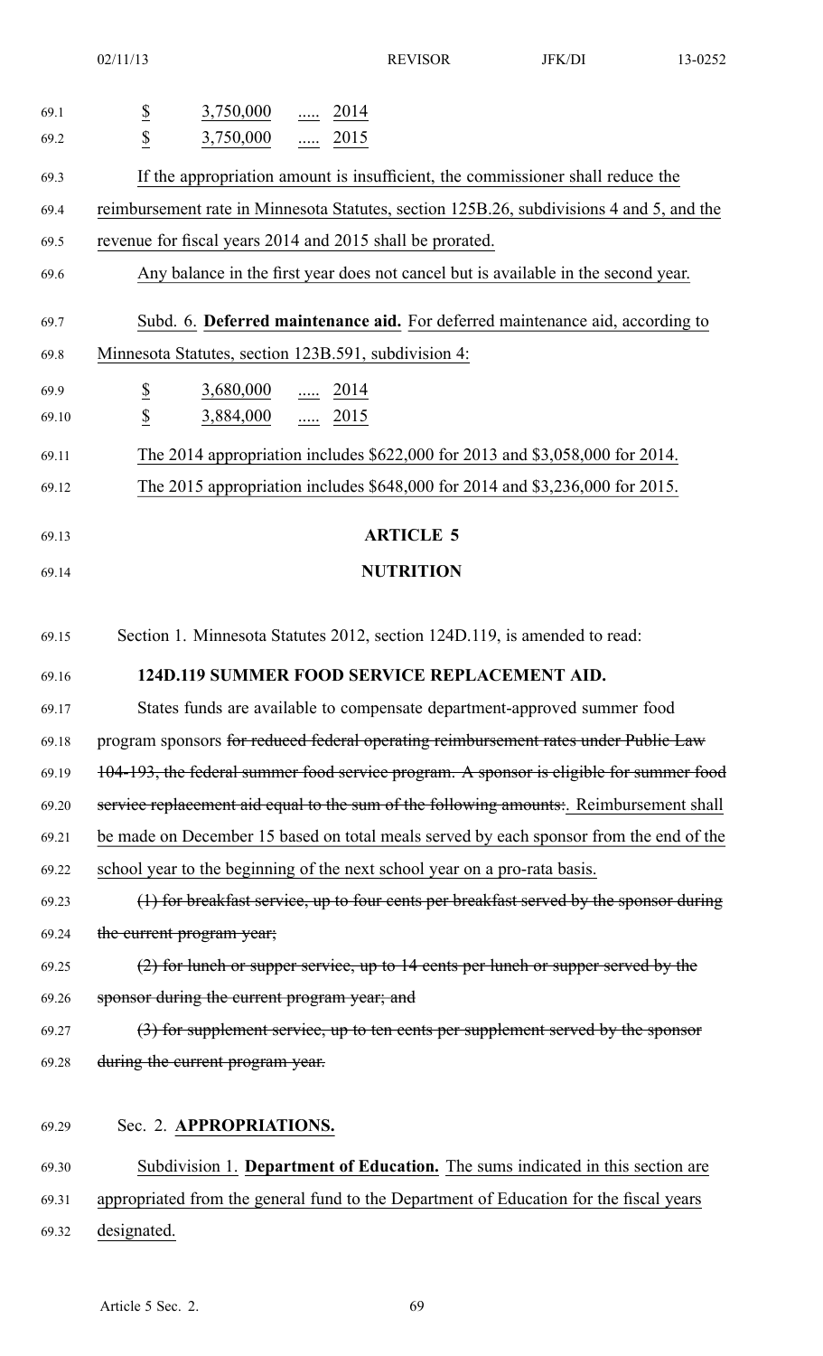| | | | |
|---|---|---|---|
| $ | 3,750,000 | ..... | 2014 |
| $ | 3,750,000 | ..... | 2015 |

If the appropriation amount is insufficient, the commissioner shall reduce the reimbursement rate in Minnesota Statutes, section 125B.26, subdivisions 4 and 5, and the revenue for fiscal years 2014 and 2015 shall be prorated.

Any balance in the first year does not cancel but is available in the second year.

Subd. 6. **Deferred maintenance aid.** For deferred maintenance aid, according to Minnesota Statutes, section 123B.591, subdivision 4:

| | | | |
|---|---|---|---|
| $ | 3,680,000 | ..... | 2014 |
| $ | 3,884,000 | ..... | 2015 |

The 2014 appropriation includes $622,000 for 2013 and $3,058,000 for 2014.

The 2015 appropriation includes $648,000 for 2014 and $3,236,000 for 2015.

## ARTICLE 5

## NUTRITION

Section 1. Minnesota Statutes 2012, section 124D.119, is amended to read:

**124D.119 SUMMER FOOD SERVICE REPLACEMENT AID.**

States funds are available to compensate department-approved summer food program sponsors ~~for reduced federal operating reimbursement rates under Public Law 104-193, the federal summer food service program. A sponsor is eligible for summer food service replacement aid equal to the sum of the following amounts:~~. Reimbursement shall be made on December 15 based on total meals served by each sponsor from the end of the school year to the beginning of the next school year on a pro-rata basis.

~~(1) for breakfast service, up to four cents per breakfast served by the sponsor during the current program year;~~

~~(2) for lunch or supper service, up to 14 cents per lunch or supper served by the sponsor during the current program year; and~~

~~(3) for supplement service, up to ten cents per supplement served by the sponsor during the current program year.~~

Sec. 2. **APPROPRIATIONS.**

Subdivision 1. **Department of Education.** The sums indicated in this section are appropriated from the general fund to the Department of Education for the fiscal years designated.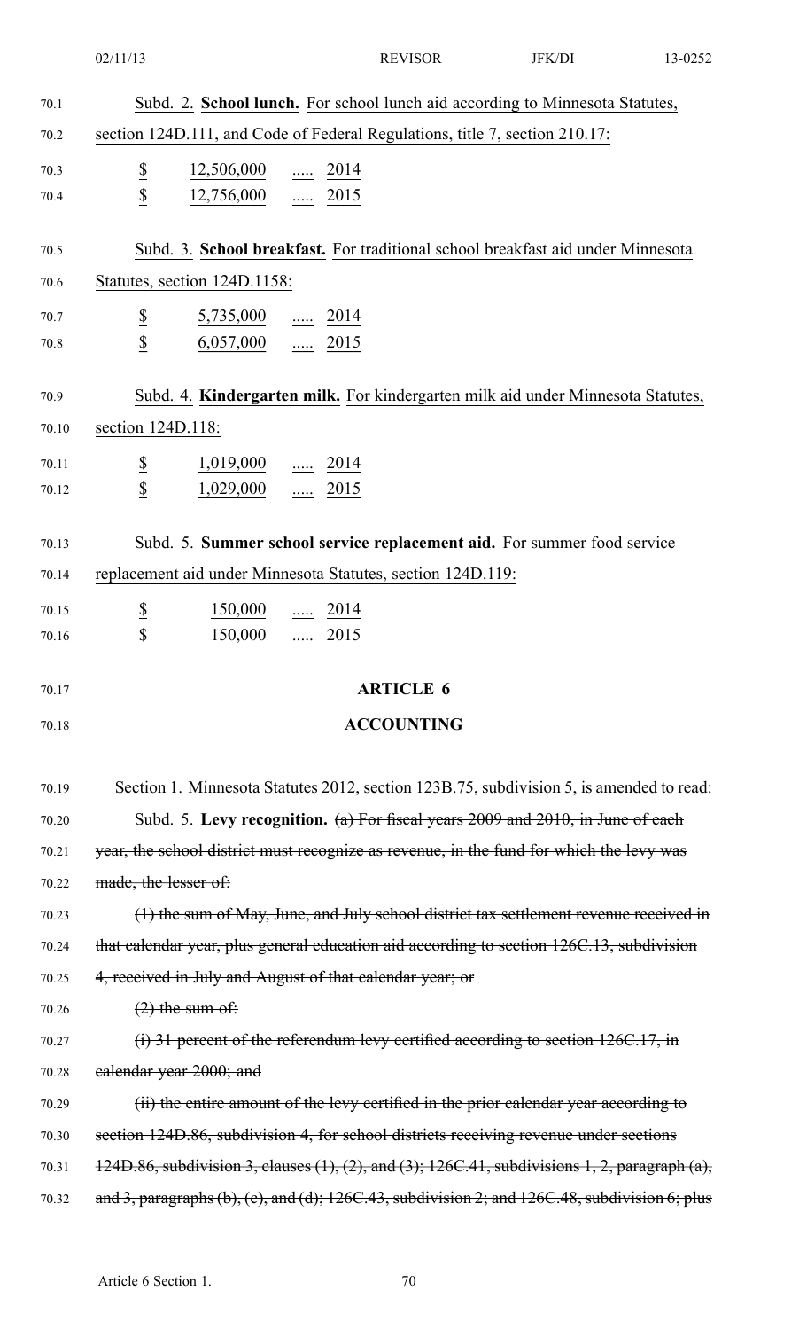Subd. 2. **School lunch.** For school lunch aid according to Minnesota Statutes, section 124D.111, and Code of Federal Regulations, title 7, section 210.17:

| | | | |
|---|---|---|---|
| $ | 12,506,000 | ..... | 2014 |
| $ | 12,756,000 | ..... | 2015 |

Subd. 3. **School breakfast.** For traditional school breakfast aid under Minnesota Statutes, section 124D.1158:

| | | | |
|---|---|---|---|
| $ | 5,735,000 | ..... | 2014 |
| $ | 6,057,000 | ..... | 2015 |

Subd. 4. **Kindergarten milk.** For kindergarten milk aid under Minnesota Statutes, section 124D.118:

| | | | |
|---|---|---|---|
| $ | 1,019,000 | ..... | 2014 |
| $ | 1,029,000 | ..... | 2015 |

Subd. 5. **Summer school service replacement aid.** For summer food service replacement aid under Minnesota Statutes, section 124D.119:

| | | | |
|---|---|---|---|
| $ | 150,000 | ..... | 2014 |
| $ | 150,000 | ..... | 2015 |

## ARTICLE 6

## ACCOUNTING

Section 1. Minnesota Statutes 2012, section 123B.75, subdivision 5, is amended to read:

Subd. 5. **Levy recognition.** ~~(a) For fiscal years 2009 and 2010, in June of each year, the school district must recognize as revenue, in the fund for which the levy was made, the lesser of:~~

~~(1) the sum of May, June, and July school district tax settlement revenue received in that calendar year, plus general education aid according to section 126C.13, subdivision 4, received in July and August of that calendar year; or~~

~~(2) the sum of:~~

~~(i) 31 percent of the referendum levy certified according to section 126C.17, in calendar year 2000; and~~

~~(ii) the entire amount of the levy certified in the prior calendar year according to section 124D.86, subdivision 4, for school districts receiving revenue under sections 124D.86, subdivision 3, clauses (1), (2), and (3); 126C.41, subdivisions 1, 2, paragraph (a), and 3, paragraphs (b), (c), and (d); 126C.43, subdivision 2; and 126C.48, subdivision 6; plus~~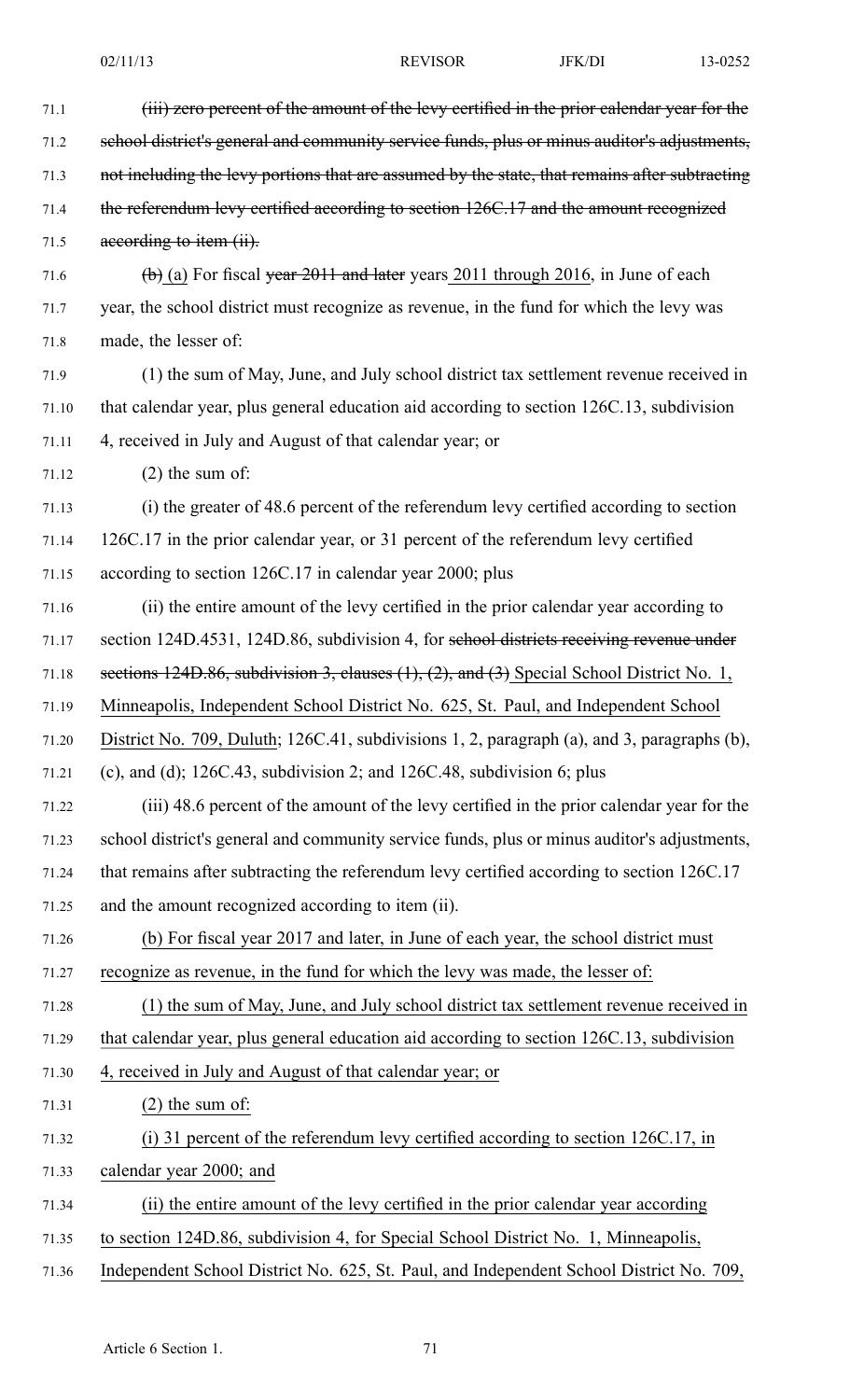(iii) zero percent of the amount of the levy certified in the prior calendar year for the school district's general and community service funds, plus or minus auditor's adjustments, not including the levy portions that are assumed by the state, that remains after subtracting the referendum levy certified according to section 126C.17 and the amount recognized according to item (ii).

(b) (a) For fiscal year 2011 and later years 2011 through 2016, in June of each year, the school district must recognize as revenue, in the fund for which the levy was made, the lesser of:

(1) the sum of May, June, and July school district tax settlement revenue received in that calendar year, plus general education aid according to section 126C.13, subdivision 4, received in July and August of that calendar year; or

(2) the sum of:

(i) the greater of 48.6 percent of the referendum levy certified according to section 126C.17 in the prior calendar year, or 31 percent of the referendum levy certified according to section 126C.17 in calendar year 2000; plus

(ii) the entire amount of the levy certified in the prior calendar year according to section 124D.4531, 124D.86, subdivision 4, for school districts receiving revenue under sections 124D.86, subdivision 3, clauses (1), (2), and (3) Special School District No. 1, Minneapolis, Independent School District No. 625, St. Paul, and Independent School District No. 709, Duluth; 126C.41, subdivisions 1, 2, paragraph (a), and 3, paragraphs (b), (c), and (d); 126C.43, subdivision 2; and 126C.48, subdivision 6; plus

(iii) 48.6 percent of the amount of the levy certified in the prior calendar year for the school district's general and community service funds, plus or minus auditor's adjustments, that remains after subtracting the referendum levy certified according to section 126C.17 and the amount recognized according to item (ii).

(b) For fiscal year 2017 and later, in June of each year, the school district must recognize as revenue, in the fund for which the levy was made, the lesser of:

(1) the sum of May, June, and July school district tax settlement revenue received in that calendar year, plus general education aid according to section 126C.13, subdivision 4, received in July and August of that calendar year; or

(2) the sum of:

(i) 31 percent of the referendum levy certified according to section 126C.17, in calendar year 2000; and

(ii) the entire amount of the levy certified in the prior calendar year according to section 124D.86, subdivision 4, for Special School District No. 1, Minneapolis, Independent School District No. 625, St. Paul, and Independent School District No. 709,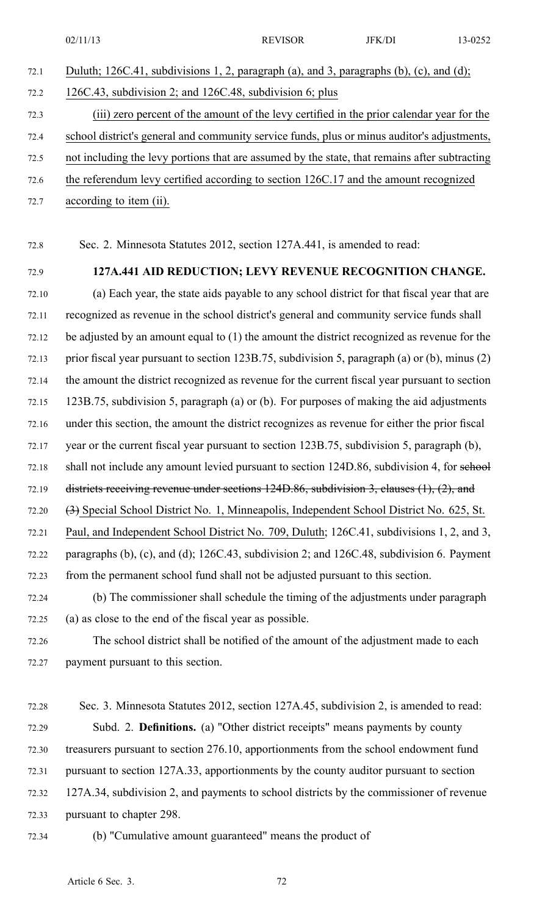Duluth; 126C.41, subdivisions 1, 2, paragraph (a), and 3, paragraphs (b), (c), and (d); 126C.43, subdivision 2; and 126C.48, subdivision 6; plus

(iii) zero percent of the amount of the levy certified in the prior calendar year for the school district's general and community service funds, plus or minus auditor's adjustments, not including the levy portions that are assumed by the state, that remains after subtracting the referendum levy certified according to section 126C.17 and the amount recognized according to item (ii).

Sec. 2. Minnesota Statutes 2012, section 127A.441, is amended to read:

**127A.441 AID REDUCTION; LEVY REVENUE RECOGNITION CHANGE.**

(a) Each year, the state aids payable to any school district for that fiscal year that are recognized as revenue in the school district's general and community service funds shall be adjusted by an amount equal to (1) the amount the district recognized as revenue for the prior fiscal year pursuant to section 123B.75, subdivision 5, paragraph (a) or (b), minus (2) the amount the district recognized as revenue for the current fiscal year pursuant to section 123B.75, subdivision 5, paragraph (a) or (b). For purposes of making the aid adjustments under this section, the amount the district recognizes as revenue for either the prior fiscal year or the current fiscal year pursuant to section 123B.75, subdivision 5, paragraph (b), shall not include any amount levied pursuant to section 124D.86, subdivision 4, for ~~school districts receiving revenue under sections 124D.86, subdivision 3, clauses (1), (2), and (3)~~ Special School District No. 1, Minneapolis, Independent School District No. 625, St. Paul, and Independent School District No. 709, Duluth; 126C.41, subdivisions 1, 2, and 3, paragraphs (b), (c), and (d); 126C.43, subdivision 2; and 126C.48, subdivision 6. Payment from the permanent school fund shall not be adjusted pursuant to this section.

(b) The commissioner shall schedule the timing of the adjustments under paragraph (a) as close to the end of the fiscal year as possible.

The school district shall be notified of the amount of the adjustment made to each payment pursuant to this section.

Sec. 3. Minnesota Statutes 2012, section 127A.45, subdivision 2, is amended to read:

Subd. 2. **Definitions.** (a) "Other district receipts" means payments by county treasurers pursuant to section 276.10, apportionments from the school endowment fund pursuant to section 127A.33, apportionments by the county auditor pursuant to section 127A.34, subdivision 2, and payments to school districts by the commissioner of revenue pursuant to chapter 298.

(b) "Cumulative amount guaranteed" means the product of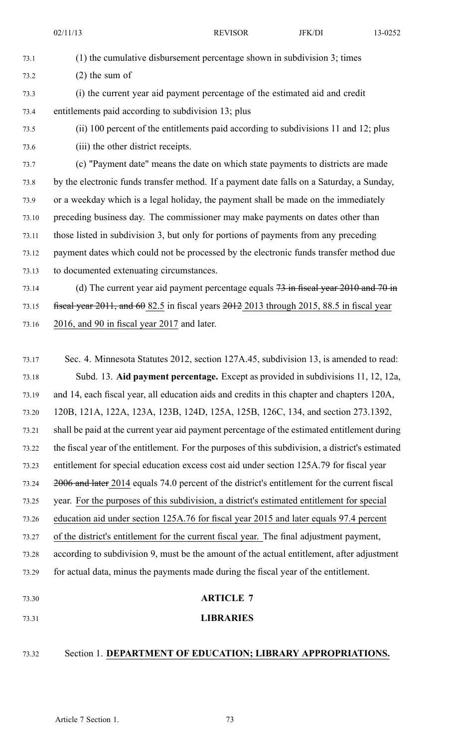(1) the cumulative disbursement percentage shown in subdivision 3; times

(2) the sum of

(i) the current year aid payment percentage of the estimated aid and credit entitlements paid according to subdivision 13; plus

(ii) 100 percent of the entitlements paid according to subdivisions 11 and 12; plus

(iii) the other district receipts.

(c) "Payment date" means the date on which state payments to districts are made by the electronic funds transfer method. If a payment date falls on a Saturday, a Sunday, or a weekday which is a legal holiday, the payment shall be made on the immediately preceding business day. The commissioner may make payments on dates other than those listed in subdivision 3, but only for portions of payments from any preceding payment dates which could not be processed by the electronic funds transfer method due to documented extenuating circumstances.

(d) The current year aid payment percentage equals ~~73 in fiscal year 2010 and 70 in fiscal year 2011, and 60~~ 82.5 in fiscal years ~~2012~~ 2013 through 2015, 88.5 in fiscal year 2016, and 90 in fiscal year 2017 and later.

Sec. 4. Minnesota Statutes 2012, section 127A.45, subdivision 13, is amended to read:

Subd. 13. **Aid payment percentage.** Except as provided in subdivisions 11, 12, 12a, and 14, each fiscal year, all education aids and credits in this chapter and chapters 120A, 120B, 121A, 122A, 123A, 123B, 124D, 125A, 125B, 126C, 134, and section 273.1392, shall be paid at the current year aid payment percentage of the estimated entitlement during the fiscal year of the entitlement. For the purposes of this subdivision, a district's estimated entitlement for special education excess cost aid under section 125A.79 for fiscal year ~~2006 and later~~ 2014 equals 74.0 percent of the district's entitlement for the current fiscal year. For the purposes of this subdivision, a district's estimated entitlement for special education aid under section 125A.76 for fiscal year 2015 and later equals 97.4 percent of the district's entitlement for the current fiscal year. The final adjustment payment, according to subdivision 9, must be the amount of the actual entitlement, after adjustment for actual data, minus the payments made during the fiscal year of the entitlement.

## ARTICLE 7

## LIBRARIES

Section 1. **DEPARTMENT OF EDUCATION; LIBRARY APPROPRIATIONS.**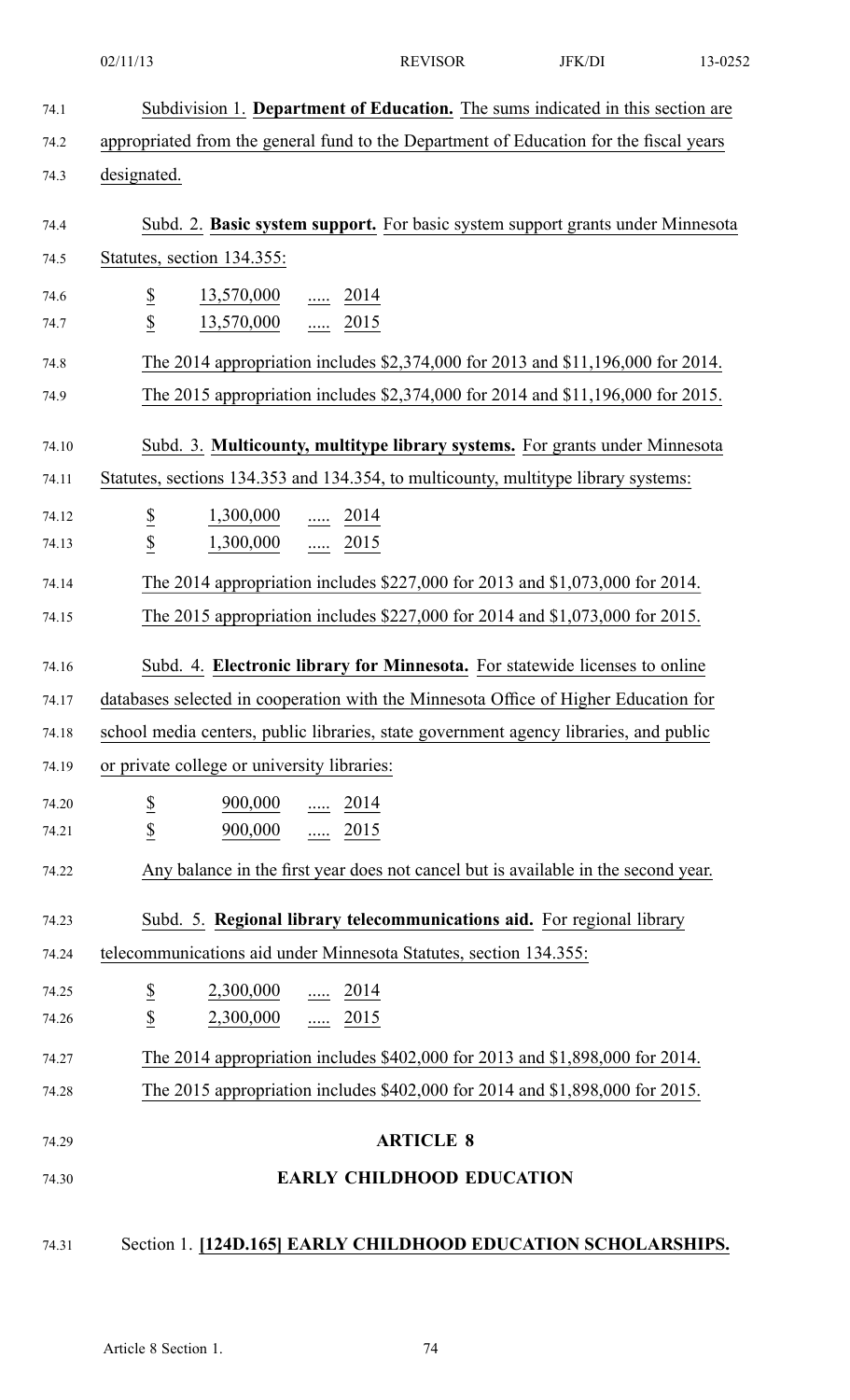Subdivision 1. **Department of Education.** The sums indicated in this section are appropriated from the general fund to the Department of Education for the fiscal years designated.

Subd. 2. **Basic system support.** For basic system support grants under Minnesota Statutes, section 134.355:

$ 13,570,000 ..... 2014
$ 13,570,000 ..... 2015

The 2014 appropriation includes $2,374,000 for 2013 and $11,196,000 for 2014.
The 2015 appropriation includes $2,374,000 for 2014 and $11,196,000 for 2015.

Subd. 3. **Multicounty, multitype library systems.** For grants under Minnesota Statutes, sections 134.353 and 134.354, to multicounty, multitype library systems:

$ 1,300,000 ..... 2014
$ 1,300,000 ..... 2015

The 2014 appropriation includes $227,000 for 2013 and $1,073,000 for 2014.
The 2015 appropriation includes $227,000 for 2014 and $1,073,000 for 2015.

Subd. 4. **Electronic library for Minnesota.** For statewide licenses to online databases selected in cooperation with the Minnesota Office of Higher Education for school media centers, public libraries, state government agency libraries, and public or private college or university libraries:

$ 900,000 ..... 2014
$ 900,000 ..... 2015

Any balance in the first year does not cancel but is available in the second year.

Subd. 5. **Regional library telecommunications aid.** For regional library telecommunications aid under Minnesota Statutes, section 134.355:

$ 2,300,000 ..... 2014
$ 2,300,000 ..... 2015

The 2014 appropriation includes $402,000 for 2013 and $1,898,000 for 2014.
The 2015 appropriation includes $402,000 for 2014 and $1,898,000 for 2015.

## ARTICLE 8

## EARLY CHILDHOOD EDUCATION

Section 1. **[124D.165] EARLY CHILDHOOD EDUCATION SCHOLARSHIPS.**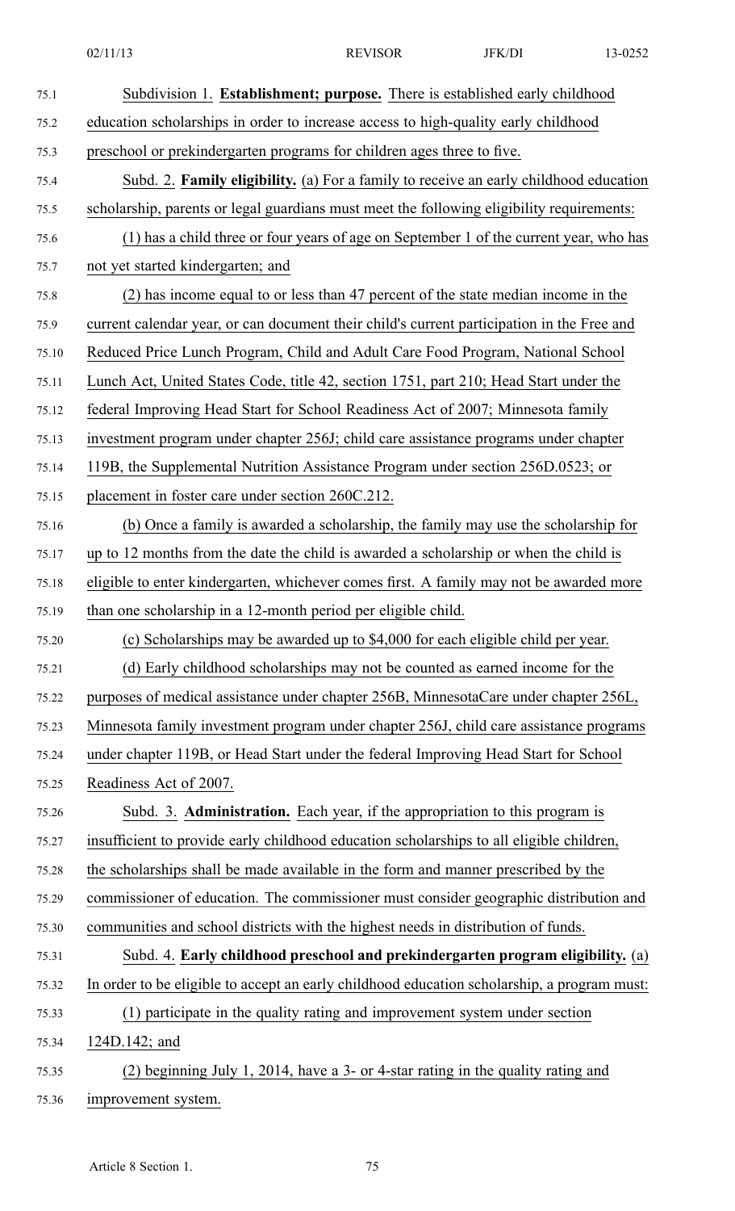Subdivision 1. **Establishment; purpose.** There is established early childhood education scholarships in order to increase access to high-quality early childhood preschool or prekindergarten programs for children ages three to five.

Subd. 2. **Family eligibility.** (a) For a family to receive an early childhood education scholarship, parents or legal guardians must meet the following eligibility requirements:

(1) has a child three or four years of age on September 1 of the current year, who has not yet started kindergarten; and

(2) has income equal to or less than 47 percent of the state median income in the current calendar year, or can document their child's current participation in the Free and Reduced Price Lunch Program, Child and Adult Care Food Program, National School Lunch Act, United States Code, title 42, section 1751, part 210; Head Start under the federal Improving Head Start for School Readiness Act of 2007; Minnesota family investment program under chapter 256J; child care assistance programs under chapter 119B, the Supplemental Nutrition Assistance Program under section 256D.0523; or placement in foster care under section 260C.212.

(b) Once a family is awarded a scholarship, the family may use the scholarship for up to 12 months from the date the child is awarded a scholarship or when the child is eligible to enter kindergarten, whichever comes first. A family may not be awarded more than one scholarship in a 12-month period per eligible child.

(c) Scholarships may be awarded up to $4,000 for each eligible child per year.

(d) Early childhood scholarships may not be counted as earned income for the purposes of medical assistance under chapter 256B, MinnesotaCare under chapter 256L, Minnesota family investment program under chapter 256J, child care assistance programs under chapter 119B, or Head Start under the federal Improving Head Start for School Readiness Act of 2007.

Subd. 3. **Administration.** Each year, if the appropriation to this program is insufficient to provide early childhood education scholarships to all eligible children, the scholarships shall be made available in the form and manner prescribed by the commissioner of education. The commissioner must consider geographic distribution and communities and school districts with the highest needs in distribution of funds.

Subd. 4. **Early childhood preschool and prekindergarten program eligibility.** (a) In order to be eligible to accept an early childhood education scholarship, a program must:

(1) participate in the quality rating and improvement system under section 124D.142; and

(2) beginning July 1, 2014, have a 3- or 4-star rating in the quality rating and improvement system.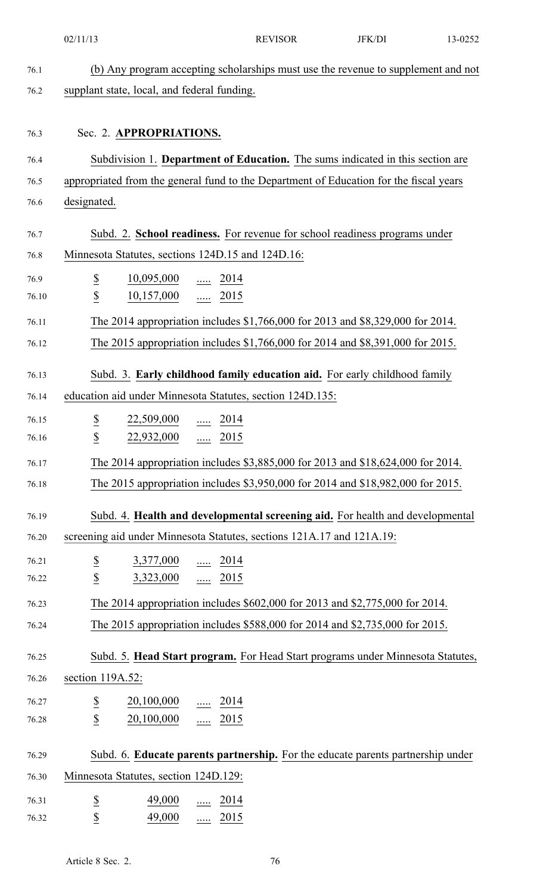(b) Any program accepting scholarships must use the revenue to supplement and not supplant state, local, and federal funding.

Sec. 2. **APPROPRIATIONS.**

Subdivision 1. **Department of Education.** The sums indicated in this section are appropriated from the general fund to the Department of Education for the fiscal years designated.

Subd. 2. **School readiness.** For revenue for school readiness programs under Minnesota Statutes, sections 124D.15 and 124D.16:

| | | | |
|---|---|---|---|
| $ | 10,095,000 | ..... | 2014 |
| $ | 10,157,000 | ..... | 2015 |

The 2014 appropriation includes $1,766,000 for 2013 and $8,329,000 for 2014.

The 2015 appropriation includes $1,766,000 for 2014 and $8,391,000 for 2015.

Subd. 3. **Early childhood family education aid.** For early childhood family education aid under Minnesota Statutes, section 124D.135:

| | | | |
|---|---|---|---|
| $ | 22,509,000 | ..... | 2014 |
| $ | 22,932,000 | ..... | 2015 |

The 2014 appropriation includes $3,885,000 for 2013 and $18,624,000 for 2014.

The 2015 appropriation includes $3,950,000 for 2014 and $18,982,000 for 2015.

Subd. 4. **Health and developmental screening aid.** For health and developmental screening aid under Minnesota Statutes, sections 121A.17 and 121A.19:

| | | | |
|---|---|---|---|
| $ | 3,377,000 | ..... | 2014 |
| $ | 3,323,000 | ..... | 2015 |

The 2014 appropriation includes $602,000 for 2013 and $2,775,000 for 2014.

The 2015 appropriation includes $588,000 for 2014 and $2,735,000 for 2015.

Subd. 5. **Head Start program.** For Head Start programs under Minnesota Statutes, section 119A.52:

| | | | |
|---|---|---|---|
| $ | 20,100,000 | ..... | 2014 |
| $ | 20,100,000 | ..... | 2015 |

Subd. 6. **Educate parents partnership.** For the educate parents partnership under Minnesota Statutes, section 124D.129:

| | | | |
|---|---|---|---|
| $ | 49,000 | ..... | 2014 |
| $ | 49,000 | ..... | 2015 |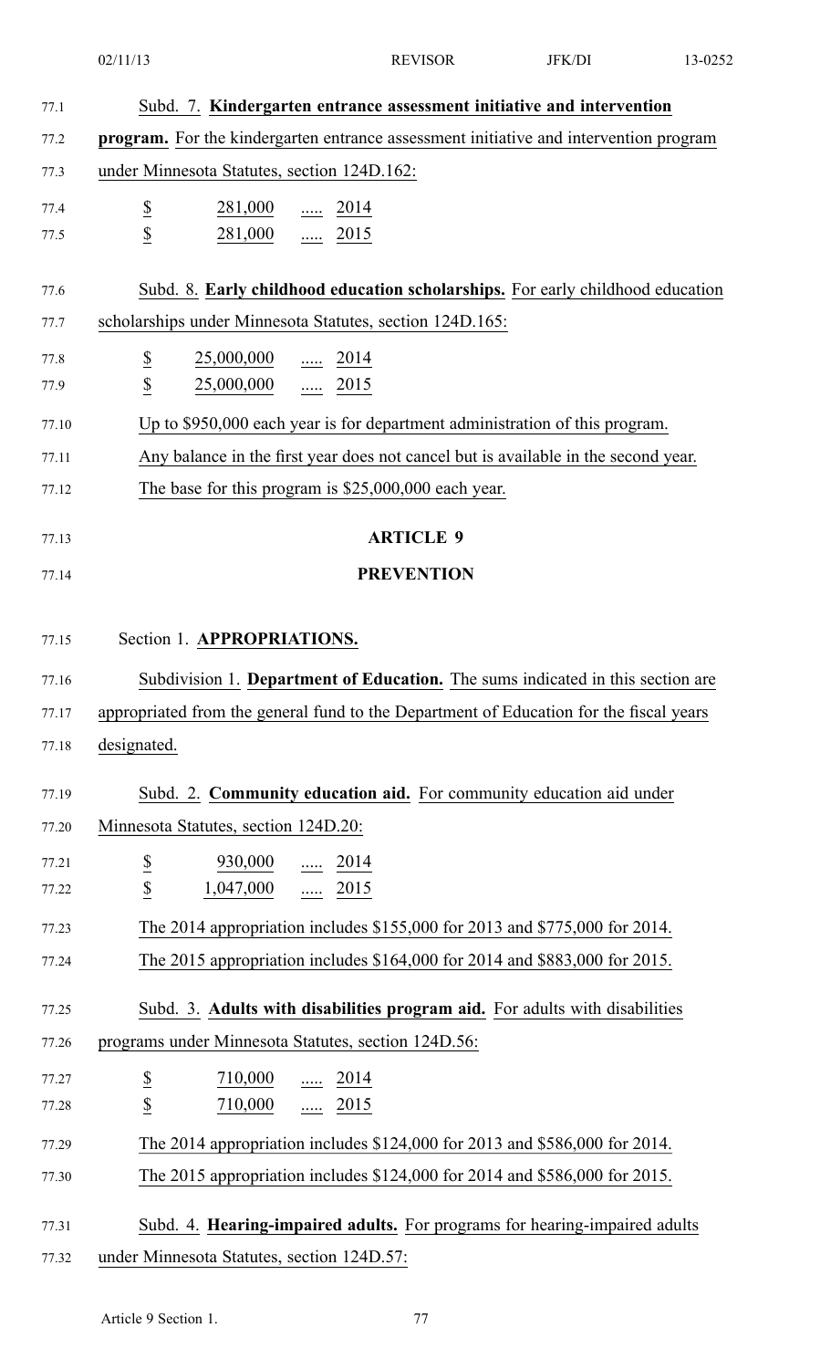Subd. 7. **Kindergarten entrance assessment initiative and intervention program.** For the kindergarten entrance assessment initiative and intervention program under Minnesota Statutes, section 124D.162:

| | | | |
|---|---|---|---|
| $ | 281,000 | ..... | 2014 |
| $ | 281,000 | ..... | 2015 |

Subd. 8. **Early childhood education scholarships.** For early childhood education scholarships under Minnesota Statutes, section 124D.165:

| | | | |
|---|---|---|---|
| $ | 25,000,000 | ..... | 2014 |
| $ | 25,000,000 | ..... | 2015 |

Up to $950,000 each year is for department administration of this program.

Any balance in the first year does not cancel but is available in the second year.

The base for this program is $25,000,000 each year.

## ARTICLE 9

## PREVENTION

Section 1. **APPROPRIATIONS.**

Subdivision 1. **Department of Education.** The sums indicated in this section are appropriated from the general fund to the Department of Education for the fiscal years designated.

Subd. 2. **Community education aid.** For community education aid under Minnesota Statutes, section 124D.20:

| | | | |
|---|---|---|---|
| $ | 930,000 | ..... | 2014 |
| $ | 1,047,000 | ..... | 2015 |

The 2014 appropriation includes $155,000 for 2013 and $775,000 for 2014.

The 2015 appropriation includes $164,000 for 2014 and $883,000 for 2015.

Subd. 3. **Adults with disabilities program aid.** For adults with disabilities programs under Minnesota Statutes, section 124D.56:

| | | | |
|---|---|---|---|
| $ | 710,000 | ..... | 2014 |
| $ | 710,000 | ..... | 2015 |

The 2014 appropriation includes $124,000 for 2013 and $586,000 for 2014.

The 2015 appropriation includes $124,000 for 2014 and $586,000 for 2015.

Subd. 4. **Hearing-impaired adults.** For programs for hearing-impaired adults under Minnesota Statutes, section 124D.57: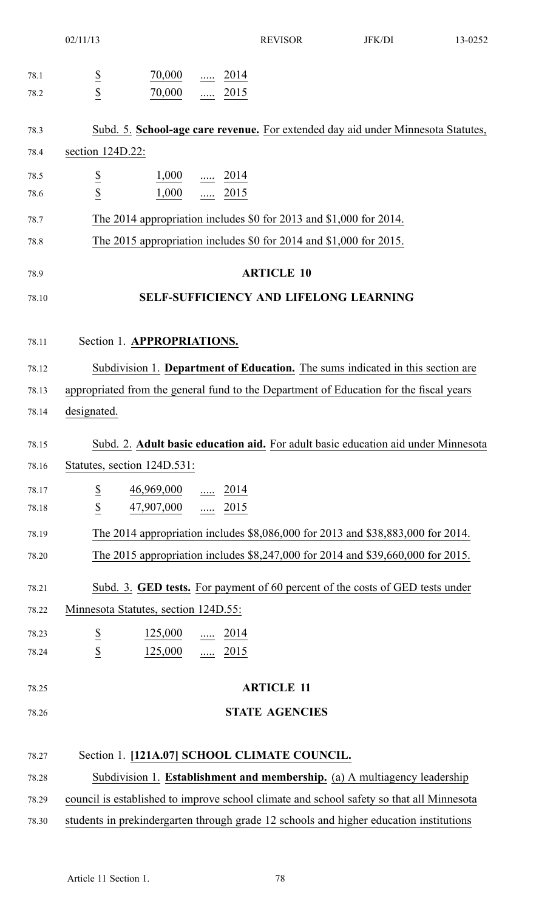$ 70,000 ..... 2014
$ 70,000 ..... 2015

Subd. 5. **School-age care revenue.** For extended day aid under Minnesota Statutes, section 124D.22:

$ 1,000 ..... 2014
$ 1,000 ..... 2015

The 2014 appropriation includes $0 for 2013 and $1,000 for 2014.

The 2015 appropriation includes $0 for 2014 and $1,000 for 2015.

## ARTICLE 10

## SELF-SUFFICIENCY AND LIFELONG LEARNING

Section 1. **APPROPRIATIONS.**

Subdivision 1. **Department of Education.** The sums indicated in this section are appropriated from the general fund to the Department of Education for the fiscal years designated.

Subd. 2. **Adult basic education aid.** For adult basic education aid under Minnesota Statutes, section 124D.531:

$ 46,969,000 ..... 2014
$ 47,907,000 ..... 2015

The 2014 appropriation includes $8,086,000 for 2013 and $38,883,000 for 2014.

The 2015 appropriation includes $8,247,000 for 2014 and $39,660,000 for 2015.

Subd. 3. **GED tests.** For payment of 60 percent of the costs of GED tests under Minnesota Statutes, section 124D.55:

$ 125,000 ..... 2014
$ 125,000 ..... 2015

## ARTICLE 11

## STATE AGENCIES

Section 1. **[121A.07] SCHOOL CLIMATE COUNCIL.**

Subdivision 1. **Establishment and membership.** (a) A multiagency leadership council is established to improve school climate and school safety so that all Minnesota students in prekindergarten through grade 12 schools and higher education institutions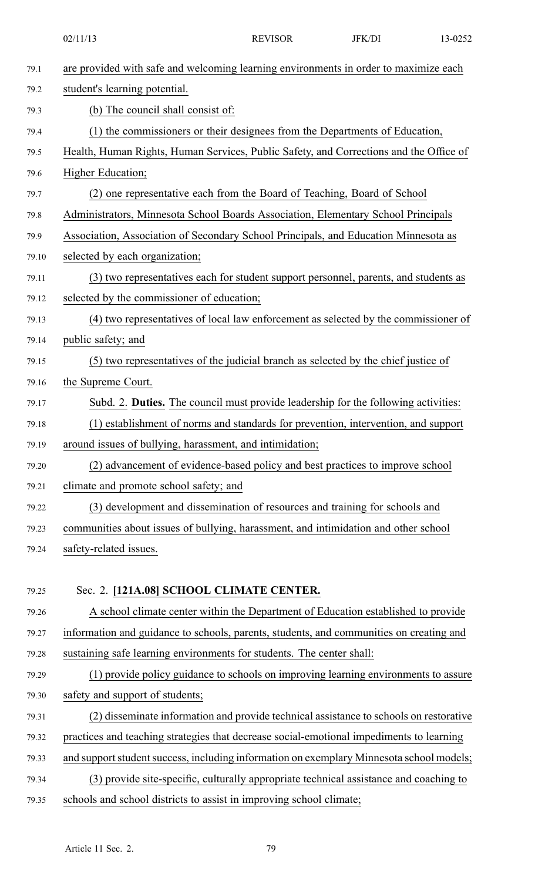are provided with safe and welcoming learning environments in order to maximize each student's learning potential.

(b) The council shall consist of:

(1) the commissioners or their designees from the Departments of Education, Health, Human Rights, Human Services, Public Safety, and Corrections and the Office of Higher Education;

(2) one representative each from the Board of Teaching, Board of School Administrators, Minnesota School Boards Association, Elementary School Principals Association, Association of Secondary School Principals, and Education Minnesota as selected by each organization;

(3) two representatives each for student support personnel, parents, and students as selected by the commissioner of education;

(4) two representatives of local law enforcement as selected by the commissioner of public safety; and

(5) two representatives of the judicial branch as selected by the chief justice of the Supreme Court.

Subd. 2. **Duties.** The council must provide leadership for the following activities:

(1) establishment of norms and standards for prevention, intervention, and support around issues of bullying, harassment, and intimidation;

(2) advancement of evidence-based policy and best practices to improve school climate and promote school safety; and

(3) development and dissemination of resources and training for schools and communities about issues of bullying, harassment, and intimidation and other school safety-related issues.

Sec. 2. **[121A.08] SCHOOL CLIMATE CENTER.**

A school climate center within the Department of Education established to provide information and guidance to schools, parents, students, and communities on creating and sustaining safe learning environments for students. The center shall:

(1) provide policy guidance to schools on improving learning environments to assure safety and support of students;

(2) disseminate information and provide technical assistance to schools on restorative practices and teaching strategies that decrease social-emotional impediments to learning and support student success, including information on exemplary Minnesota school models;

(3) provide site-specific, culturally appropriate technical assistance and coaching to schools and school districts to assist in improving school climate;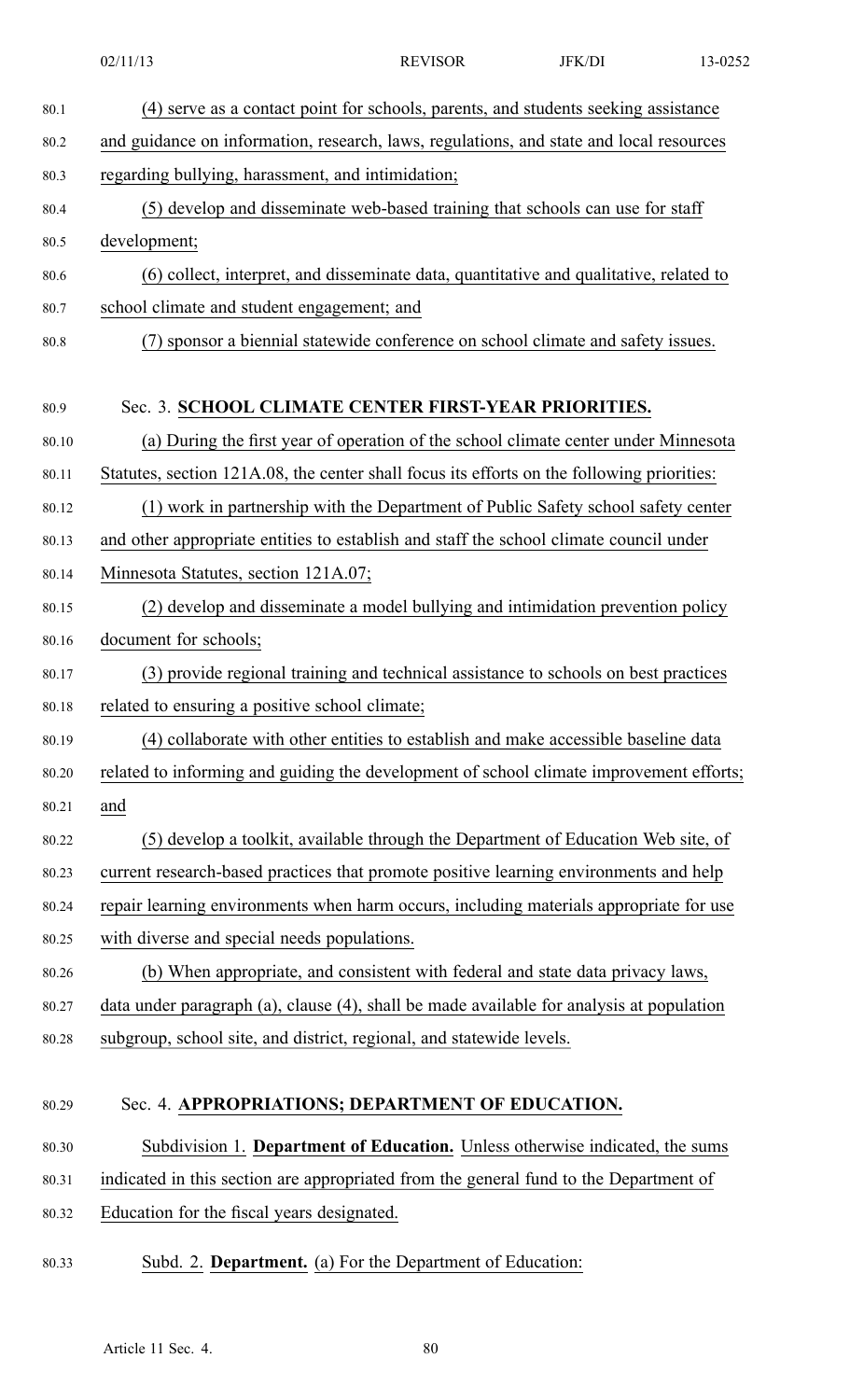(4) serve as a contact point for schools, parents, and students seeking assistance and guidance on information, research, laws, regulations, and state and local resources regarding bullying, harassment, and intimidation;

(5) develop and disseminate web-based training that schools can use for staff development;

(6) collect, interpret, and disseminate data, quantitative and qualitative, related to school climate and student engagement; and

(7) sponsor a biennial statewide conference on school climate and safety issues.

Sec. 3. **SCHOOL CLIMATE CENTER FIRST-YEAR PRIORITIES.**

(a) During the first year of operation of the school climate center under Minnesota Statutes, section 121A.08, the center shall focus its efforts on the following priorities:

(1) work in partnership with the Department of Public Safety school safety center and other appropriate entities to establish and staff the school climate council under Minnesota Statutes, section 121A.07;

(2) develop and disseminate a model bullying and intimidation prevention policy document for schools;

(3) provide regional training and technical assistance to schools on best practices related to ensuring a positive school climate;

(4) collaborate with other entities to establish and make accessible baseline data related to informing and guiding the development of school climate improvement efforts; and

(5) develop a toolkit, available through the Department of Education Web site, of current research-based practices that promote positive learning environments and help repair learning environments when harm occurs, including materials appropriate for use with diverse and special needs populations.

(b) When appropriate, and consistent with federal and state data privacy laws, data under paragraph (a), clause (4), shall be made available for analysis at population subgroup, school site, and district, regional, and statewide levels.

Sec. 4. **APPROPRIATIONS; DEPARTMENT OF EDUCATION.**

Subdivision 1. **Department of Education.** Unless otherwise indicated, the sums indicated in this section are appropriated from the general fund to the Department of Education for the fiscal years designated.

Subd. 2. **Department.** (a) For the Department of Education: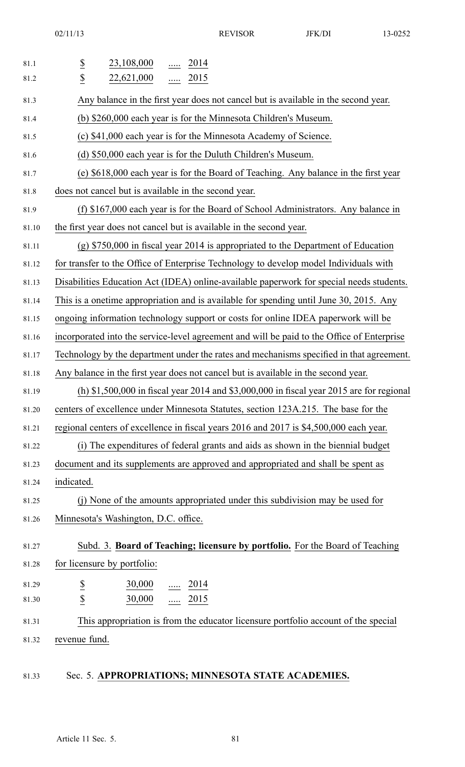$ 23,108,000 ..... 2014
$ 22,621,000 ..... 2015

Any balance in the first year does not cancel but is available in the second year.

(b) $260,000 each year is for the Minnesota Children's Museum.

(c) $41,000 each year is for the Minnesota Academy of Science.

(d) $50,000 each year is for the Duluth Children's Museum.

(e) $618,000 each year is for the Board of Teaching. Any balance in the first year does not cancel but is available in the second year.

(f) $167,000 each year is for the Board of School Administrators. Any balance in the first year does not cancel but is available in the second year.

(g) $750,000 in fiscal year 2014 is appropriated to the Department of Education for transfer to the Office of Enterprise Technology to develop model Individuals with Disabilities Education Act (IDEA) online-available paperwork for special needs students. This is a onetime appropriation and is available for spending until June 30, 2015. Any ongoing information technology support or costs for online IDEA paperwork will be incorporated into the service-level agreement and will be paid to the Office of Enterprise Technology by the department under the rates and mechanisms specified in that agreement. Any balance in the first year does not cancel but is available in the second year.

(h) $1,500,000 in fiscal year 2014 and $3,000,000 in fiscal year 2015 are for regional centers of excellence under Minnesota Statutes, section 123A.215. The base for the regional centers of excellence in fiscal years 2016 and 2017 is $4,500,000 each year.

(i) The expenditures of federal grants and aids as shown in the biennial budget document and its supplements are approved and appropriated and shall be spent as indicated.

(j) None of the amounts appropriated under this subdivision may be used for Minnesota's Washington, D.C. office.

Subd. 3. **Board of Teaching; licensure by portfolio.** For the Board of Teaching for licensure by portfolio:

$ 30,000 ..... 2014
$ 30,000 ..... 2015

This appropriation is from the educator licensure portfolio account of the special revenue fund.

Sec. 5. **APPROPRIATIONS; MINNESOTA STATE ACADEMIES.**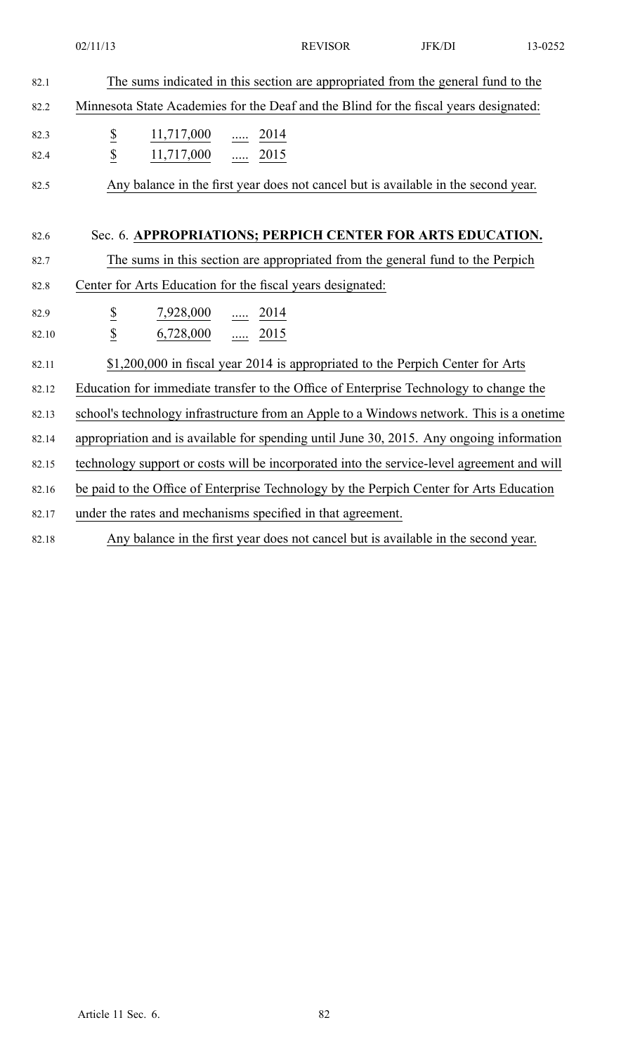The sums indicated in this section are appropriated from the general fund to the Minnesota State Academies for the Deaf and the Blind for the fiscal years designated:

| | | |
|---|---|---|
| $ | 11,717,000 | ..... 2014 |
| $ | 11,717,000 | ..... 2015 |

Any balance in the first year does not cancel but is available in the second year.

Sec. 6. **APPROPRIATIONS; PERPICH CENTER FOR ARTS EDUCATION.**

The sums in this section are appropriated from the general fund to the Perpich Center for Arts Education for the fiscal years designated:

| | | |
|---|---|---|
| $ | 7,928,000 | ..... 2014 |
| $ | 6,728,000 | ..... 2015 |

$1,200,000 in fiscal year 2014 is appropriated to the Perpich Center for Arts Education for immediate transfer to the Office of Enterprise Technology to change the school's technology infrastructure from an Apple to a Windows network. This is a onetime appropriation and is available for spending until June 30, 2015. Any ongoing information technology support or costs will be incorporated into the service-level agreement and will be paid to the Office of Enterprise Technology by the Perpich Center for Arts Education under the rates and mechanisms specified in that agreement.

Any balance in the first year does not cancel but is available in the second year.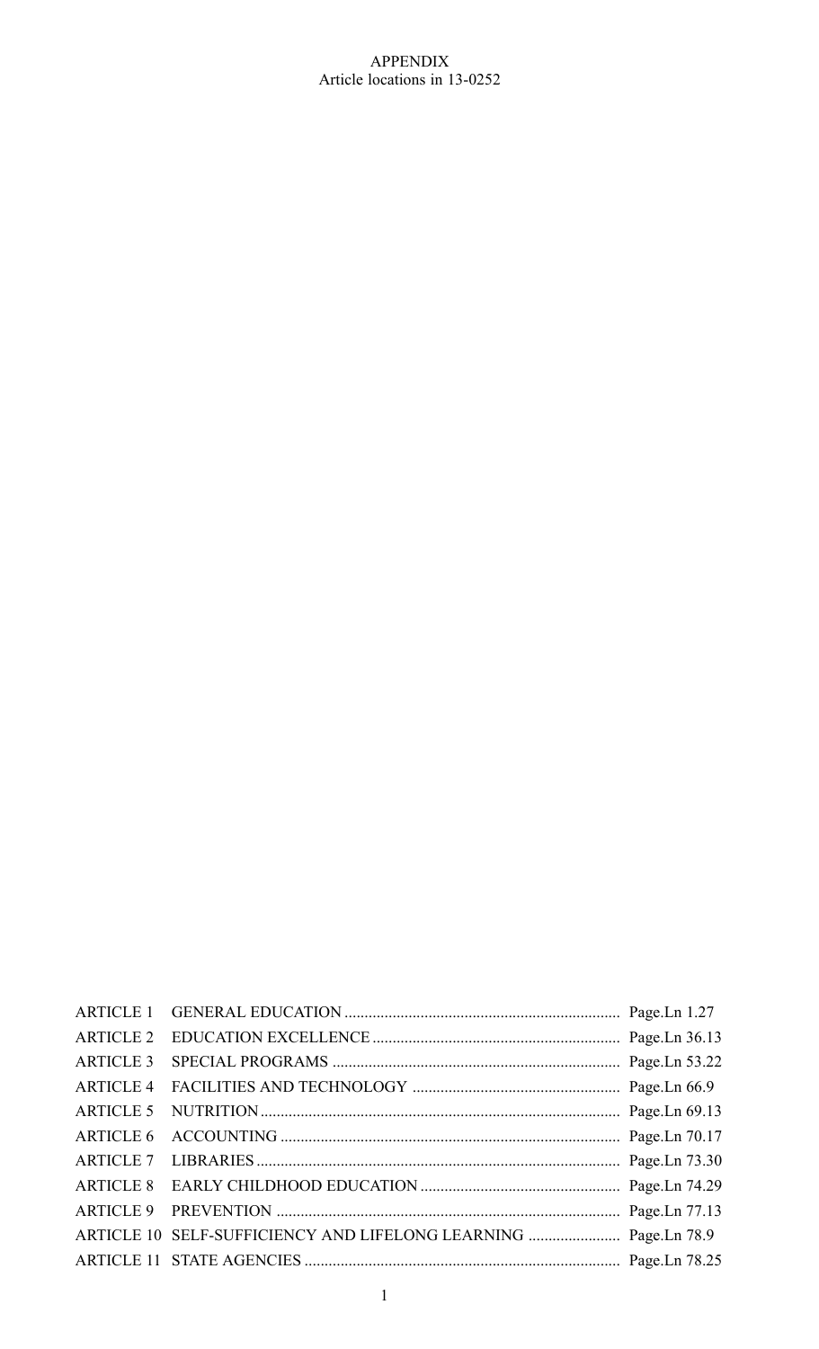# APPENDIX
## Article locations in 13-0252

| | | |
|---|---|---|
| ARTICLE 1 | GENERAL EDUCATION | Page.Ln 1.27 |
| ARTICLE 2 | EDUCATION EXCELLENCE | Page.Ln 36.13 |
| ARTICLE 3 | SPECIAL PROGRAMS | Page.Ln 53.22 |
| ARTICLE 4 | FACILITIES AND TECHNOLOGY | Page.Ln 66.9 |
| ARTICLE 5 | NUTRITION | Page.Ln 69.13 |
| ARTICLE 6 | ACCOUNTING | Page.Ln 70.17 |
| ARTICLE 7 | LIBRARIES | Page.Ln 73.30 |
| ARTICLE 8 | EARLY CHILDHOOD EDUCATION | Page.Ln 74.29 |
| ARTICLE 9 | PREVENTION | Page.Ln 77.13 |
| ARTICLE 10 | SELF-SUFFICIENCY AND LIFELONG LEARNING | Page.Ln 78.9 |
| ARTICLE 11 | STATE AGENCIES | Page.Ln 78.25 |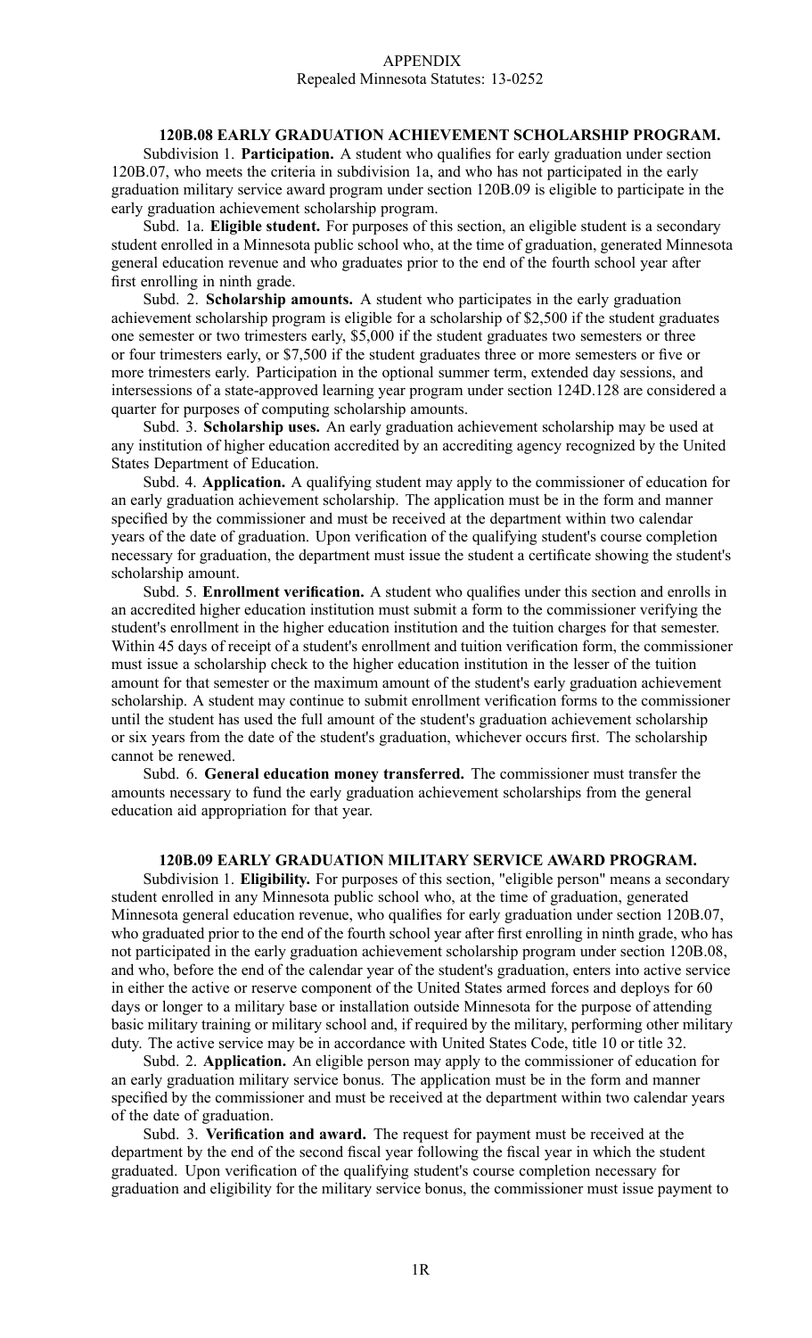APPENDIX
Repealed Minnesota Statutes: 13-0252

**120B.08 EARLY GRADUATION ACHIEVEMENT SCHOLARSHIP PROGRAM.**

Subdivision 1. **Participation.** A student who qualifies for early graduation under section 120B.07, who meets the criteria in subdivision 1a, and who has not participated in the early graduation military service award program under section 120B.09 is eligible to participate in the early graduation achievement scholarship program.

Subd. 1a. **Eligible student.** For purposes of this section, an eligible student is a secondary student enrolled in a Minnesota public school who, at the time of graduation, generated Minnesota general education revenue and who graduates prior to the end of the fourth school year after first enrolling in ninth grade.

Subd. 2. **Scholarship amounts.** A student who participates in the early graduation achievement scholarship program is eligible for a scholarship of $2,500 if the student graduates one semester or two trimesters early, $5,000 if the student graduates two semesters or three or four trimesters early, or $7,500 if the student graduates three or more semesters or five or more trimesters early. Participation in the optional summer term, extended day sessions, and intersessions of a state-approved learning year program under section 124D.128 are considered a quarter for purposes of computing scholarship amounts.

Subd. 3. **Scholarship uses.** An early graduation achievement scholarship may be used at any institution of higher education accredited by an accrediting agency recognized by the United States Department of Education.

Subd. 4. **Application.** A qualifying student may apply to the commissioner of education for an early graduation achievement scholarship. The application must be in the form and manner specified by the commissioner and must be received at the department within two calendar years of the date of graduation. Upon verification of the qualifying student's course completion necessary for graduation, the department must issue the student a certificate showing the student's scholarship amount.

Subd. 5. **Enrollment verification.** A student who qualifies under this section and enrolls in an accredited higher education institution must submit a form to the commissioner verifying the student's enrollment in the higher education institution and the tuition charges for that semester. Within 45 days of receipt of a student's enrollment and tuition verification form, the commissioner must issue a scholarship check to the higher education institution in the lesser of the tuition amount for that semester or the maximum amount of the student's early graduation achievement scholarship. A student may continue to submit enrollment verification forms to the commissioner until the student has used the full amount of the student's graduation achievement scholarship or six years from the date of the student's graduation, whichever occurs first. The scholarship cannot be renewed.

Subd. 6. **General education money transferred.** The commissioner must transfer the amounts necessary to fund the early graduation achievement scholarships from the general education aid appropriation for that year.

**120B.09 EARLY GRADUATION MILITARY SERVICE AWARD PROGRAM.**

Subdivision 1. **Eligibility.** For purposes of this section, "eligible person" means a secondary student enrolled in any Minnesota public school who, at the time of graduation, generated Minnesota general education revenue, who qualifies for early graduation under section 120B.07, who graduated prior to the end of the fourth school year after first enrolling in ninth grade, who has not participated in the early graduation achievement scholarship program under section 120B.08, and who, before the end of the calendar year of the student's graduation, enters into active service in either the active or reserve component of the United States armed forces and deploys for 60 days or longer to a military base or installation outside Minnesota for the purpose of attending basic military training or military school and, if required by the military, performing other military duty. The active service may be in accordance with United States Code, title 10 or title 32.

Subd. 2. **Application.** An eligible person may apply to the commissioner of education for an early graduation military service bonus. The application must be in the form and manner specified by the commissioner and must be received at the department within two calendar years of the date of graduation.

Subd. 3. **Verification and award.** The request for payment must be received at the department by the end of the second fiscal year following the fiscal year in which the student graduated. Upon verification of the qualifying student's course completion necessary for graduation and eligibility for the military service bonus, the commissioner must issue payment to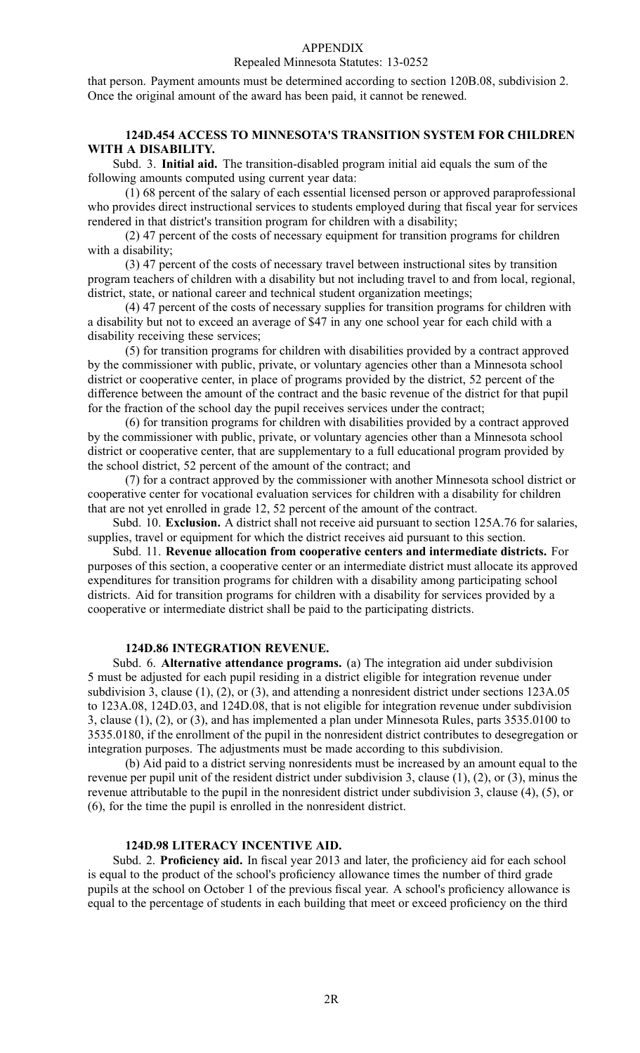that person. Payment amounts must be determined according to section 120B.08, subdivision 2. Once the original amount of the award has been paid, it cannot be renewed.

### 124D.454 ACCESS TO MINNESOTA'S TRANSITION SYSTEM FOR CHILDREN WITH A DISABILITY.

Subd. 3. **Initial aid.** The transition-disabled program initial aid equals the sum of the following amounts computed using current year data:

(1) 68 percent of the salary of each essential licensed person or approved paraprofessional who provides direct instructional services to students employed during that fiscal year for services rendered in that district's transition program for children with a disability;

(2) 47 percent of the costs of necessary equipment for transition programs for children with a disability;

(3) 47 percent of the costs of necessary travel between instructional sites by transition program teachers of children with a disability but not including travel to and from local, regional, district, state, or national career and technical student organization meetings;

(4) 47 percent of the costs of necessary supplies for transition programs for children with a disability but not to exceed an average of $47 in any one school year for each child with a disability receiving these services;

(5) for transition programs for children with disabilities provided by a contract approved by the commissioner with public, private, or voluntary agencies other than a Minnesota school district or cooperative center, in place of programs provided by the district, 52 percent of the difference between the amount of the contract and the basic revenue of the district for that pupil for the fraction of the school day the pupil receives services under the contract;

(6) for transition programs for children with disabilities provided by a contract approved by the commissioner with public, private, or voluntary agencies other than a Minnesota school district or cooperative center, that are supplementary to a full educational program provided by the school district, 52 percent of the amount of the contract; and

(7) for a contract approved by the commissioner with another Minnesota school district or cooperative center for vocational evaluation services for children with a disability for children that are not yet enrolled in grade 12, 52 percent of the amount of the contract.

Subd. 10. **Exclusion.** A district shall not receive aid pursuant to section 125A.76 for salaries, supplies, travel or equipment for which the district receives aid pursuant to this section.

Subd. 11. **Revenue allocation from cooperative centers and intermediate districts.** For purposes of this section, a cooperative center or an intermediate district must allocate its approved expenditures for transition programs for children with a disability among participating school districts. Aid for transition programs for children with a disability for services provided by a cooperative or intermediate district shall be paid to the participating districts.

### 124D.86 INTEGRATION REVENUE.

Subd. 6. **Alternative attendance programs.** (a) The integration aid under subdivision 5 must be adjusted for each pupil residing in a district eligible for integration revenue under subdivision 3, clause (1), (2), or (3), and attending a nonresident district under sections 123A.05 to 123A.08, 124D.03, and 124D.08, that is not eligible for integration revenue under subdivision 3, clause (1), (2), or (3), and has implemented a plan under Minnesota Rules, parts 3535.0100 to 3535.0180, if the enrollment of the pupil in the nonresident district contributes to desegregation or integration purposes. The adjustments must be made according to this subdivision.

(b) Aid paid to a district serving nonresidents must be increased by an amount equal to the revenue per pupil unit of the resident district under subdivision 3, clause (1), (2), or (3), minus the revenue attributable to the pupil in the nonresident district under subdivision 3, clause (4), (5), or (6), for the time the pupil is enrolled in the nonresident district.

### 124D.98 LITERACY INCENTIVE AID.

Subd. 2. **Proficiency aid.** In fiscal year 2013 and later, the proficiency aid for each school is equal to the product of the school's proficiency allowance times the number of third grade pupils at the school on October 1 of the previous fiscal year. A school's proficiency allowance is equal to the percentage of students in each building that meet or exceed proficiency on the third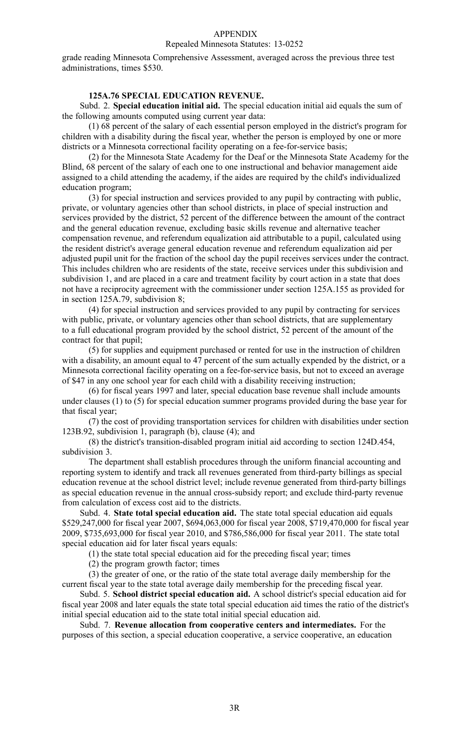grade reading Minnesota Comprehensive Assessment, averaged across the previous three test administrations, times $530.

**125A.76 SPECIAL EDUCATION REVENUE.**

Subd. 2. **Special education initial aid.** The special education initial aid equals the sum of the following amounts computed using current year data:

(1) 68 percent of the salary of each essential person employed in the district's program for children with a disability during the fiscal year, whether the person is employed by one or more districts or a Minnesota correctional facility operating on a fee-for-service basis;

(2) for the Minnesota State Academy for the Deaf or the Minnesota State Academy for the Blind, 68 percent of the salary of each one to one instructional and behavior management aide assigned to a child attending the academy, if the aides are required by the child's individualized education program;

(3) for special instruction and services provided to any pupil by contracting with public, private, or voluntary agencies other than school districts, in place of special instruction and services provided by the district, 52 percent of the difference between the amount of the contract and the general education revenue, excluding basic skills revenue and alternative teacher compensation revenue, and referendum equalization aid attributable to a pupil, calculated using the resident district's average general education revenue and referendum equalization aid per adjusted pupil unit for the fraction of the school day the pupil receives services under the contract. This includes children who are residents of the state, receive services under this subdivision and subdivision 1, and are placed in a care and treatment facility by court action in a state that does not have a reciprocity agreement with the commissioner under section 125A.155 as provided for in section 125A.79, subdivision 8;

(4) for special instruction and services provided to any pupil by contracting for services with public, private, or voluntary agencies other than school districts, that are supplementary to a full educational program provided by the school district, 52 percent of the amount of the contract for that pupil;

(5) for supplies and equipment purchased or rented for use in the instruction of children with a disability, an amount equal to 47 percent of the sum actually expended by the district, or a Minnesota correctional facility operating on a fee-for-service basis, but not to exceed an average of $47 in any one school year for each child with a disability receiving instruction;

(6) for fiscal years 1997 and later, special education base revenue shall include amounts under clauses (1) to (5) for special education summer programs provided during the base year for that fiscal year;

(7) the cost of providing transportation services for children with disabilities under section 123B.92, subdivision 1, paragraph (b), clause (4); and

(8) the district's transition-disabled program initial aid according to section 124D.454, subdivision 3.

The department shall establish procedures through the uniform financial accounting and reporting system to identify and track all revenues generated from third-party billings as special education revenue at the school district level; include revenue generated from third-party billings as special education revenue in the annual cross-subsidy report; and exclude third-party revenue from calculation of excess cost aid to the districts.

Subd. 4. **State total special education aid.** The state total special education aid equals $529,247,000 for fiscal year 2007, $694,063,000 for fiscal year 2008, $719,470,000 for fiscal year 2009, $735,693,000 for fiscal year 2010, and $786,586,000 for fiscal year 2011. The state total special education aid for later fiscal years equals:

(1) the state total special education aid for the preceding fiscal year; times

(2) the program growth factor; times

(3) the greater of one, or the ratio of the state total average daily membership for the current fiscal year to the state total average daily membership for the preceding fiscal year.

Subd. 5. **School district special education aid.** A school district's special education aid for fiscal year 2008 and later equals the state total special education aid times the ratio of the district's initial special education aid to the state total initial special education aid.

Subd. 7. **Revenue allocation from cooperative centers and intermediates.** For the purposes of this section, a special education cooperative, a service cooperative, an education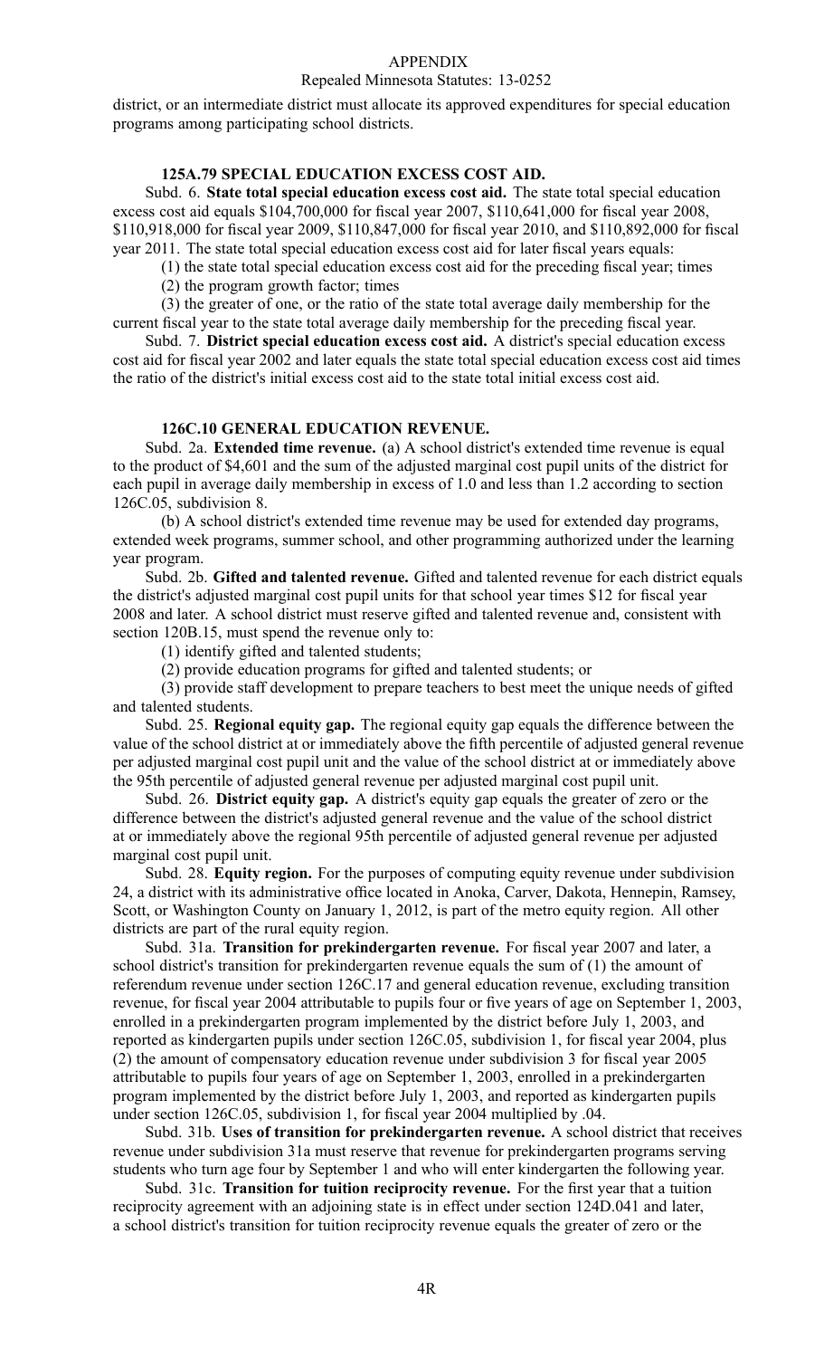district, or an intermediate district must allocate its approved expenditures for special education programs among participating school districts.

### 125A.79 SPECIAL EDUCATION EXCESS COST AID.

Subd. 6. **State total special education excess cost aid.** The state total special education excess cost aid equals $104,700,000 for fiscal year 2007, $110,641,000 for fiscal year 2008, $110,918,000 for fiscal year 2009, $110,847,000 for fiscal year 2010, and $110,892,000 for fiscal year 2011. The state total special education excess cost aid for later fiscal years equals:

(1) the state total special education excess cost aid for the preceding fiscal year; times

(2) the program growth factor; times

(3) the greater of one, or the ratio of the state total average daily membership for the current fiscal year to the state total average daily membership for the preceding fiscal year.

Subd. 7. **District special education excess cost aid.** A district's special education excess cost aid for fiscal year 2002 and later equals the state total special education excess cost aid times the ratio of the district's initial excess cost aid to the state total initial excess cost aid.

### 126C.10 GENERAL EDUCATION REVENUE.

Subd. 2a. **Extended time revenue.** (a) A school district's extended time revenue is equal to the product of $4,601 and the sum of the adjusted marginal cost pupil units of the district for each pupil in average daily membership in excess of 1.0 and less than 1.2 according to section 126C.05, subdivision 8.

(b) A school district's extended time revenue may be used for extended day programs, extended week programs, summer school, and other programming authorized under the learning year program.

Subd. 2b. **Gifted and talented revenue.** Gifted and talented revenue for each district equals the district's adjusted marginal cost pupil units for that school year times $12 for fiscal year 2008 and later. A school district must reserve gifted and talented revenue and, consistent with section 120B.15, must spend the revenue only to:

(1) identify gifted and talented students;

(2) provide education programs for gifted and talented students; or

(3) provide staff development to prepare teachers to best meet the unique needs of gifted and talented students.

Subd. 25. **Regional equity gap.** The regional equity gap equals the difference between the value of the school district at or immediately above the fifth percentile of adjusted general revenue per adjusted marginal cost pupil unit and the value of the school district at or immediately above the 95th percentile of adjusted general revenue per adjusted marginal cost pupil unit.

Subd. 26. **District equity gap.** A district's equity gap equals the greater of zero or the difference between the district's adjusted general revenue and the value of the school district at or immediately above the regional 95th percentile of adjusted general revenue per adjusted marginal cost pupil unit.

Subd. 28. **Equity region.** For the purposes of computing equity revenue under subdivision 24, a district with its administrative office located in Anoka, Carver, Dakota, Hennepin, Ramsey, Scott, or Washington County on January 1, 2012, is part of the metro equity region. All other districts are part of the rural equity region.

Subd. 31a. **Transition for prekindergarten revenue.** For fiscal year 2007 and later, a school district's transition for prekindergarten revenue equals the sum of (1) the amount of referendum revenue under section 126C.17 and general education revenue, excluding transition revenue, for fiscal year 2004 attributable to pupils four or five years of age on September 1, 2003, enrolled in a prekindergarten program implemented by the district before July 1, 2003, and reported as kindergarten pupils under section 126C.05, subdivision 1, for fiscal year 2004, plus (2) the amount of compensatory education revenue under subdivision 3 for fiscal year 2005 attributable to pupils four years of age on September 1, 2003, enrolled in a prekindergarten program implemented by the district before July 1, 2003, and reported as kindergarten pupils under section 126C.05, subdivision 1, for fiscal year 2004 multiplied by .04.

Subd. 31b. **Uses of transition for prekindergarten revenue.** A school district that receives revenue under subdivision 31a must reserve that revenue for prekindergarten programs serving students who turn age four by September 1 and who will enter kindergarten the following year.

Subd. 31c. **Transition for tuition reciprocity revenue.** For the first year that a tuition reciprocity agreement with an adjoining state is in effect under section 124D.041 and later, a school district's transition for tuition reciprocity revenue equals the greater of zero or the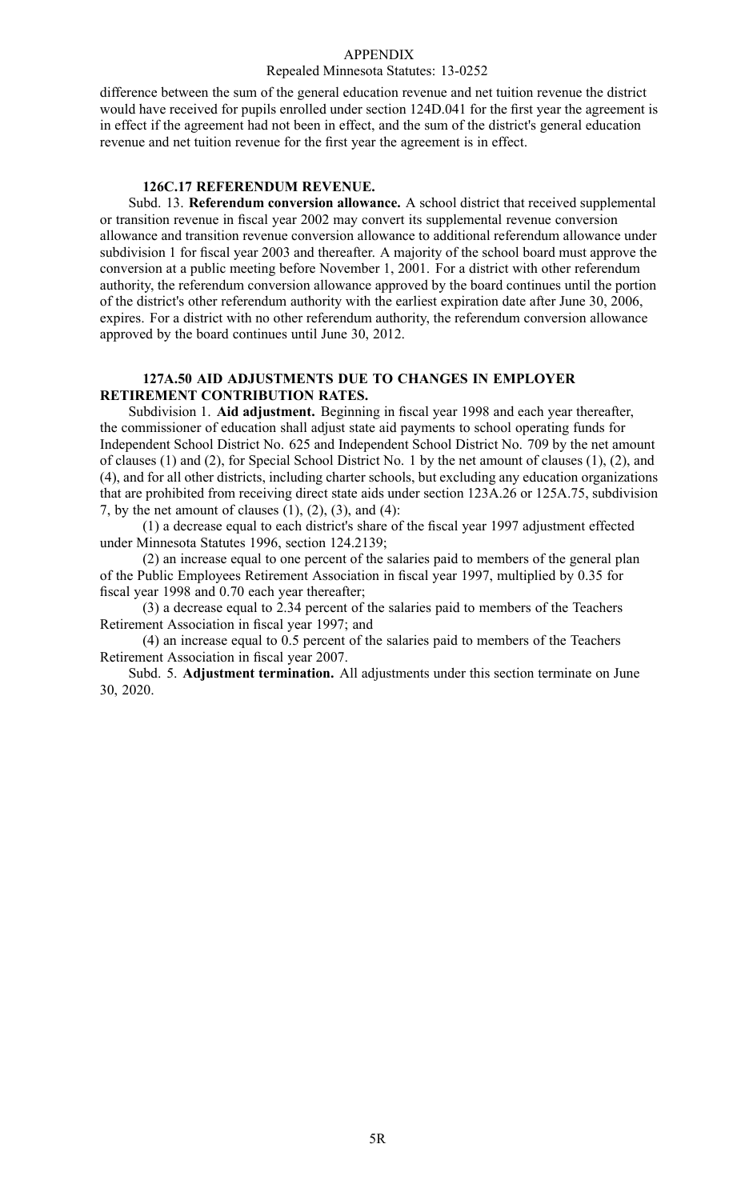difference between the sum of the general education revenue and net tuition revenue the district would have received for pupils enrolled under section 124D.041 for the first year the agreement is in effect if the agreement had not been in effect, and the sum of the district's general education revenue and net tuition revenue for the first year the agreement is in effect.

### 126C.17 REFERENDUM REVENUE.

Subd. 13. **Referendum conversion allowance.** A school district that received supplemental or transition revenue in fiscal year 2002 may convert its supplemental revenue conversion allowance and transition revenue conversion allowance to additional referendum allowance under subdivision 1 for fiscal year 2003 and thereafter. A majority of the school board must approve the conversion at a public meeting before November 1, 2001. For a district with other referendum authority, the referendum conversion allowance approved by the board continues until the portion of the district's other referendum authority with the earliest expiration date after June 30, 2006, expires. For a district with no other referendum authority, the referendum conversion allowance approved by the board continues until June 30, 2012.

### 127A.50 AID ADJUSTMENTS DUE TO CHANGES IN EMPLOYER RETIREMENT CONTRIBUTION RATES.

Subdivision 1. **Aid adjustment.** Beginning in fiscal year 1998 and each year thereafter, the commissioner of education shall adjust state aid payments to school operating funds for Independent School District No. 625 and Independent School District No. 709 by the net amount of clauses (1) and (2), for Special School District No. 1 by the net amount of clauses (1), (2), and (4), and for all other districts, including charter schools, but excluding any education organizations that are prohibited from receiving direct state aids under section 123A.26 or 125A.75, subdivision 7, by the net amount of clauses (1), (2), (3), and (4):

(1) a decrease equal to each district's share of the fiscal year 1997 adjustment effected under Minnesota Statutes 1996, section 124.2139;

(2) an increase equal to one percent of the salaries paid to members of the general plan of the Public Employees Retirement Association in fiscal year 1997, multiplied by 0.35 for fiscal year 1998 and 0.70 each year thereafter;

(3) a decrease equal to 2.34 percent of the salaries paid to members of the Teachers Retirement Association in fiscal year 1997; and

(4) an increase equal to 0.5 percent of the salaries paid to members of the Teachers Retirement Association in fiscal year 2007.

Subd. 5. **Adjustment termination.** All adjustments under this section terminate on June 30, 2020.